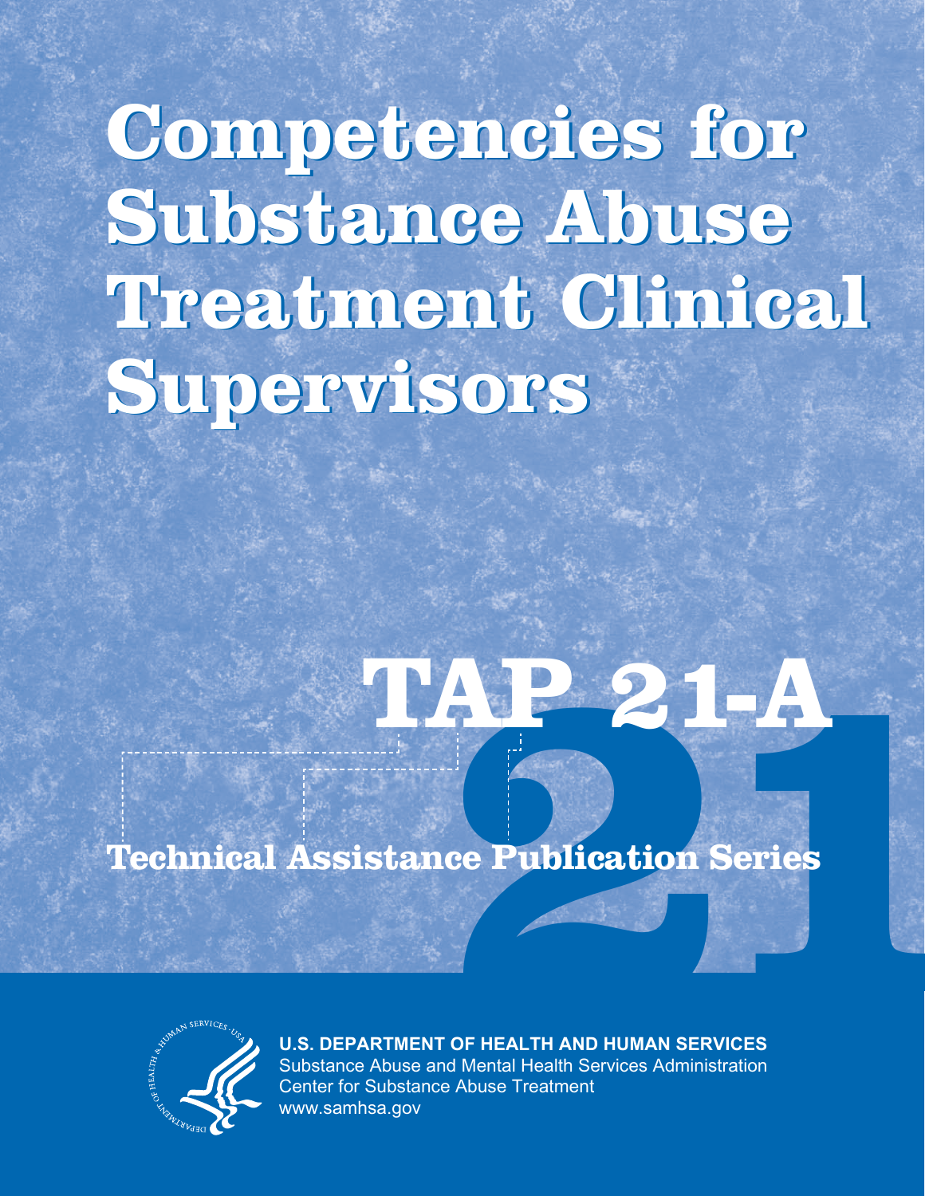# Competencies for Substance Abuse Treatment Clinical Supervisors

## TAP 21-A

**Technical Assistance Publication Series**

**U.S. DEPARTMENT OF HEALTH AND HUMAN SERVICES**
Substance Abuse and Mental Health Services Administration
Center for Substance Abuse Treatment
www.samhsa.gov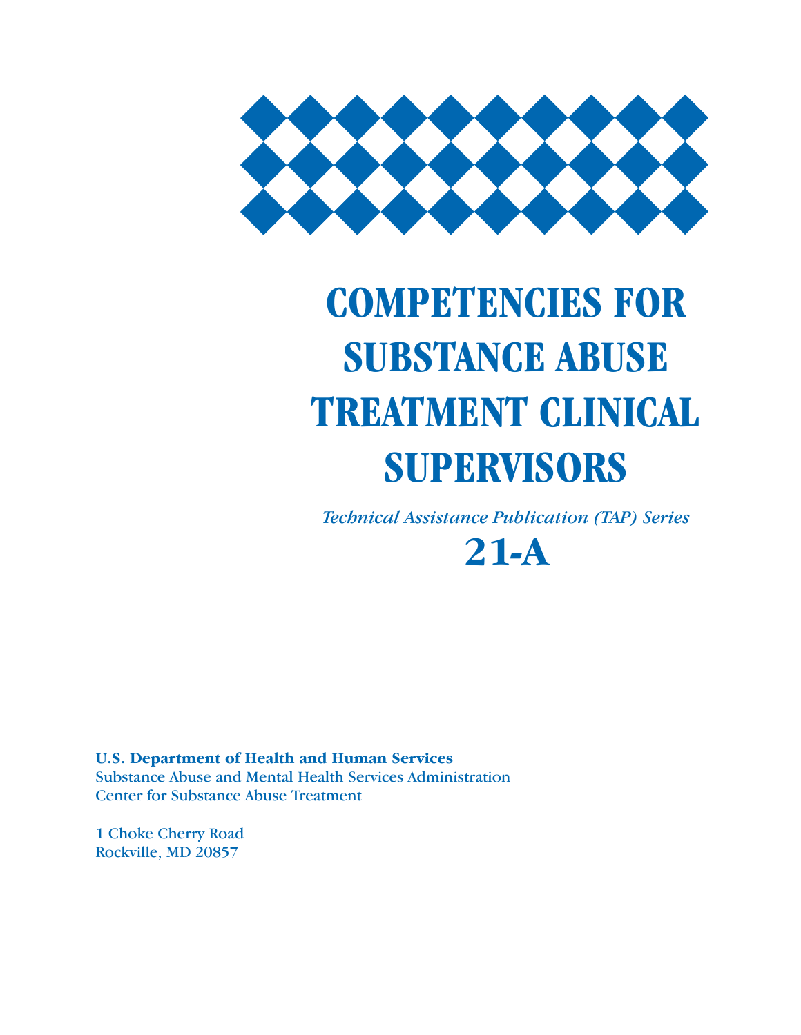# COMPETENCIES FOR SUBSTANCE ABUSE TREATMENT CLINICAL SUPERVISORS

*Technical Assistance Publication (TAP) Series*

**21-A**

**U.S. Department of Health and Human Services**
Substance Abuse and Mental Health Services Administration
Center for Substance Abuse Treatment

1 Choke Cherry Road
Rockville, MD 20857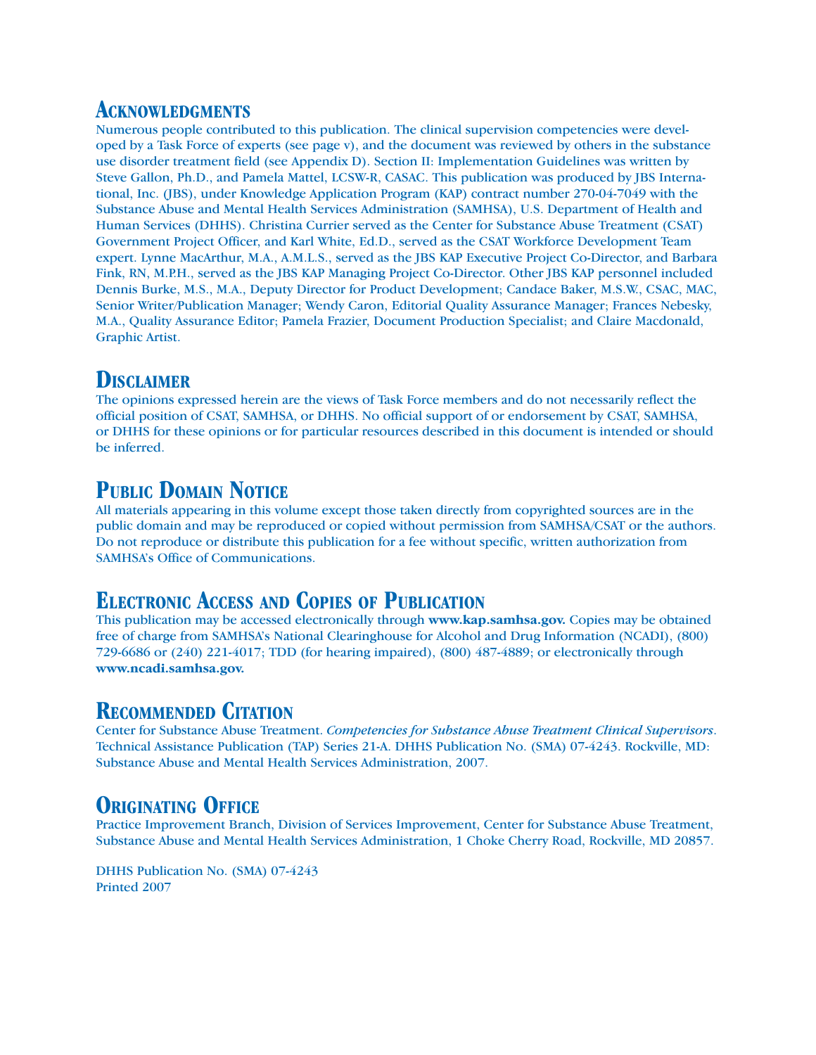## Acknowledgments

Numerous people contributed to this publication. The clinical supervision competencies were developed by a Task Force of experts (see page v), and the document was reviewed by others in the substance use disorder treatment field (see Appendix D). Section II: Implementation Guidelines was written by Steve Gallon, Ph.D., and Pamela Mattel, LCSW-R, CASAC. This publication was produced by JBS International, Inc. (JBS), under Knowledge Application Program (KAP) contract number 270-04-7049 with the Substance Abuse and Mental Health Services Administration (SAMHSA), U.S. Department of Health and Human Services (DHHS). Christina Currier served as the Center for Substance Abuse Treatment (CSAT) Government Project Officer, and Karl White, Ed.D., served as the CSAT Workforce Development Team expert. Lynne MacArthur, M.A., A.M.L.S., served as the JBS KAP Executive Project Co-Director, and Barbara Fink, RN, M.P.H., served as the JBS KAP Managing Project Co-Director. Other JBS KAP personnel included Dennis Burke, M.S., M.A., Deputy Director for Product Development; Candace Baker, M.S.W., CSAC, MAC, Senior Writer/Publication Manager; Wendy Caron, Editorial Quality Assurance Manager; Frances Nebesky, M.A., Quality Assurance Editor; Pamela Frazier, Document Production Specialist; and Claire Macdonald, Graphic Artist.

## Disclaimer

The opinions expressed herein are the views of Task Force members and do not necessarily reflect the official position of CSAT, SAMHSA, or DHHS. No official support of or endorsement by CSAT, SAMHSA, or DHHS for these opinions or for particular resources described in this document is intended or should be inferred.

## Public Domain Notice

All materials appearing in this volume except those taken directly from copyrighted sources are in the public domain and may be reproduced or copied without permission from SAMHSA/CSAT or the authors. Do not reproduce or distribute this publication for a fee without specific, written authorization from SAMHSA's Office of Communications.

## Electronic Access and Copies of Publication

This publication may be accessed electronically through **www.kap.samhsa.gov.** Copies may be obtained free of charge from SAMHSA's National Clearinghouse for Alcohol and Drug Information (NCADI), (800) 729-6686 or (240) 221-4017; TDD (for hearing impaired), (800) 487-4889; or electronically through **www.ncadi.samhsa.gov.**

## Recommended Citation

Center for Substance Abuse Treatment. *Competencies for Substance Abuse Treatment Clinical Supervisors*. Technical Assistance Publication (TAP) Series 21-A. DHHS Publication No. (SMA) 07-4243. Rockville, MD: Substance Abuse and Mental Health Services Administration, 2007.

## Originating Office

Practice Improvement Branch, Division of Services Improvement, Center for Substance Abuse Treatment, Substance Abuse and Mental Health Services Administration, 1 Choke Cherry Road, Rockville, MD 20857.

DHHS Publication No. (SMA) 07-4243
Printed 2007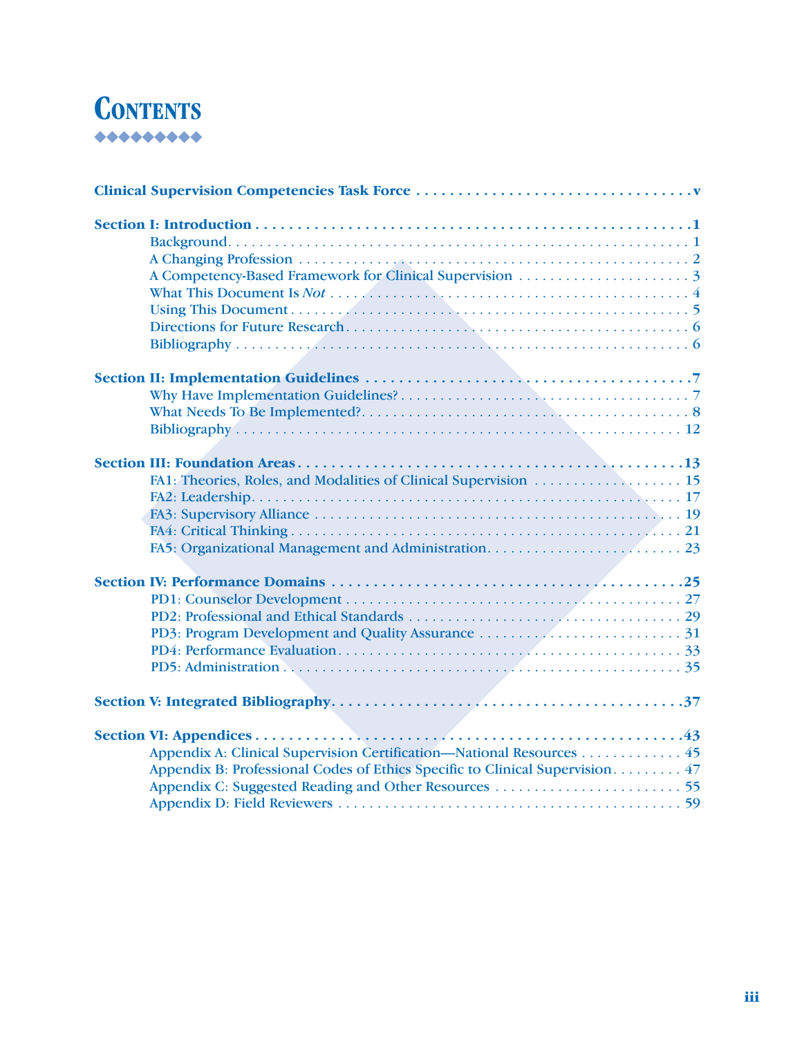# Contents

**Clinical Supervision Competencies Task Force** . . . . . v

**Section I: Introduction** . . . . . 1
- Background . . . . . 1
- A Changing Profession . . . . . 2
- A Competency-Based Framework for Clinical Supervision . . . . . 3
- What This Document Is *Not* . . . . . 4
- Using This Document . . . . . 5
- Directions for Future Research . . . . . 6
- Bibliography . . . . . 6

**Section II: Implementation Guidelines** . . . . . 7
- Why Have Implementation Guidelines? . . . . . 7
- What Needs To Be Implemented? . . . . . 8
- Bibliography . . . . . 12

**Section III: Foundation Areas** . . . . . 13
- FA1: Theories, Roles, and Modalities of Clinical Supervision . . . . . 15
- FA2: Leadership . . . . . 17
- FA3: Supervisory Alliance . . . . . 19
- FA4: Critical Thinking . . . . . 21
- FA5: Organizational Management and Administration . . . . . 23

**Section IV: Performance Domains** . . . . . 25
- PD1: Counselor Development . . . . . 27
- PD2: Professional and Ethical Standards . . . . . 29
- PD3: Program Development and Quality Assurance . . . . . 31
- PD4: Performance Evaluation . . . . . 33
- PD5: Administration . . . . . 35

**Section V: Integrated Bibliography** . . . . . 37

**Section VI: Appendices** . . . . . 43
- Appendix A: Clinical Supervision Certification—National Resources . . . . . 45
- Appendix B: Professional Codes of Ethics Specific to Clinical Supervision . . . . . 47
- Appendix C: Suggested Reading and Other Resources . . . . . 55
- Appendix D: Field Reviewers . . . . . 59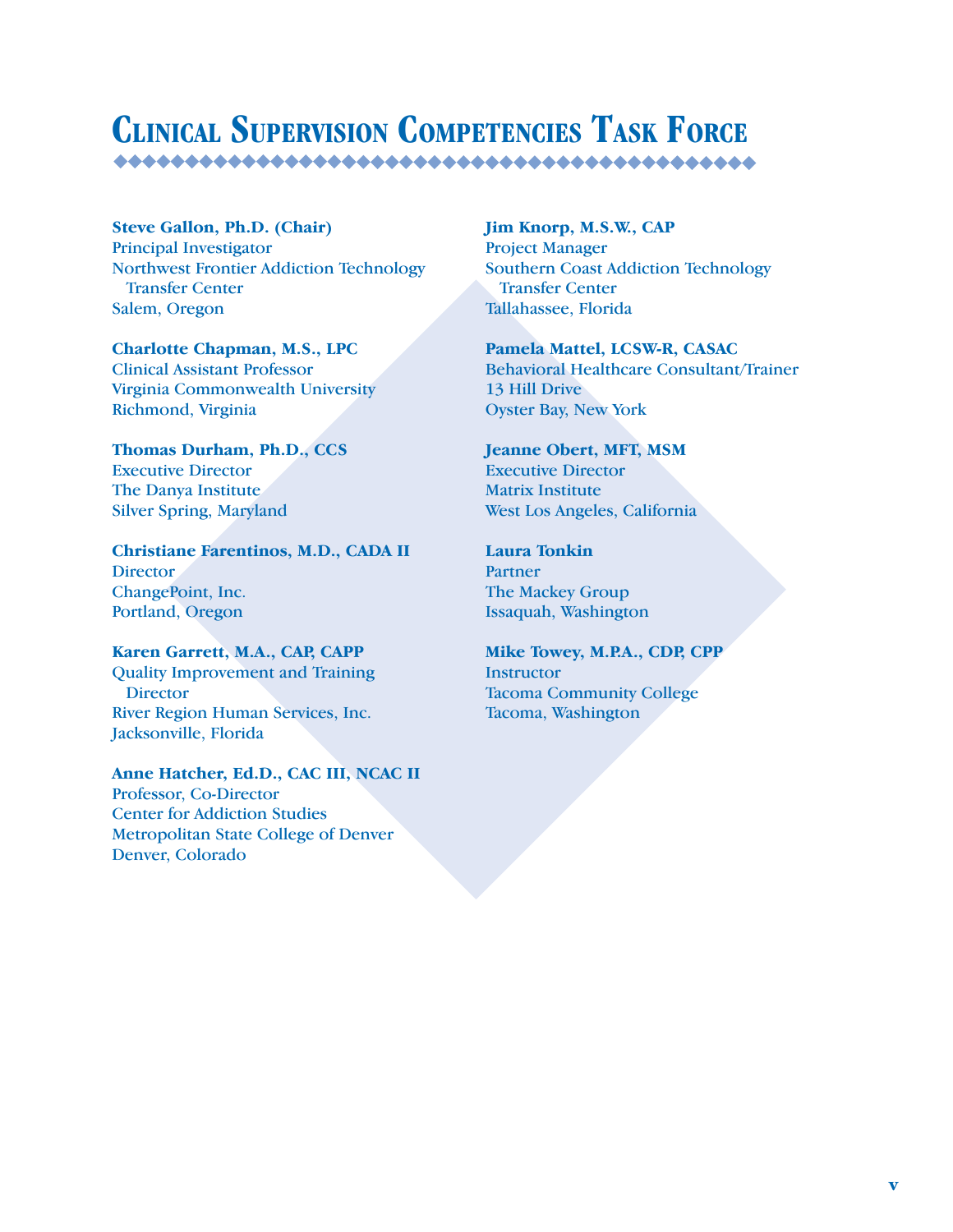# Clinical Supervision Competencies Task Force

**Steve Gallon, Ph.D. (Chair)**
Principal Investigator
Northwest Frontier Addiction Technology Transfer Center
Salem, Oregon

**Charlotte Chapman, M.S., LPC**
Clinical Assistant Professor
Virginia Commonwealth University
Richmond, Virginia

**Thomas Durham, Ph.D., CCS**
Executive Director
The Danya Institute
Silver Spring, Maryland

**Christiane Farentinos, M.D., CADA II**
Director
ChangePoint, Inc.
Portland, Oregon

**Karen Garrett, M.A., CAP, CAPP**
Quality Improvement and Training Director
River Region Human Services, Inc.
Jacksonville, Florida

**Anne Hatcher, Ed.D., CAC III, NCAC II**
Professor, Co-Director
Center for Addiction Studies
Metropolitan State College of Denver
Denver, Colorado

**Jim Knorp, M.S.W., CAP**
Project Manager
Southern Coast Addiction Technology Transfer Center
Tallahassee, Florida

**Pamela Mattel, LCSW-R, CASAC**
Behavioral Healthcare Consultant/Trainer
13 Hill Drive
Oyster Bay, New York

**Jeanne Obert, MFT, MSM**
Executive Director
Matrix Institute
West Los Angeles, California

**Laura Tonkin**
Partner
The Mackey Group
Issaquah, Washington

**Mike Towey, M.P.A., CDP, CPP**
Instructor
Tacoma Community College
Tacoma, Washington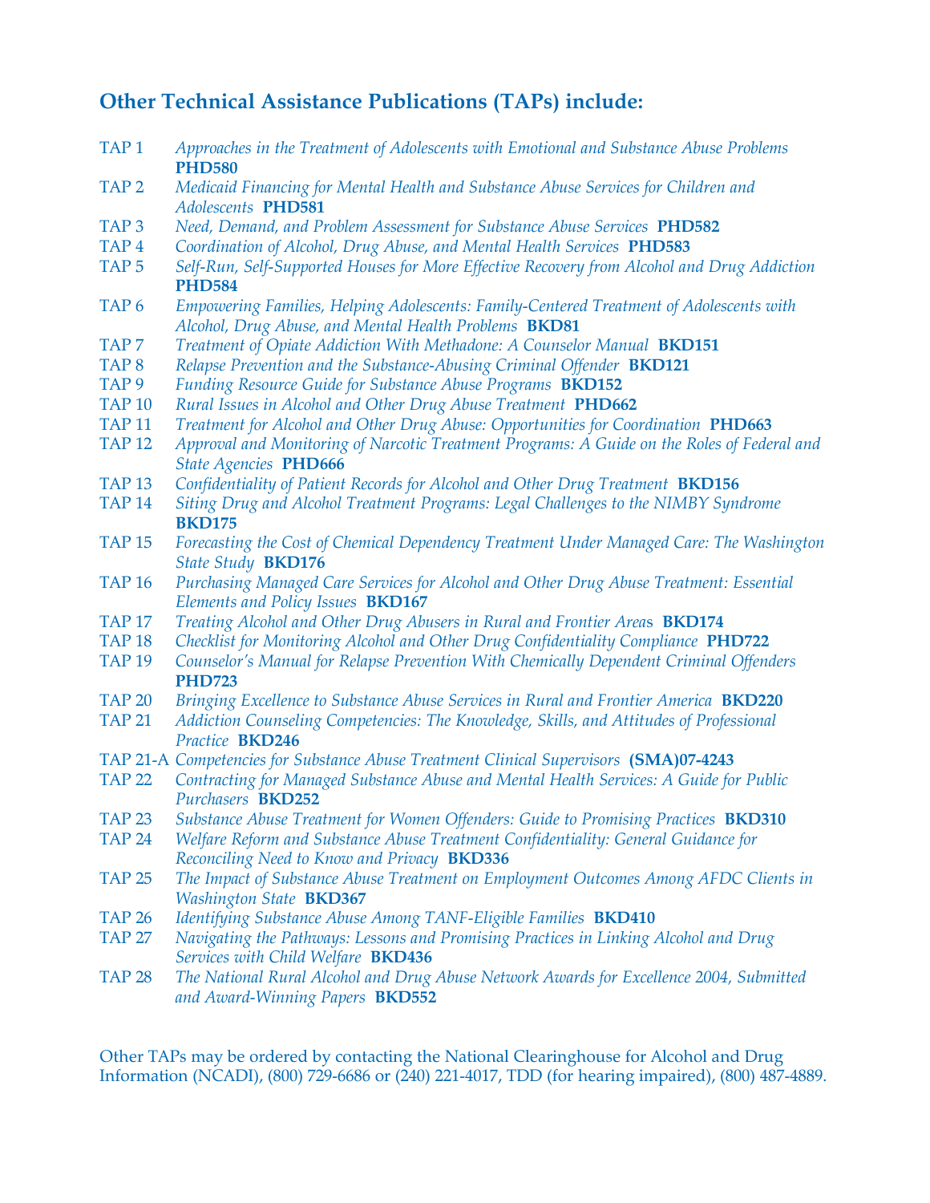## Other Technical Assistance Publications (TAPs) include:

TAP 1 *Approaches in the Treatment of Adolescents with Emotional and Substance Abuse Problems* **PHD580**

TAP 2 *Medicaid Financing for Mental Health and Substance Abuse Services for Children and Adolescents* **PHD581**

TAP 3 *Need, Demand, and Problem Assessment for Substance Abuse Services* **PHD582**

TAP 4 *Coordination of Alcohol, Drug Abuse, and Mental Health Services* **PHD583**

TAP 5 *Self-Run, Self-Supported Houses for More Effective Recovery from Alcohol and Drug Addiction* **PHD584**

TAP 6 *Empowering Families, Helping Adolescents: Family-Centered Treatment of Adolescents with Alcohol, Drug Abuse, and Mental Health Problems* **BKD81**

TAP 7 *Treatment of Opiate Addiction With Methadone: A Counselor Manual* **BKD151**

TAP 8 *Relapse Prevention and the Substance-Abusing Criminal Offender* **BKD121**

TAP 9 *Funding Resource Guide for Substance Abuse Programs* **BKD152**

TAP 10 *Rural Issues in Alcohol and Other Drug Abuse Treatment* **PHD662**

TAP 11 *Treatment for Alcohol and Other Drug Abuse: Opportunities for Coordination* **PHD663**

TAP 12 *Approval and Monitoring of Narcotic Treatment Programs: A Guide on the Roles of Federal and State Agencies* **PHD666**

TAP 13 *Confidentiality of Patient Records for Alcohol and Other Drug Treatment* **BKD156**

TAP 14 *Siting Drug and Alcohol Treatment Programs: Legal Challenges to the NIMBY Syndrome* **BKD175**

TAP 15 *Forecasting the Cost of Chemical Dependency Treatment Under Managed Care: The Washington State Study* **BKD176**

TAP 16 *Purchasing Managed Care Services for Alcohol and Other Drug Abuse Treatment: Essential Elements and Policy Issues* **BKD167**

TAP 17 *Treating Alcohol and Other Drug Abusers in Rural and Frontier Areas* **BKD174**

TAP 18 *Checklist for Monitoring Alcohol and Other Drug Confidentiality Compliance* **PHD722**

TAP 19 *Counselor's Manual for Relapse Prevention With Chemically Dependent Criminal Offenders* **PHD723**

TAP 20 *Bringing Excellence to Substance Abuse Services in Rural and Frontier America* **BKD220**

TAP 21 *Addiction Counseling Competencies: The Knowledge, Skills, and Attitudes of Professional Practice* **BKD246**

TAP 21-A *Competencies for Substance Abuse Treatment Clinical Supervisors* **(SMA)07-4243**

TAP 22 *Contracting for Managed Substance Abuse and Mental Health Services: A Guide for Public Purchasers* **BKD252**

TAP 23 *Substance Abuse Treatment for Women Offenders: Guide to Promising Practices* **BKD310**

TAP 24 *Welfare Reform and Substance Abuse Treatment Confidentiality: General Guidance for Reconciling Need to Know and Privacy* **BKD336**

TAP 25 *The Impact of Substance Abuse Treatment on Employment Outcomes Among AFDC Clients in Washington State* **BKD367**

TAP 26 *Identifying Substance Abuse Among TANF-Eligible Families* **BKD410**

TAP 27 *Navigating the Pathways: Lessons and Promising Practices in Linking Alcohol and Drug Services with Child Welfare* **BKD436**

TAP 28 *The National Rural Alcohol and Drug Abuse Network Awards for Excellence 2004, Submitted and Award-Winning Papers* **BKD552**

Other TAPs may be ordered by contacting the National Clearinghouse for Alcohol and Drug Information (NCADI), (800) 729-6686 or (240) 221-4017, TDD (for hearing impaired), (800) 487-4889.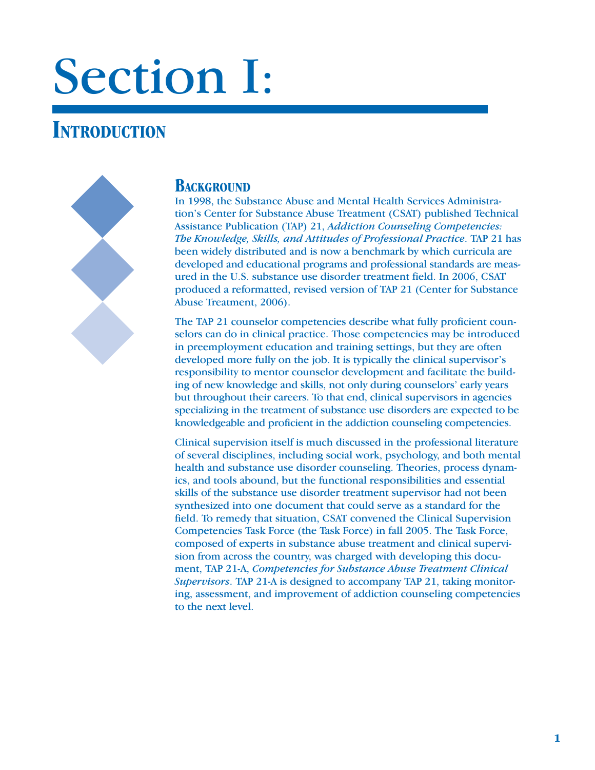# Section I:

## Introduction

### Background

In 1998, the Substance Abuse and Mental Health Services Administration's Center for Substance Abuse Treatment (CSAT) published Technical Assistance Publication (TAP) 21, *Addiction Counseling Competencies: The Knowledge, Skills, and Attitudes of Professional Practice*. TAP 21 has been widely distributed and is now a benchmark by which curricula are developed and educational programs and professional standards are measured in the U.S. substance use disorder treatment field. In 2006, CSAT produced a reformatted, revised version of TAP 21 (Center for Substance Abuse Treatment, 2006).

The TAP 21 counselor competencies describe what fully proficient counselors can do in clinical practice. Those competencies may be introduced in preemployment education and training settings, but they are often developed more fully on the job. It is typically the clinical supervisor's responsibility to mentor counselor development and facilitate the building of new knowledge and skills, not only during counselors' early years but throughout their careers. To that end, clinical supervisors in agencies specializing in the treatment of substance use disorders are expected to be knowledgeable and proficient in the addiction counseling competencies.

Clinical supervision itself is much discussed in the professional literature of several disciplines, including social work, psychology, and both mental health and substance use disorder counseling. Theories, process dynamics, and tools abound, but the functional responsibilities and essential skills of the substance use disorder treatment supervisor had not been synthesized into one document that could serve as a standard for the field. To remedy that situation, CSAT convened the Clinical Supervision Competencies Task Force (the Task Force) in fall 2005. The Task Force, composed of experts in substance abuse treatment and clinical supervision from across the country, was charged with developing this document, TAP 21-A, *Competencies for Substance Abuse Treatment Clinical Supervisors*. TAP 21-A is designed to accompany TAP 21, taking monitoring, assessment, and improvement of addiction counseling competencies to the next level.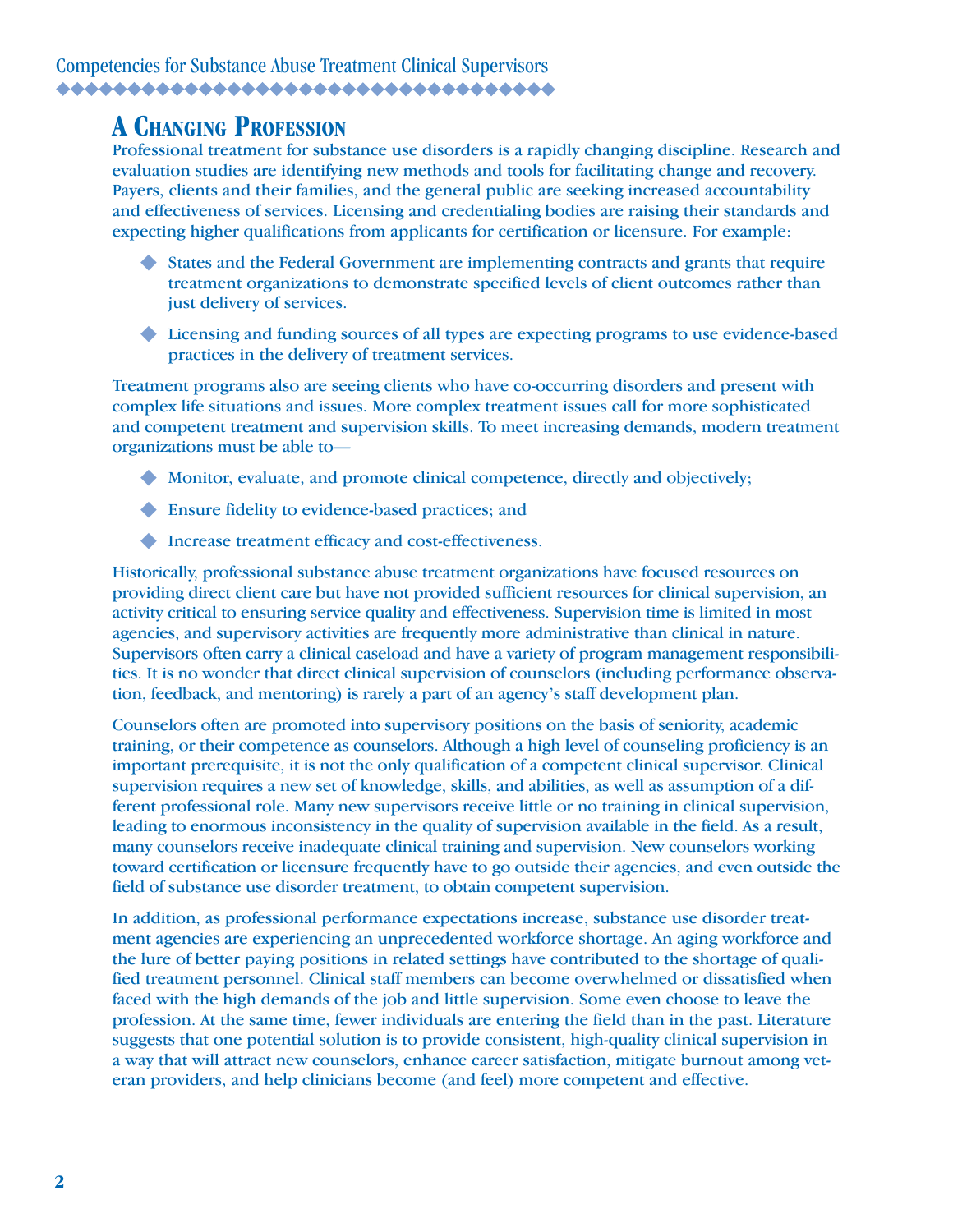## A Changing Profession

Professional treatment for substance use disorders is a rapidly changing discipline. Research and evaluation studies are identifying new methods and tools for facilitating change and recovery. Payers, clients and their families, and the general public are seeking increased accountability and effectiveness of services. Licensing and credentialing bodies are raising their standards and expecting higher qualifications from applicants for certification or licensure. For example:

- States and the Federal Government are implementing contracts and grants that require treatment organizations to demonstrate specified levels of client outcomes rather than just delivery of services.
- Licensing and funding sources of all types are expecting programs to use evidence-based practices in the delivery of treatment services.

Treatment programs also are seeing clients who have co-occurring disorders and present with complex life situations and issues. More complex treatment issues call for more sophisticated and competent treatment and supervision skills. To meet increasing demands, modern treatment organizations must be able to—

- Monitor, evaluate, and promote clinical competence, directly and objectively;
- Ensure fidelity to evidence-based practices; and
- Increase treatment efficacy and cost-effectiveness.

Historically, professional substance abuse treatment organizations have focused resources on providing direct client care but have not provided sufficient resources for clinical supervision, an activity critical to ensuring service quality and effectiveness. Supervision time is limited in most agencies, and supervisory activities are frequently more administrative than clinical in nature. Supervisors often carry a clinical caseload and have a variety of program management responsibilities. It is no wonder that direct clinical supervision of counselors (including performance observation, feedback, and mentoring) is rarely a part of an agency's staff development plan.

Counselors often are promoted into supervisory positions on the basis of seniority, academic training, or their competence as counselors. Although a high level of counseling proficiency is an important prerequisite, it is not the only qualification of a competent clinical supervisor. Clinical supervision requires a new set of knowledge, skills, and abilities, as well as assumption of a different professional role. Many new supervisors receive little or no training in clinical supervision, leading to enormous inconsistency in the quality of supervision available in the field. As a result, many counselors receive inadequate clinical training and supervision. New counselors working toward certification or licensure frequently have to go outside their agencies, and even outside the field of substance use disorder treatment, to obtain competent supervision.

In addition, as professional performance expectations increase, substance use disorder treatment agencies are experiencing an unprecedented workforce shortage. An aging workforce and the lure of better paying positions in related settings have contributed to the shortage of qualified treatment personnel. Clinical staff members can become overwhelmed or dissatisfied when faced with the high demands of the job and little supervision. Some even choose to leave the profession. At the same time, fewer individuals are entering the field than in the past. Literature suggests that one potential solution is to provide consistent, high-quality clinical supervision in a way that will attract new counselors, enhance career satisfaction, mitigate burnout among veteran providers, and help clinicians become (and feel) more competent and effective.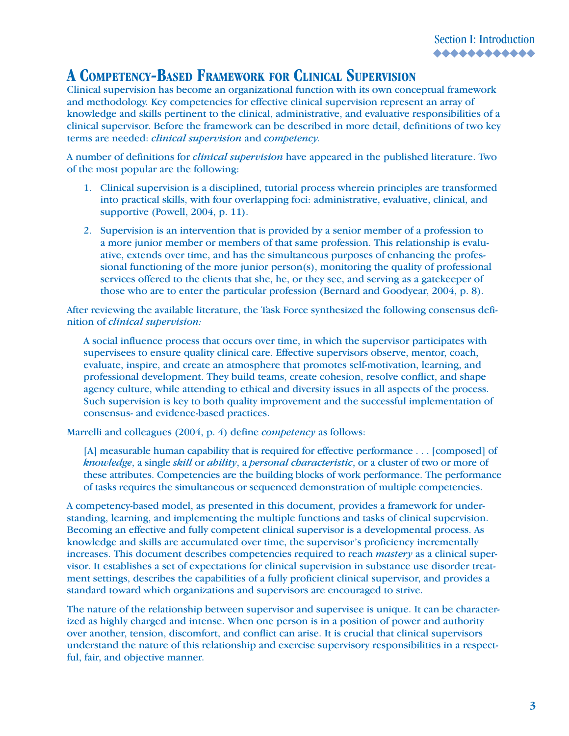## A Competency-Based Framework for Clinical Supervision

Clinical supervision has become an organizational function with its own conceptual framework and methodology. Key competencies for effective clinical supervision represent an array of knowledge and skills pertinent to the clinical, administrative, and evaluative responsibilities of a clinical supervisor. Before the framework can be described in more detail, definitions of two key terms are needed: *clinical supervision* and *competency.*

A number of definitions for *clinical supervision* have appeared in the published literature. Two of the most popular are the following:

1. Clinical supervision is a disciplined, tutorial process wherein principles are transformed into practical skills, with four overlapping foci: administrative, evaluative, clinical, and supportive (Powell, 2004, p. 11).
2. Supervision is an intervention that is provided by a senior member of a profession to a more junior member or members of that same profession. This relationship is evaluative, extends over time, and has the simultaneous purposes of enhancing the professional functioning of the more junior person(s), monitoring the quality of professional services offered to the clients that she, he, or they see, and serving as a gatekeeper of those who are to enter the particular profession (Bernard and Goodyear, 2004, p. 8).

After reviewing the available literature, the Task Force synthesized the following consensus definition of *clinical supervision:*

> A social influence process that occurs over time, in which the supervisor participates with supervisees to ensure quality clinical care. Effective supervisors observe, mentor, coach, evaluate, inspire, and create an atmosphere that promotes self-motivation, learning, and professional development. They build teams, create cohesion, resolve conflict, and shape agency culture, while attending to ethical and diversity issues in all aspects of the process. Such supervision is key to both quality improvement and the successful implementation of consensus- and evidence-based practices.

Marrelli and colleagues (2004, p. 4) define *competency* as follows:

> [A] measurable human capability that is required for effective performance . . . [composed] of *knowledge*, a single *skill* or *ability*, a *personal characteristic*, or a cluster of two or more of these attributes. Competencies are the building blocks of work performance. The performance of tasks requires the simultaneous or sequenced demonstration of multiple competencies.

A competency-based model, as presented in this document, provides a framework for understanding, learning, and implementing the multiple functions and tasks of clinical supervision. Becoming an effective and fully competent clinical supervisor is a developmental process. As knowledge and skills are accumulated over time, the supervisor's proficiency incrementally increases. This document describes competencies required to reach *mastery* as a clinical supervisor. It establishes a set of expectations for clinical supervision in substance use disorder treatment settings, describes the capabilities of a fully proficient clinical supervisor, and provides a standard toward which organizations and supervisors are encouraged to strive.

The nature of the relationship between supervisor and supervisee is unique. It can be characterized as highly charged and intense. When one person is in a position of power and authority over another, tension, discomfort, and conflict can arise. It is crucial that clinical supervisors understand the nature of this relationship and exercise supervisory responsibilities in a respectful, fair, and objective manner.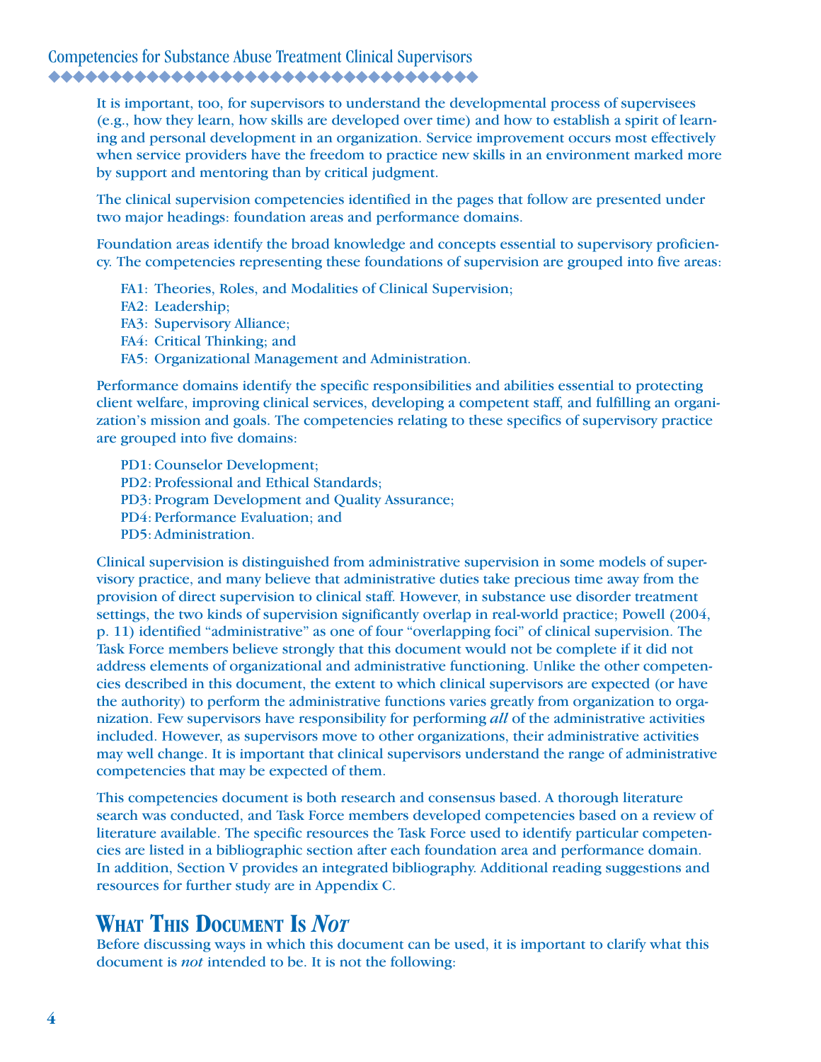It is important, too, for supervisors to understand the developmental process of supervisees (e.g., how they learn, how skills are developed over time) and how to establish a spirit of learning and personal development in an organization. Service improvement occurs most effectively when service providers have the freedom to practice new skills in an environment marked more by support and mentoring than by critical judgment.

The clinical supervision competencies identified in the pages that follow are presented under two major headings: foundation areas and performance domains.

Foundation areas identify the broad knowledge and concepts essential to supervisory proficiency. The competencies representing these foundations of supervision are grouped into five areas:

- FA1: Theories, Roles, and Modalities of Clinical Supervision;
- FA2: Leadership;
- FA3: Supervisory Alliance;
- FA4: Critical Thinking; and
- FA5: Organizational Management and Administration.

Performance domains identify the specific responsibilities and abilities essential to protecting client welfare, improving clinical services, developing a competent staff, and fulfilling an organization's mission and goals. The competencies relating to these specifics of supervisory practice are grouped into five domains:

- PD1: Counselor Development;
- PD2: Professional and Ethical Standards;
- PD3: Program Development and Quality Assurance;
- PD4: Performance Evaluation; and
- PD5: Administration.

Clinical supervision is distinguished from administrative supervision in some models of supervisory practice, and many believe that administrative duties take precious time away from the provision of direct supervision to clinical staff. However, in substance use disorder treatment settings, the two kinds of supervision significantly overlap in real-world practice; Powell (2004, p. 11) identified "administrative" as one of four "overlapping foci" of clinical supervision. The Task Force members believe strongly that this document would not be complete if it did not address elements of organizational and administrative functioning. Unlike the other competencies described in this document, the extent to which clinical supervisors are expected (or have the authority) to perform the administrative functions varies greatly from organization to organization. Few supervisors have responsibility for performing *all* of the administrative activities included. However, as supervisors move to other organizations, their administrative activities may well change. It is important that clinical supervisors understand the range of administrative competencies that may be expected of them.

This competencies document is both research and consensus based. A thorough literature search was conducted, and Task Force members developed competencies based on a review of literature available. The specific resources the Task Force used to identify particular competencies are listed in a bibliographic section after each foundation area and performance domain. In addition, Section V provides an integrated bibliography. Additional reading suggestions and resources for further study are in Appendix C.

## What This Document Is *Not*

Before discussing ways in which this document can be used, it is important to clarify what this document is *not* intended to be. It is not the following: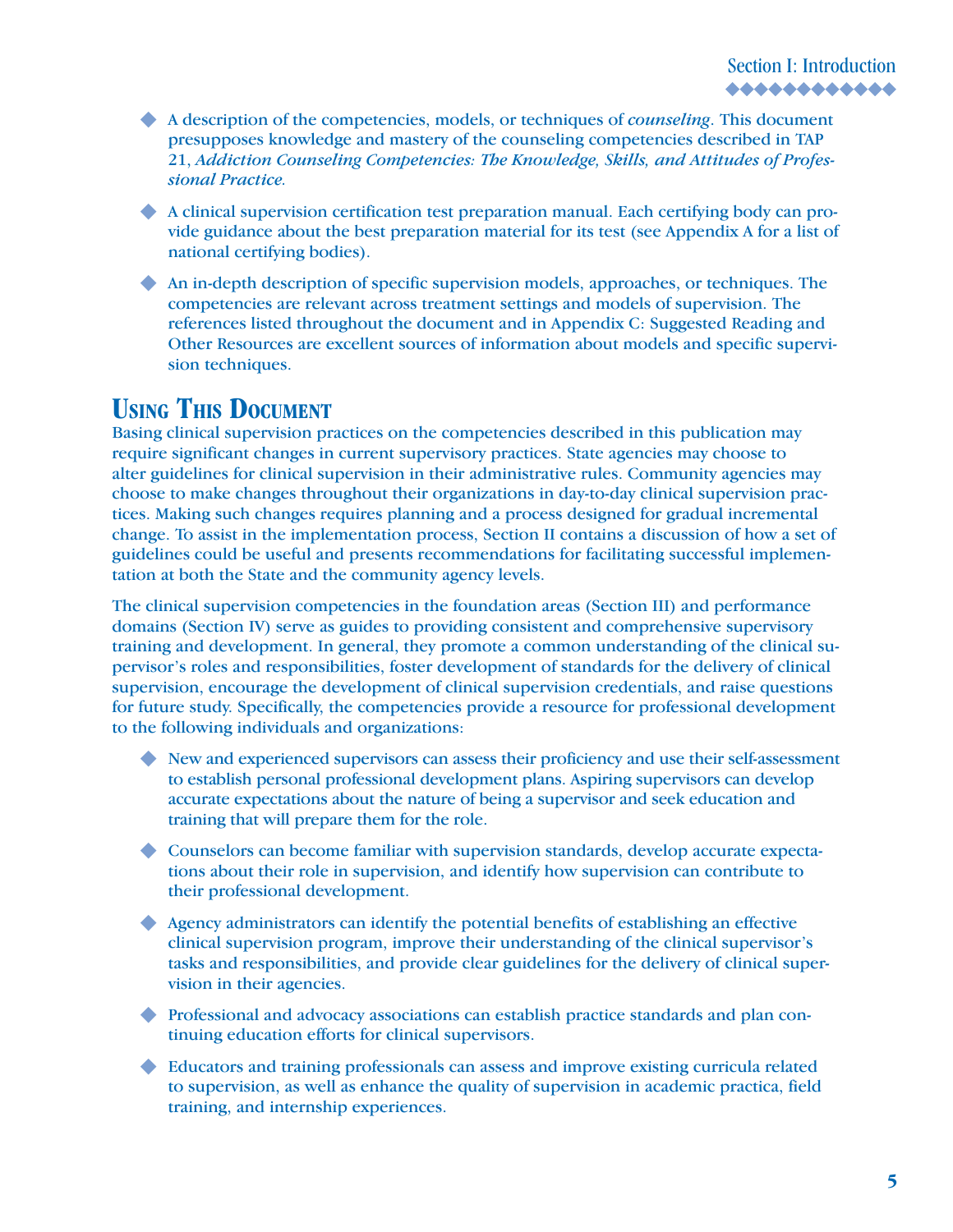- A description of the competencies, models, or techniques of *counseling*. This document presupposes knowledge and mastery of the counseling competencies described in TAP 21, *Addiction Counseling Competencies: The Knowledge, Skills, and Attitudes of Professional Practice*.
- A clinical supervision certification test preparation manual. Each certifying body can provide guidance about the best preparation material for its test (see Appendix A for a list of national certifying bodies).
- An in-depth description of specific supervision models, approaches, or techniques. The competencies are relevant across treatment settings and models of supervision. The references listed throughout the document and in Appendix C: Suggested Reading and Other Resources are excellent sources of information about models and specific supervision techniques.

## Using This Document

Basing clinical supervision practices on the competencies described in this publication may require significant changes in current supervisory practices. State agencies may choose to alter guidelines for clinical supervision in their administrative rules. Community agencies may choose to make changes throughout their organizations in day-to-day clinical supervision practices. Making such changes requires planning and a process designed for gradual incremental change. To assist in the implementation process, Section II contains a discussion of how a set of guidelines could be useful and presents recommendations for facilitating successful implementation at both the State and the community agency levels.

The clinical supervision competencies in the foundation areas (Section III) and performance domains (Section IV) serve as guides to providing consistent and comprehensive supervisory training and development. In general, they promote a common understanding of the clinical supervisor's roles and responsibilities, foster development of standards for the delivery of clinical supervision, encourage the development of clinical supervision credentials, and raise questions for future study. Specifically, the competencies provide a resource for professional development to the following individuals and organizations:

- New and experienced supervisors can assess their proficiency and use their self-assessment to establish personal professional development plans. Aspiring supervisors can develop accurate expectations about the nature of being a supervisor and seek education and training that will prepare them for the role.
- Counselors can become familiar with supervision standards, develop accurate expectations about their role in supervision, and identify how supervision can contribute to their professional development.
- Agency administrators can identify the potential benefits of establishing an effective clinical supervision program, improve their understanding of the clinical supervisor's tasks and responsibilities, and provide clear guidelines for the delivery of clinical supervision in their agencies.
- Professional and advocacy associations can establish practice standards and plan continuing education efforts for clinical supervisors.
- Educators and training professionals can assess and improve existing curricula related to supervision, as well as enhance the quality of supervision in academic practica, field training, and internship experiences.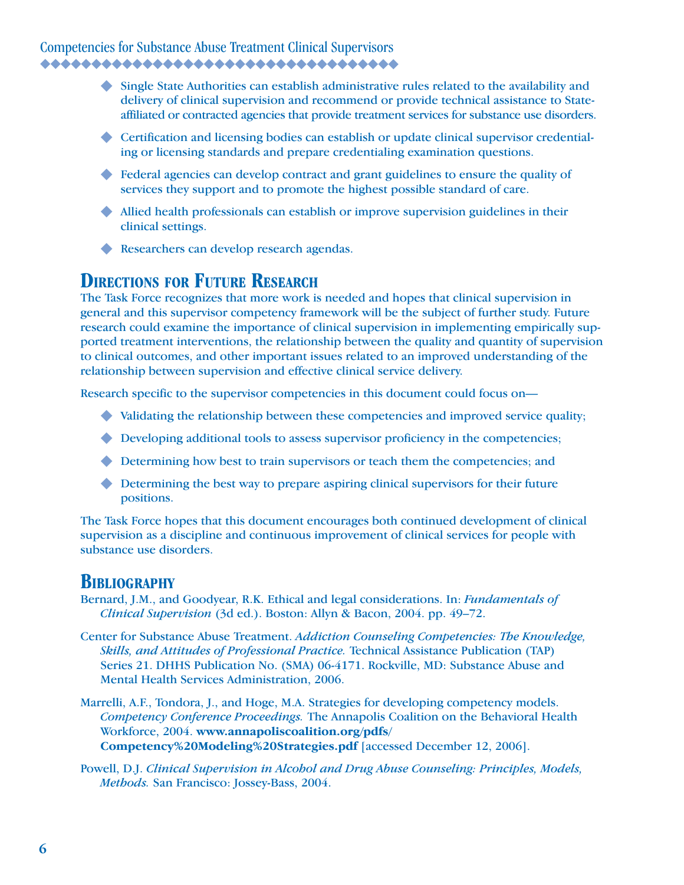- Single State Authorities can establish administrative rules related to the availability and delivery of clinical supervision and recommend or provide technical assistance to State-affiliated or contracted agencies that provide treatment services for substance use disorders.
- Certification and licensing bodies can establish or update clinical supervisor credentialing or licensing standards and prepare credentialing examination questions.
- Federal agencies can develop contract and grant guidelines to ensure the quality of services they support and to promote the highest possible standard of care.
- Allied health professionals can establish or improve supervision guidelines in their clinical settings.
- Researchers can develop research agendas.

## Directions for Future Research

The Task Force recognizes that more work is needed and hopes that clinical supervision in general and this supervisor competency framework will be the subject of further study. Future research could examine the importance of clinical supervision in implementing empirically supported treatment interventions, the relationship between the quality and quantity of supervision to clinical outcomes, and other important issues related to an improved understanding of the relationship between supervision and effective clinical service delivery.

Research specific to the supervisor competencies in this document could focus on—

- Validating the relationship between these competencies and improved service quality;
- Developing additional tools to assess supervisor proficiency in the competencies;
- Determining how best to train supervisors or teach them the competencies; and
- Determining the best way to prepare aspiring clinical supervisors for their future positions.

The Task Force hopes that this document encourages both continued development of clinical supervision as a discipline and continuous improvement of clinical services for people with substance use disorders.

## Bibliography

Bernard, J.M., and Goodyear, R.K. Ethical and legal considerations. In: *Fundamentals of Clinical Supervision* (3d ed.). Boston: Allyn & Bacon, 2004. pp. 49–72.

Center for Substance Abuse Treatment. *Addiction Counseling Competencies: The Knowledge, Skills, and Attitudes of Professional Practice.* Technical Assistance Publication (TAP) Series 21. DHHS Publication No. (SMA) 06-4171. Rockville, MD: Substance Abuse and Mental Health Services Administration, 2006.

Marrelli, A.F., Tondora, J., and Hoge, M.A. Strategies for developing competency models. *Competency Conference Proceedings.* The Annapolis Coalition on the Behavioral Health Workforce, 2004. **www.annapoliscoalition.org/pdfs/Competency%20Modeling%20Strategies.pdf** [accessed December 12, 2006].

Powell, D.J. *Clinical Supervision in Alcohol and Drug Abuse Counseling: Principles, Models, Methods.* San Francisco: Jossey-Bass, 2004.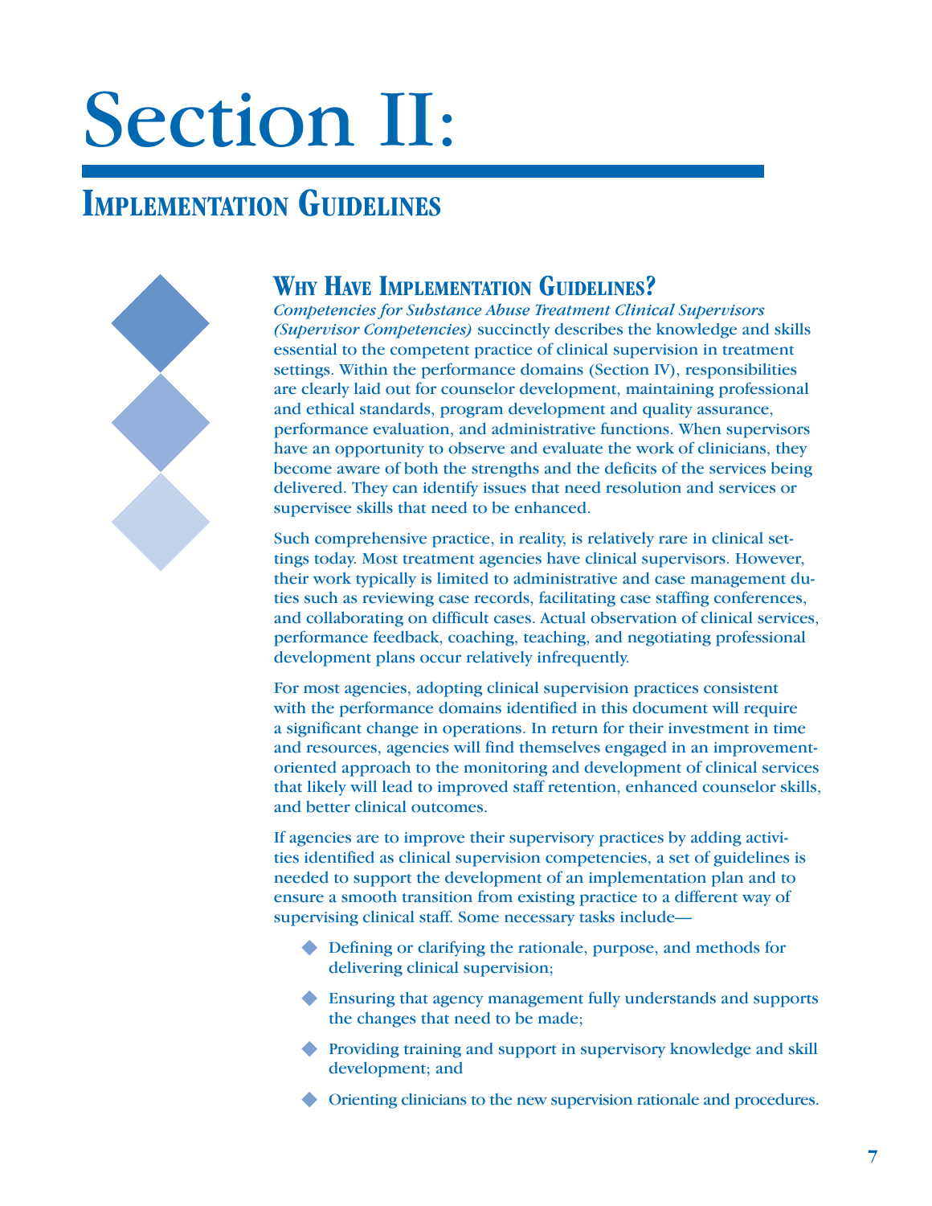# Section II:

## Implementation Guidelines

### Why Have Implementation Guidelines?

*Competencies for Substance Abuse Treatment Clinical Supervisors (Supervisor Competencies)* succinctly describes the knowledge and skills essential to the competent practice of clinical supervision in treatment settings. Within the performance domains (Section IV), responsibilities are clearly laid out for counselor development, maintaining professional and ethical standards, program development and quality assurance, performance evaluation, and administrative functions. When supervisors have an opportunity to observe and evaluate the work of clinicians, they become aware of both the strengths and the deficits of the services being delivered. They can identify issues that need resolution and services or supervisee skills that need to be enhanced.

Such comprehensive practice, in reality, is relatively rare in clinical settings today. Most treatment agencies have clinical supervisors. However, their work typically is limited to administrative and case management duties such as reviewing case records, facilitating case staffing conferences, and collaborating on difficult cases. Actual observation of clinical services, performance feedback, coaching, teaching, and negotiating professional development plans occur relatively infrequently.

For most agencies, adopting clinical supervision practices consistent with the performance domains identified in this document will require a significant change in operations. In return for their investment in time and resources, agencies will find themselves engaged in an improvement-oriented approach to the monitoring and development of clinical services that likely will lead to improved staff retention, enhanced counselor skills, and better clinical outcomes.

If agencies are to improve their supervisory practices by adding activities identified as clinical supervision competencies, a set of guidelines is needed to support the development of an implementation plan and to ensure a smooth transition from existing practice to a different way of supervising clinical staff. Some necessary tasks include—

- Defining or clarifying the rationale, purpose, and methods for delivering clinical supervision;
- Ensuring that agency management fully understands and supports the changes that need to be made;
- Providing training and support in supervisory knowledge and skill development; and
- Orienting clinicians to the new supervision rationale and procedures.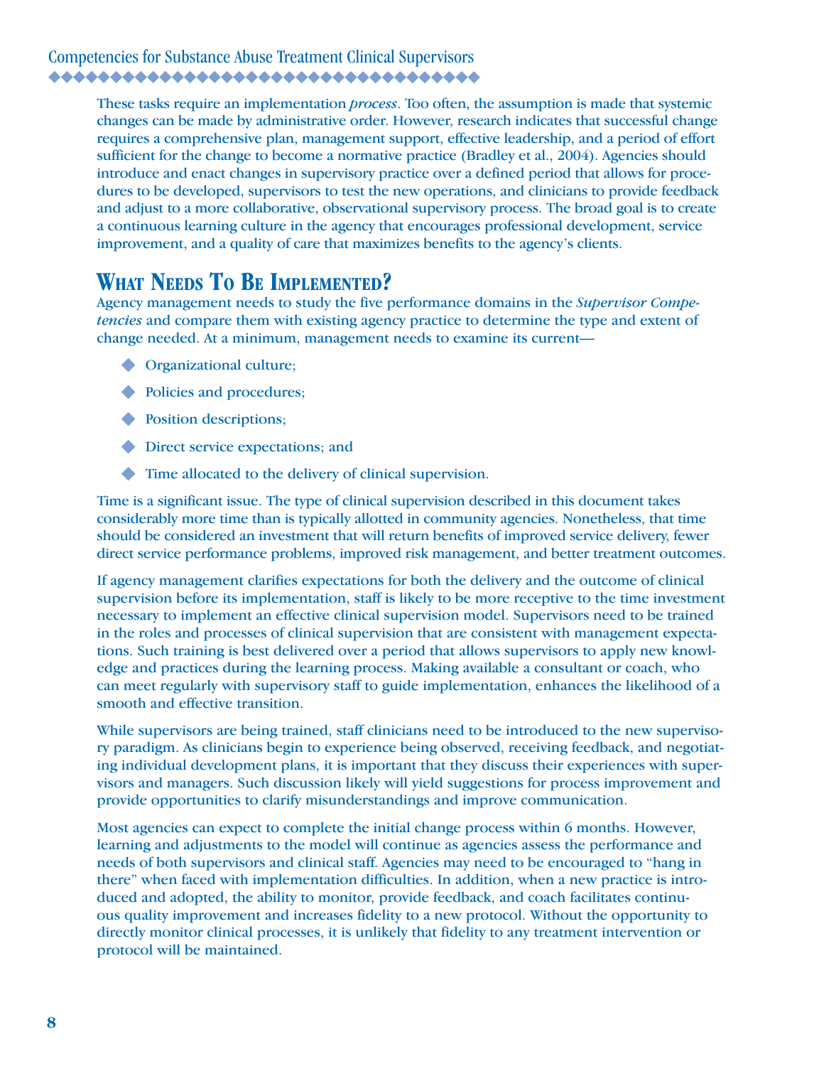These tasks require an implementation *process*. Too often, the assumption is made that systemic changes can be made by administrative order. However, research indicates that successful change requires a comprehensive plan, management support, effective leadership, and a period of effort sufficient for the change to become a normative practice (Bradley et al., 2004). Agencies should introduce and enact changes in supervisory practice over a defined period that allows for procedures to be developed, supervisors to test the new operations, and clinicians to provide feedback and adjust to a more collaborative, observational supervisory process. The broad goal is to create a continuous learning culture in the agency that encourages professional development, service improvement, and a quality of care that maximizes benefits to the agency's clients.

## What Needs To Be Implemented?

Agency management needs to study the five performance domains in the *Supervisor Competencies* and compare them with existing agency practice to determine the type and extent of change needed. At a minimum, management needs to examine its current—

- Organizational culture;
- Policies and procedures;
- Position descriptions;
- Direct service expectations; and
- Time allocated to the delivery of clinical supervision.

Time is a significant issue. The type of clinical supervision described in this document takes considerably more time than is typically allotted in community agencies. Nonetheless, that time should be considered an investment that will return benefits of improved service delivery, fewer direct service performance problems, improved risk management, and better treatment outcomes.

If agency management clarifies expectations for both the delivery and the outcome of clinical supervision before its implementation, staff is likely to be more receptive to the time investment necessary to implement an effective clinical supervision model. Supervisors need to be trained in the roles and processes of clinical supervision that are consistent with management expectations. Such training is best delivered over a period that allows supervisors to apply new knowledge and practices during the learning process. Making available a consultant or coach, who can meet regularly with supervisory staff to guide implementation, enhances the likelihood of a smooth and effective transition.

While supervisors are being trained, staff clinicians need to be introduced to the new supervisory paradigm. As clinicians begin to experience being observed, receiving feedback, and negotiating individual development plans, it is important that they discuss their experiences with supervisors and managers. Such discussion likely will yield suggestions for process improvement and provide opportunities to clarify misunderstandings and improve communication.

Most agencies can expect to complete the initial change process within 6 months. However, learning and adjustments to the model will continue as agencies assess the performance and needs of both supervisors and clinical staff. Agencies may need to be encouraged to "hang in there" when faced with implementation difficulties. In addition, when a new practice is introduced and adopted, the ability to monitor, provide feedback, and coach facilitates continuous quality improvement and increases fidelity to a new protocol. Without the opportunity to directly monitor clinical processes, it is unlikely that fidelity to any treatment intervention or protocol will be maintained.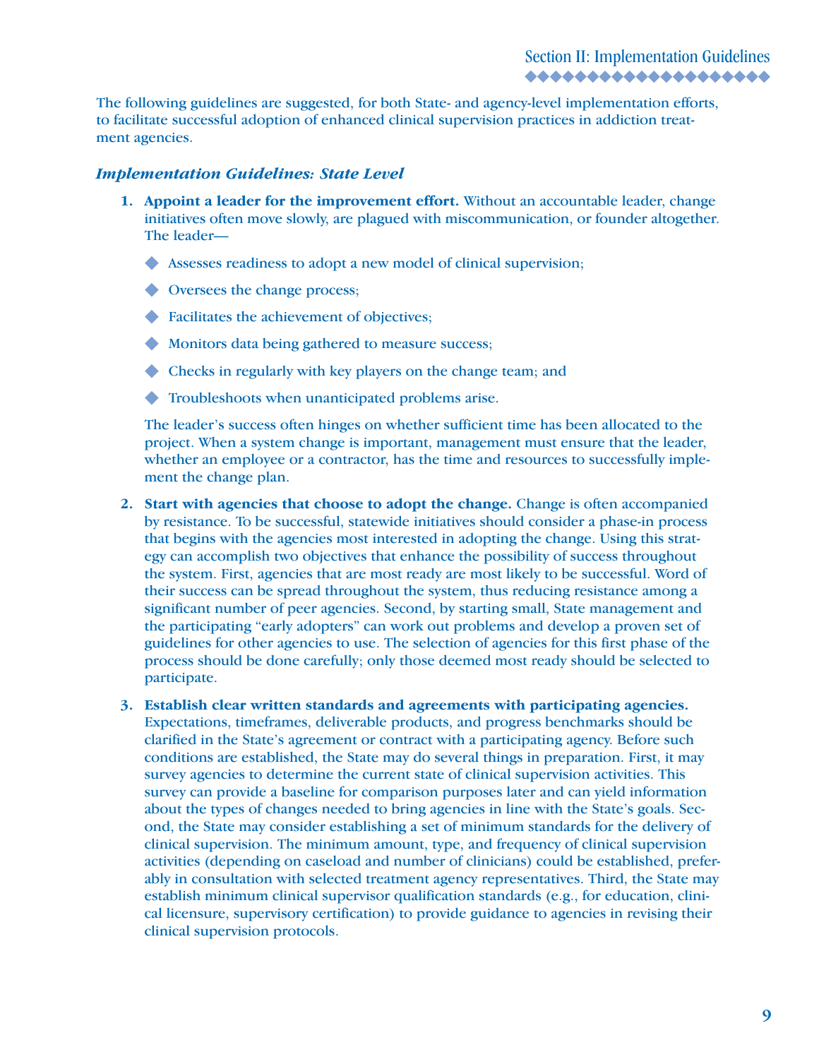The following guidelines are suggested, for both State- and agency-level implementation efforts, to facilitate successful adoption of enhanced clinical supervision practices in addiction treatment agencies.

### *Implementation Guidelines: State Level*

1. **Appoint a leader for the improvement effort.** Without an accountable leader, change initiatives often move slowly, are plagued with miscommunication, or founder altogether. The leader—

   - Assesses readiness to adopt a new model of clinical supervision;
   - Oversees the change process;
   - Facilitates the achievement of objectives;
   - Monitors data being gathered to measure success;
   - Checks in regularly with key players on the change team; and
   - Troubleshoots when unanticipated problems arise.

   The leader's success often hinges on whether sufficient time has been allocated to the project. When a system change is important, management must ensure that the leader, whether an employee or a contractor, has the time and resources to successfully implement the change plan.

2. **Start with agencies that choose to adopt the change.** Change is often accompanied by resistance. To be successful, statewide initiatives should consider a phase-in process that begins with the agencies most interested in adopting the change. Using this strategy can accomplish two objectives that enhance the possibility of success throughout the system. First, agencies that are most ready are most likely to be successful. Word of their success can be spread throughout the system, thus reducing resistance among a significant number of peer agencies. Second, by starting small, State management and the participating "early adopters" can work out problems and develop a proven set of guidelines for other agencies to use. The selection of agencies for this first phase of the process should be done carefully; only those deemed most ready should be selected to participate.

3. **Establish clear written standards and agreements with participating agencies.** Expectations, timeframes, deliverable products, and progress benchmarks should be clarified in the State's agreement or contract with a participating agency. Before such conditions are established, the State may do several things in preparation. First, it may survey agencies to determine the current state of clinical supervision activities. This survey can provide a baseline for comparison purposes later and can yield information about the types of changes needed to bring agencies in line with the State's goals. Second, the State may consider establishing a set of minimum standards for the delivery of clinical supervision. The minimum amount, type, and frequency of clinical supervision activities (depending on caseload and number of clinicians) could be established, preferably in consultation with selected treatment agency representatives. Third, the State may establish minimum clinical supervisor qualification standards (e.g., for education, clinical licensure, supervisory certification) to provide guidance to agencies in revising their clinical supervision protocols.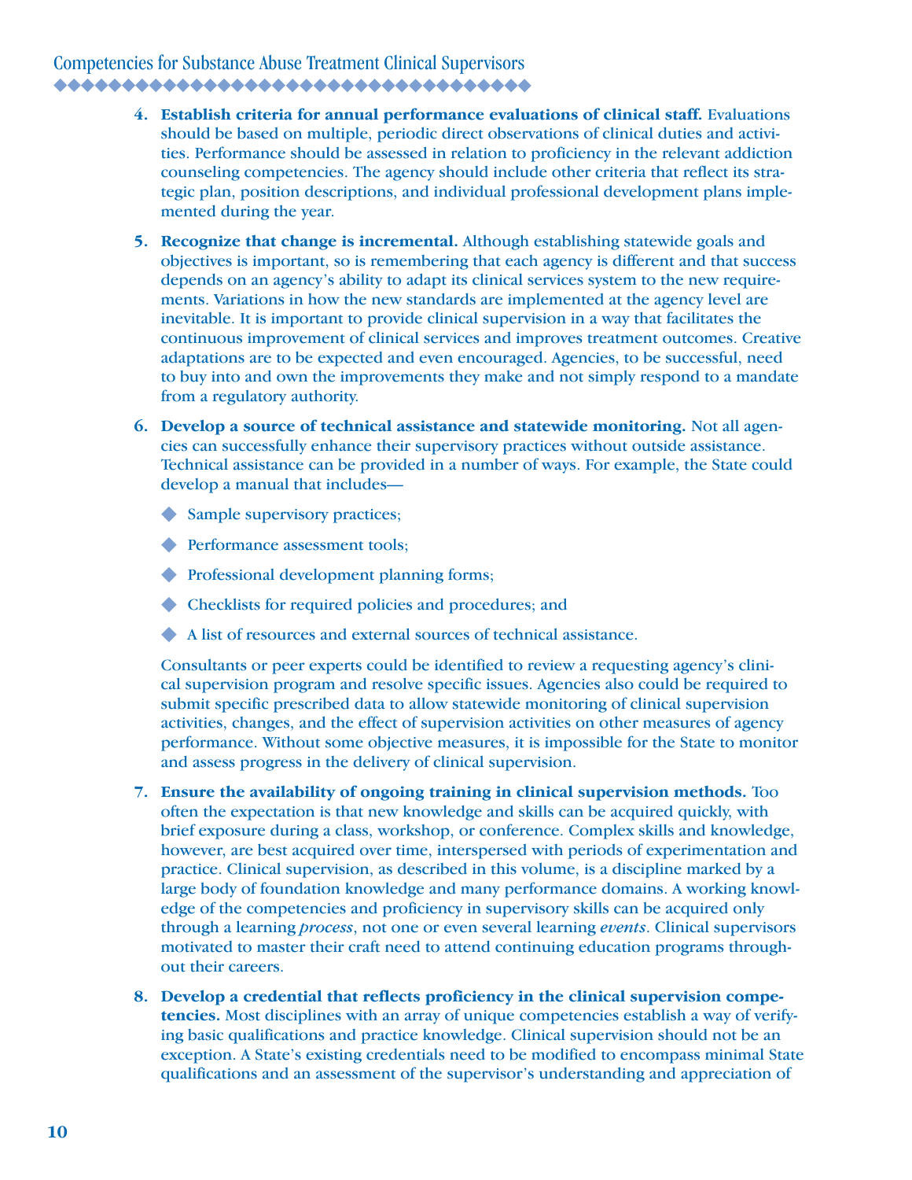4. **Establish criteria for annual performance evaluations of clinical staff.** Evaluations should be based on multiple, periodic direct observations of clinical duties and activities. Performance should be assessed in relation to proficiency in the relevant addiction counseling competencies. The agency should include other criteria that reflect its strategic plan, position descriptions, and individual professional development plans implemented during the year.

5. **Recognize that change is incremental.** Although establishing statewide goals and objectives is important, so is remembering that each agency is different and that success depends on an agency's ability to adapt its clinical services system to the new requirements. Variations in how the new standards are implemented at the agency level are inevitable. It is important to provide clinical supervision in a way that facilitates the continuous improvement of clinical services and improves treatment outcomes. Creative adaptations are to be expected and even encouraged. Agencies, to be successful, need to buy into and own the improvements they make and not simply respond to a mandate from a regulatory authority.

6. **Develop a source of technical assistance and statewide monitoring.** Not all agencies can successfully enhance their supervisory practices without outside assistance. Technical assistance can be provided in a number of ways. For example, the State could develop a manual that includes—

   - Sample supervisory practices;
   - Performance assessment tools;
   - Professional development planning forms;
   - Checklists for required policies and procedures; and
   - A list of resources and external sources of technical assistance.

   Consultants or peer experts could be identified to review a requesting agency's clinical supervision program and resolve specific issues. Agencies also could be required to submit specific prescribed data to allow statewide monitoring of clinical supervision activities, changes, and the effect of supervision activities on other measures of agency performance. Without some objective measures, it is impossible for the State to monitor and assess progress in the delivery of clinical supervision.

7. **Ensure the availability of ongoing training in clinical supervision methods.** Too often the expectation is that new knowledge and skills can be acquired quickly, with brief exposure during a class, workshop, or conference. Complex skills and knowledge, however, are best acquired over time, interspersed with periods of experimentation and practice. Clinical supervision, as described in this volume, is a discipline marked by a large body of foundation knowledge and many performance domains. A working knowledge of the competencies and proficiency in supervisory skills can be acquired only through a learning *process*, not one or even several learning *events*. Clinical supervisors motivated to master their craft need to attend continuing education programs throughout their careers.

8. **Develop a credential that reflects proficiency in the clinical supervision competencies.** Most disciplines with an array of unique competencies establish a way of verifying basic qualifications and practice knowledge. Clinical supervision should not be an exception. A State's existing credentials need to be modified to encompass minimal State qualifications and an assessment of the supervisor's understanding and appreciation of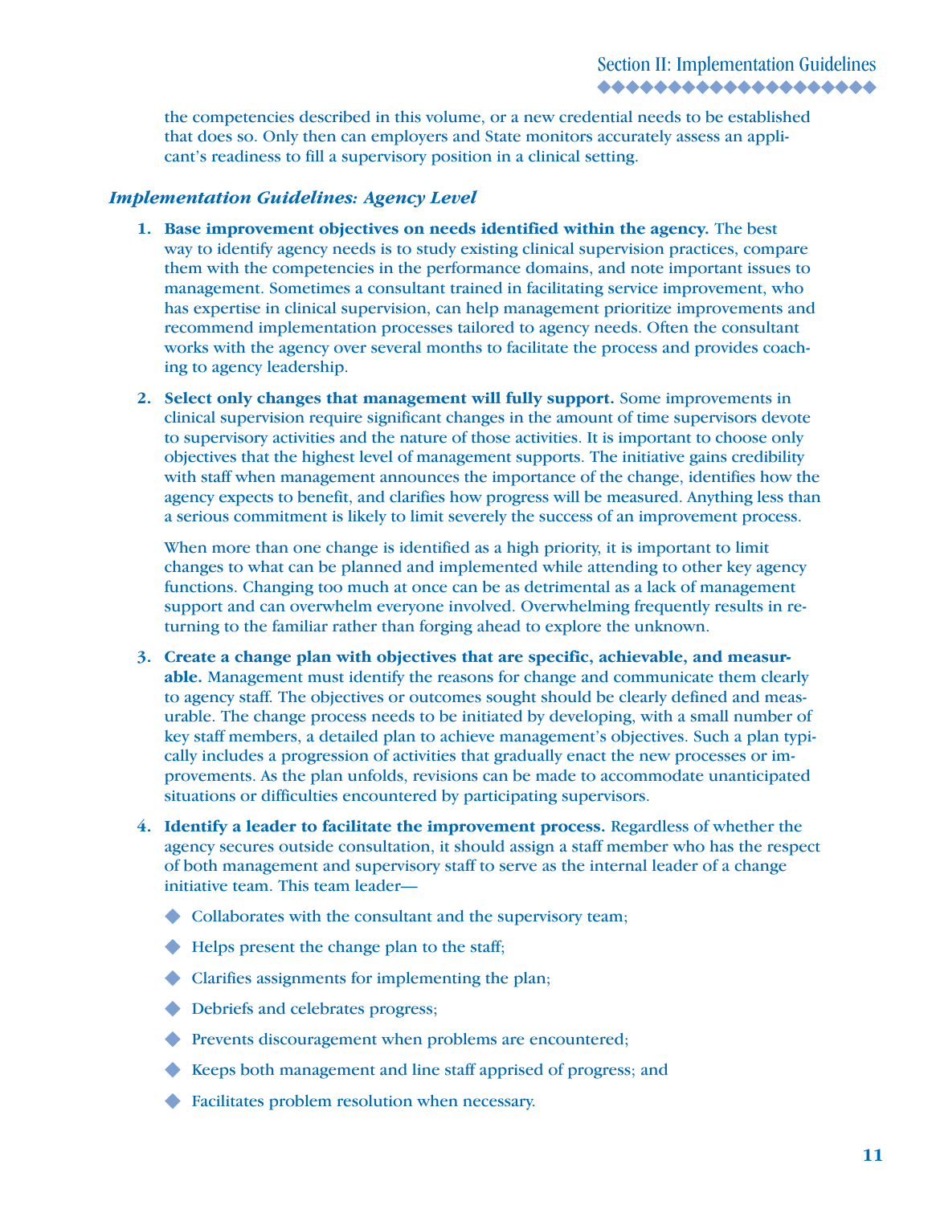the competencies described in this volume, or a new credential needs to be established that does so. Only then can employers and State monitors accurately assess an applicant's readiness to fill a supervisory position in a clinical setting.

### *Implementation Guidelines: Agency Level*

1. **Base improvement objectives on needs identified within the agency.** The best way to identify agency needs is to study existing clinical supervision practices, compare them with the competencies in the performance domains, and note important issues to management. Sometimes a consultant trained in facilitating service improvement, who has expertise in clinical supervision, can help management prioritize improvements and recommend implementation processes tailored to agency needs. Often the consultant works with the agency over several months to facilitate the process and provides coaching to agency leadership.

2. **Select only changes that management will fully support.** Some improvements in clinical supervision require significant changes in the amount of time supervisors devote to supervisory activities and the nature of those activities. It is important to choose only objectives that the highest level of management supports. The initiative gains credibility with staff when management announces the importance of the change, identifies how the agency expects to benefit, and clarifies how progress will be measured. Anything less than a serious commitment is likely to limit severely the success of an improvement process.

   When more than one change is identified as a high priority, it is important to limit changes to what can be planned and implemented while attending to other key agency functions. Changing too much at once can be as detrimental as a lack of management support and can overwhelm everyone involved. Overwhelming frequently results in returning to the familiar rather than forging ahead to explore the unknown.

3. **Create a change plan with objectives that are specific, achievable, and measurable.** Management must identify the reasons for change and communicate them clearly to agency staff. The objectives or outcomes sought should be clearly defined and measurable. The change process needs to be initiated by developing, with a small number of key staff members, a detailed plan to achieve management's objectives. Such a plan typically includes a progression of activities that gradually enact the new processes or improvements. As the plan unfolds, revisions can be made to accommodate unanticipated situations or difficulties encountered by participating supervisors.

4. **Identify a leader to facilitate the improvement process.** Regardless of whether the agency secures outside consultation, it should assign a staff member who has the respect of both management and supervisory staff to serve as the internal leader of a change initiative team. This team leader—

   - Collaborates with the consultant and the supervisory team;
   - Helps present the change plan to the staff;
   - Clarifies assignments for implementing the plan;
   - Debriefs and celebrates progress;
   - Prevents discouragement when problems are encountered;
   - Keeps both management and line staff apprised of progress; and
   - Facilitates problem resolution when necessary.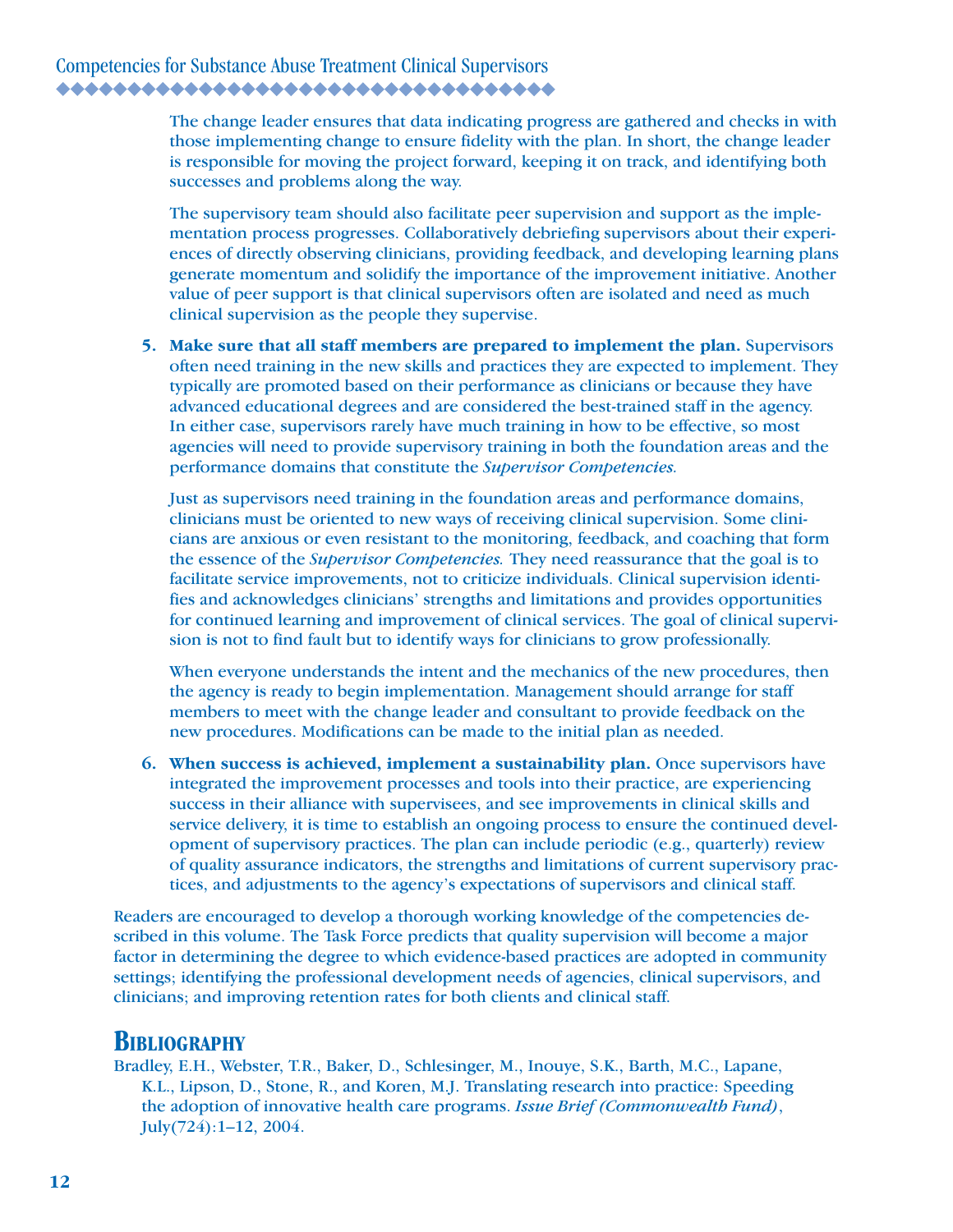The change leader ensures that data indicating progress are gathered and checks in with those implementing change to ensure fidelity with the plan. In short, the change leader is responsible for moving the project forward, keeping it on track, and identifying both successes and problems along the way.

The supervisory team should also facilitate peer supervision and support as the implementation process progresses. Collaboratively debriefing supervisors about their experiences of directly observing clinicians, providing feedback, and developing learning plans generate momentum and solidify the importance of the improvement initiative. Another value of peer support is that clinical supervisors often are isolated and need as much clinical supervision as the people they supervise.

5. **Make sure that all staff members are prepared to implement the plan.** Supervisors often need training in the new skills and practices they are expected to implement. They typically are promoted based on their performance as clinicians or because they have advanced educational degrees and are considered the best-trained staff in the agency. In either case, supervisors rarely have much training in how to be effective, so most agencies will need to provide supervisory training in both the foundation areas and the performance domains that constitute the *Supervisor Competencies*.

   Just as supervisors need training in the foundation areas and performance domains, clinicians must be oriented to new ways of receiving clinical supervision. Some clinicians are anxious or even resistant to the monitoring, feedback, and coaching that form the essence of the *Supervisor Competencies.* They need reassurance that the goal is to facilitate service improvements, not to criticize individuals. Clinical supervision identifies and acknowledges clinicians' strengths and limitations and provides opportunities for continued learning and improvement of clinical services. The goal of clinical supervision is not to find fault but to identify ways for clinicians to grow professionally.

   When everyone understands the intent and the mechanics of the new procedures, then the agency is ready to begin implementation. Management should arrange for staff members to meet with the change leader and consultant to provide feedback on the new procedures. Modifications can be made to the initial plan as needed.

6. **When success is achieved, implement a sustainability plan.** Once supervisors have integrated the improvement processes and tools into their practice, are experiencing success in their alliance with supervisees, and see improvements in clinical skills and service delivery, it is time to establish an ongoing process to ensure the continued development of supervisory practices. The plan can include periodic (e.g., quarterly) review of quality assurance indicators, the strengths and limitations of current supervisory practices, and adjustments to the agency's expectations of supervisors and clinical staff.

Readers are encouraged to develop a thorough working knowledge of the competencies described in this volume. The Task Force predicts that quality supervision will become a major factor in determining the degree to which evidence-based practices are adopted in community settings; identifying the professional development needs of agencies, clinical supervisors, and clinicians; and improving retention rates for both clients and clinical staff.

## Bibliography

Bradley, E.H., Webster, T.R., Baker, D., Schlesinger, M., Inouye, S.K., Barth, M.C., Lapane, K.L., Lipson, D., Stone, R., and Koren, M.J. Translating research into practice: Speeding the adoption of innovative health care programs. *Issue Brief (Commonwealth Fund)*, July(724):1–12, 2004.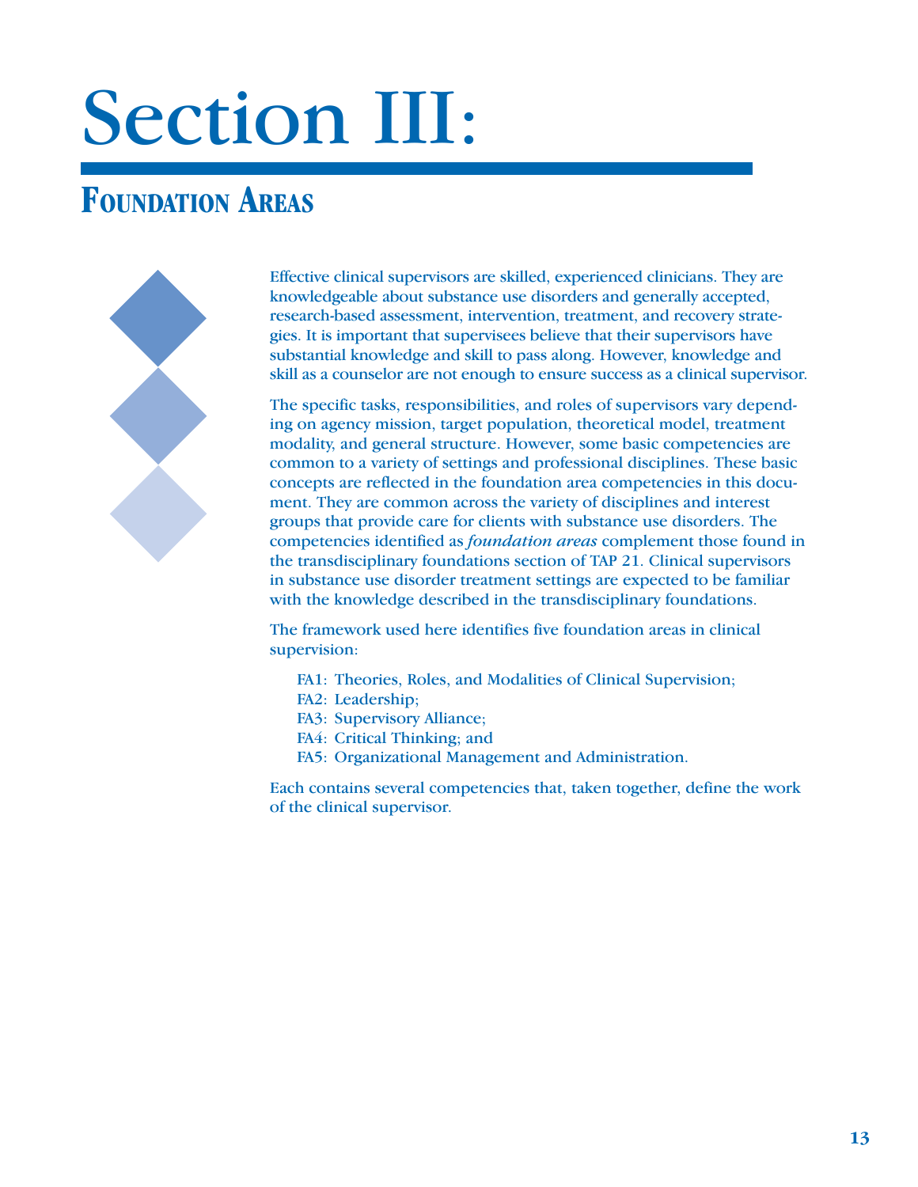# Section III:

## Foundation Areas

Effective clinical supervisors are skilled, experienced clinicians. They are knowledgeable about substance use disorders and generally accepted, research-based assessment, intervention, treatment, and recovery strategies. It is important that supervisees believe that their supervisors have substantial knowledge and skill to pass along. However, knowledge and skill as a counselor are not enough to ensure success as a clinical supervisor.

The specific tasks, responsibilities, and roles of supervisors vary depending on agency mission, target population, theoretical model, treatment modality, and general structure. However, some basic competencies are common to a variety of settings and professional disciplines. These basic concepts are reflected in the foundation area competencies in this document. They are common across the variety of disciplines and interest groups that provide care for clients with substance use disorders. The competencies identified as *foundation areas* complement those found in the transdisciplinary foundations section of TAP 21. Clinical supervisors in substance use disorder treatment settings are expected to be familiar with the knowledge described in the transdisciplinary foundations.

The framework used here identifies five foundation areas in clinical supervision:

- FA1: Theories, Roles, and Modalities of Clinical Supervision;
- FA2: Leadership;
- FA3: Supervisory Alliance;
- FA4: Critical Thinking; and
- FA5: Organizational Management and Administration.

Each contains several competencies that, taken together, define the work of the clinical supervisor.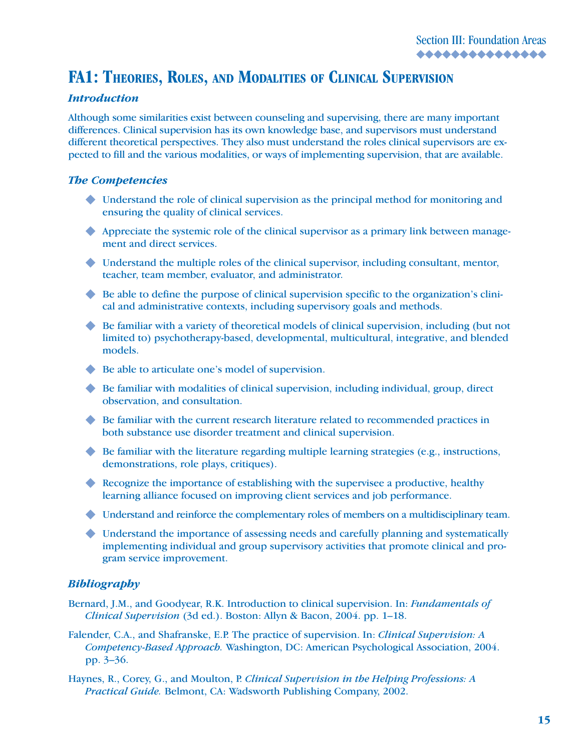## FA1: Theories, Roles, and Modalities of Clinical Supervision

### *Introduction*

Although some similarities exist between counseling and supervising, there are many important differences. Clinical supervision has its own knowledge base, and supervisors must understand different theoretical perspectives. They also must understand the roles clinical supervisors are expected to fill and the various modalities, or ways of implementing supervision, that are available.

### *The Competencies*

- Understand the role of clinical supervision as the principal method for monitoring and ensuring the quality of clinical services.
- Appreciate the systemic role of the clinical supervisor as a primary link between management and direct services.
- Understand the multiple roles of the clinical supervisor, including consultant, mentor, teacher, team member, evaluator, and administrator.
- Be able to define the purpose of clinical supervision specific to the organization's clinical and administrative contexts, including supervisory goals and methods.
- Be familiar with a variety of theoretical models of clinical supervision, including (but not limited to) psychotherapy-based, developmental, multicultural, integrative, and blended models.
- Be able to articulate one's model of supervision.
- Be familiar with modalities of clinical supervision, including individual, group, direct observation, and consultation.
- Be familiar with the current research literature related to recommended practices in both substance use disorder treatment and clinical supervision.
- Be familiar with the literature regarding multiple learning strategies (e.g., instructions, demonstrations, role plays, critiques).
- Recognize the importance of establishing with the supervisee a productive, healthy learning alliance focused on improving client services and job performance.
- Understand and reinforce the complementary roles of members on a multidisciplinary team.
- Understand the importance of assessing needs and carefully planning and systematically implementing individual and group supervisory activities that promote clinical and program service improvement.

### *Bibliography*

Bernard, J.M., and Goodyear, R.K. Introduction to clinical supervision. In: *Fundamentals of Clinical Supervision* (3d ed.). Boston: Allyn & Bacon, 2004. pp. 1–18.

Falender, C.A., and Shafranske, E.P. The practice of supervision. In: *Clinical Supervision: A Competency-Based Approach*. Washington, DC: American Psychological Association, 2004. pp. 3–36.

Haynes, R., Corey, G., and Moulton, P. *Clinical Supervision in the Helping Professions: A Practical Guide*. Belmont, CA: Wadsworth Publishing Company, 2002.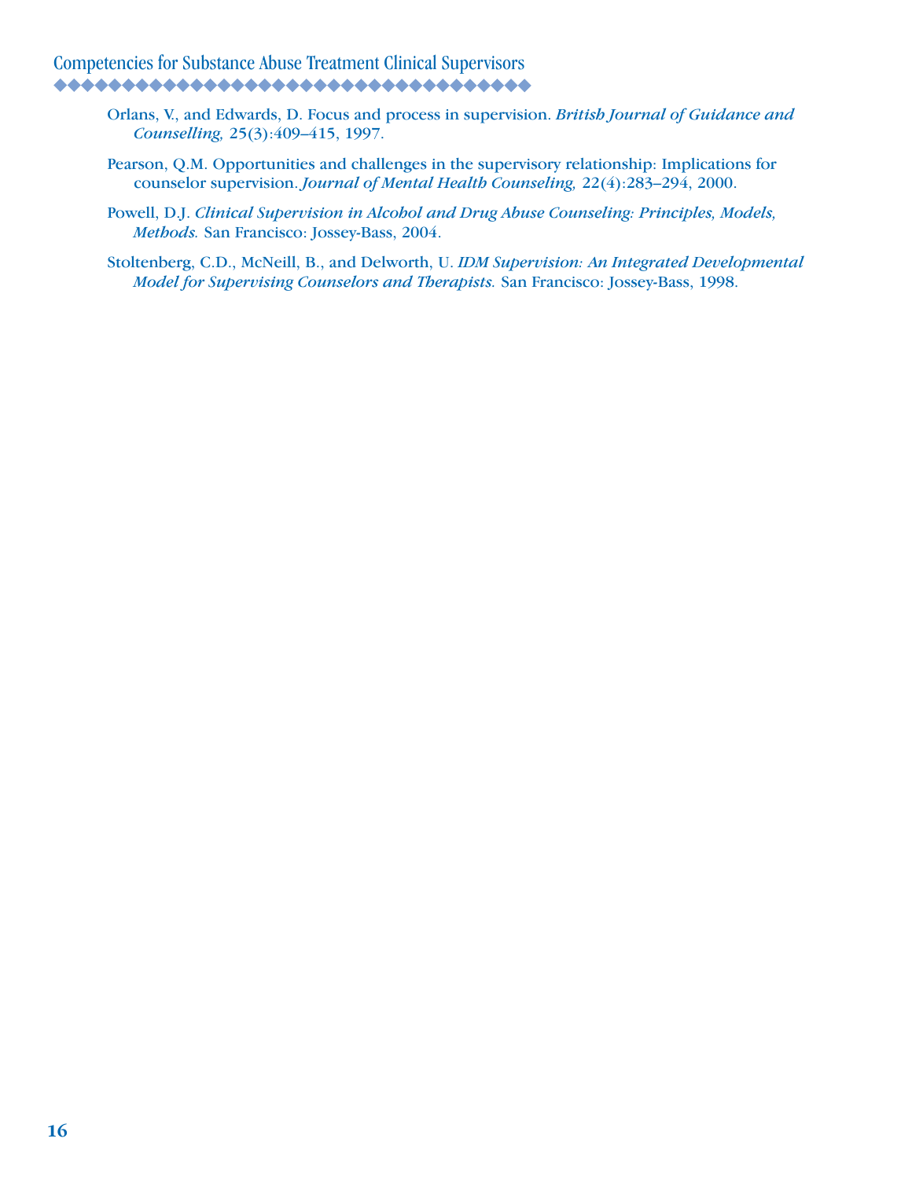Orlans, V., and Edwards, D. Focus and process in supervision. *British Journal of Guidance and Counselling,* 25(3):409–415, 1997.

Pearson, Q.M. Opportunities and challenges in the supervisory relationship: Implications for counselor supervision. *Journal of Mental Health Counseling,* 22(4):283–294, 2000.

Powell, D.J. *Clinical Supervision in Alcohol and Drug Abuse Counseling: Principles, Models, Methods.* San Francisco: Jossey-Bass, 2004.

Stoltenberg, C.D., McNeill, B., and Delworth, U. *IDM Supervision: An Integrated Developmental Model for Supervising Counselors and Therapists.* San Francisco: Jossey-Bass, 1998.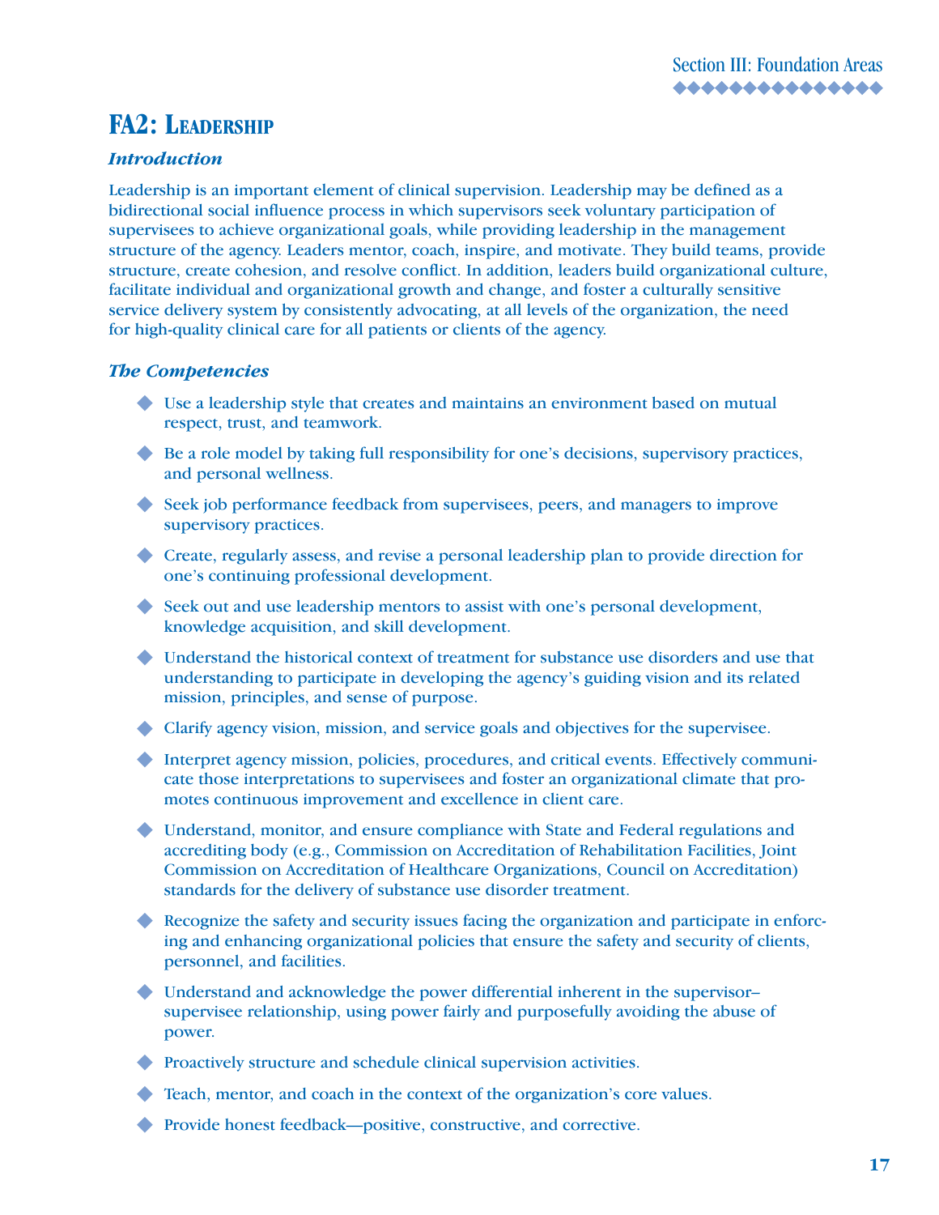# FA2: Leadership

### *Introduction*

Leadership is an important element of clinical supervision. Leadership may be defined as a bidirectional social influence process in which supervisors seek voluntary participation of supervisees to achieve organizational goals, while providing leadership in the management structure of the agency. Leaders mentor, coach, inspire, and motivate. They build teams, provide structure, create cohesion, and resolve conflict. In addition, leaders build organizational culture, facilitate individual and organizational growth and change, and foster a culturally sensitive service delivery system by consistently advocating, at all levels of the organization, the need for high-quality clinical care for all patients or clients of the agency.

### *The Competencies*

- Use a leadership style that creates and maintains an environment based on mutual respect, trust, and teamwork.
- Be a role model by taking full responsibility for one's decisions, supervisory practices, and personal wellness.
- Seek job performance feedback from supervisees, peers, and managers to improve supervisory practices.
- Create, regularly assess, and revise a personal leadership plan to provide direction for one's continuing professional development.
- Seek out and use leadership mentors to assist with one's personal development, knowledge acquisition, and skill development.
- Understand the historical context of treatment for substance use disorders and use that understanding to participate in developing the agency's guiding vision and its related mission, principles, and sense of purpose.
- Clarify agency vision, mission, and service goals and objectives for the supervisee.
- Interpret agency mission, policies, procedures, and critical events. Effectively communicate those interpretations to supervisees and foster an organizational climate that promotes continuous improvement and excellence in client care.
- Understand, monitor, and ensure compliance with State and Federal regulations and accrediting body (e.g., Commission on Accreditation of Rehabilitation Facilities, Joint Commission on Accreditation of Healthcare Organizations, Council on Accreditation) standards for the delivery of substance use disorder treatment.
- Recognize the safety and security issues facing the organization and participate in enforcing and enhancing organizational policies that ensure the safety and security of clients, personnel, and facilities.
- Understand and acknowledge the power differential inherent in the supervisor–supervisee relationship, using power fairly and purposefully avoiding the abuse of power.
- Proactively structure and schedule clinical supervision activities.
- Teach, mentor, and coach in the context of the organization's core values.
- Provide honest feedback—positive, constructive, and corrective.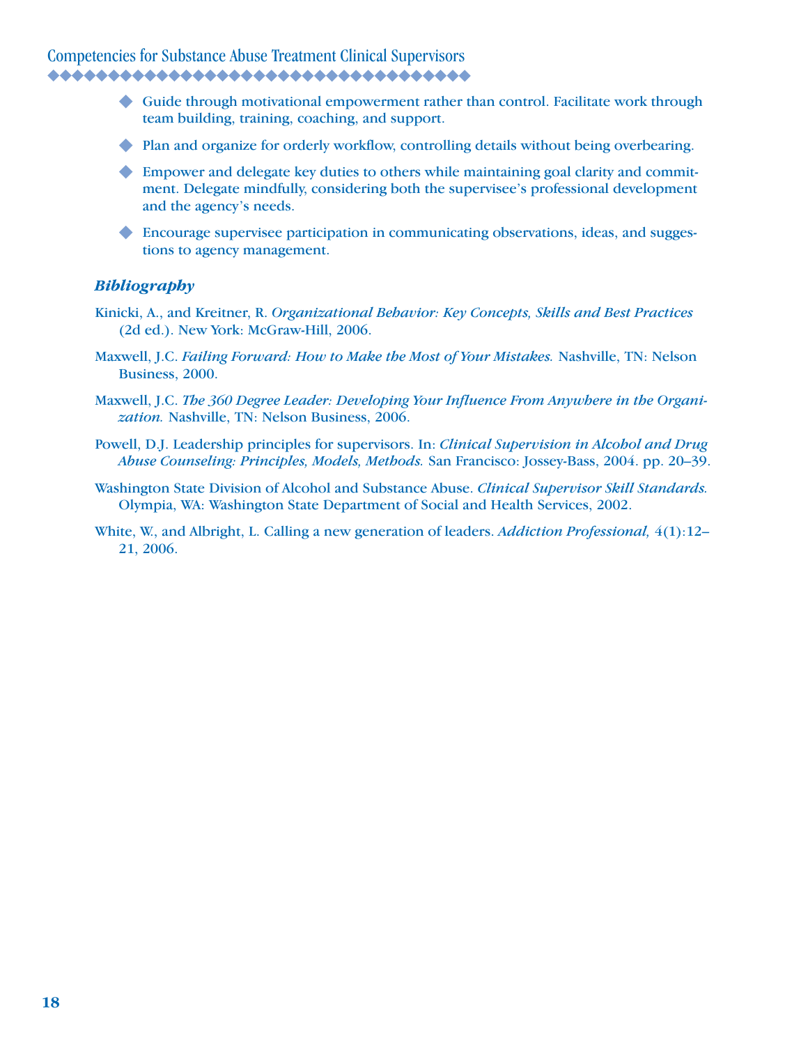- Guide through motivational empowerment rather than control. Facilitate work through team building, training, coaching, and support.
- Plan and organize for orderly workflow, controlling details without being overbearing.
- Empower and delegate key duties to others while maintaining goal clarity and commitment. Delegate mindfully, considering both the supervisee's professional development and the agency's needs.
- Encourage supervisee participation in communicating observations, ideas, and suggestions to agency management.

### *Bibliography*

Kinicki, A., and Kreitner, R. *Organizational Behavior: Key Concepts, Skills and Best Practices* (2d ed.). New York: McGraw-Hill, 2006.

Maxwell, J.C. *Failing Forward: How to Make the Most of Your Mistakes.* Nashville, TN: Nelson Business, 2000.

Maxwell, J.C. *The 360 Degree Leader: Developing Your Influence From Anywhere in the Organization.* Nashville, TN: Nelson Business, 2006.

Powell, D.J. Leadership principles for supervisors. In: *Clinical Supervision in Alcohol and Drug Abuse Counseling: Principles, Models, Methods.* San Francisco: Jossey-Bass, 2004. pp. 20–39.

Washington State Division of Alcohol and Substance Abuse. *Clinical Supervisor Skill Standards.* Olympia, WA: Washington State Department of Social and Health Services, 2002.

White, W., and Albright, L. Calling a new generation of leaders. *Addiction Professional,* 4(1):12–21, 2006.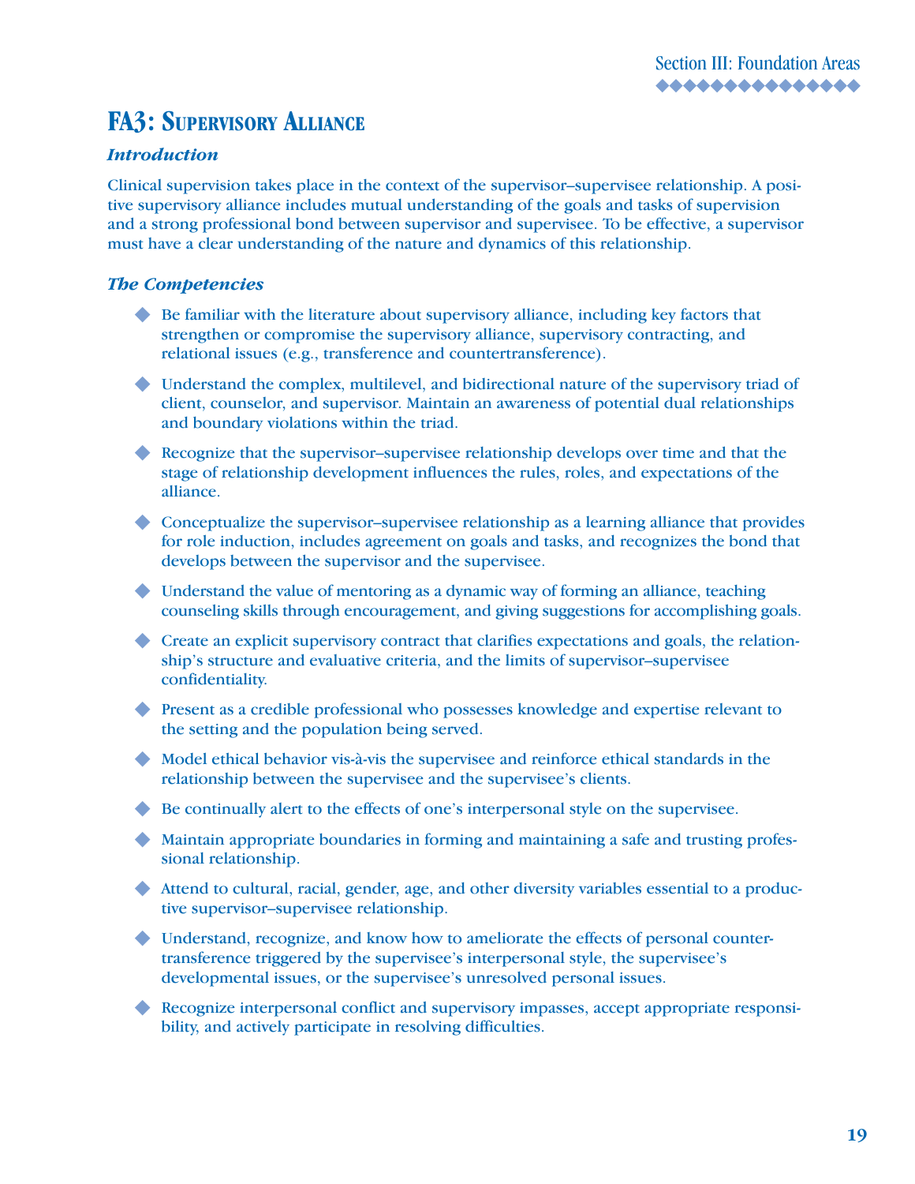## FA3: Supervisory Alliance

### *Introduction*

Clinical supervision takes place in the context of the supervisor–supervisee relationship. A positive supervisory alliance includes mutual understanding of the goals and tasks of supervision and a strong professional bond between supervisor and supervisee. To be effective, a supervisor must have a clear understanding of the nature and dynamics of this relationship.

### *The Competencies*

- Be familiar with the literature about supervisory alliance, including key factors that strengthen or compromise the supervisory alliance, supervisory contracting, and relational issues (e.g., transference and countertransference).
- Understand the complex, multilevel, and bidirectional nature of the supervisory triad of client, counselor, and supervisor. Maintain an awareness of potential dual relationships and boundary violations within the triad.
- Recognize that the supervisor–supervisee relationship develops over time and that the stage of relationship development influences the rules, roles, and expectations of the alliance.
- Conceptualize the supervisor–supervisee relationship as a learning alliance that provides for role induction, includes agreement on goals and tasks, and recognizes the bond that develops between the supervisor and the supervisee.
- Understand the value of mentoring as a dynamic way of forming an alliance, teaching counseling skills through encouragement, and giving suggestions for accomplishing goals.
- Create an explicit supervisory contract that clarifies expectations and goals, the relationship's structure and evaluative criteria, and the limits of supervisor–supervisee confidentiality.
- Present as a credible professional who possesses knowledge and expertise relevant to the setting and the population being served.
- Model ethical behavior vis-à-vis the supervisee and reinforce ethical standards in the relationship between the supervisee and the supervisee's clients.
- Be continually alert to the effects of one's interpersonal style on the supervisee.
- Maintain appropriate boundaries in forming and maintaining a safe and trusting professional relationship.
- Attend to cultural, racial, gender, age, and other diversity variables essential to a productive supervisor–supervisee relationship.
- Understand, recognize, and know how to ameliorate the effects of personal countertransference triggered by the supervisee's interpersonal style, the supervisee's developmental issues, or the supervisee's unresolved personal issues.
- Recognize interpersonal conflict and supervisory impasses, accept appropriate responsibility, and actively participate in resolving difficulties.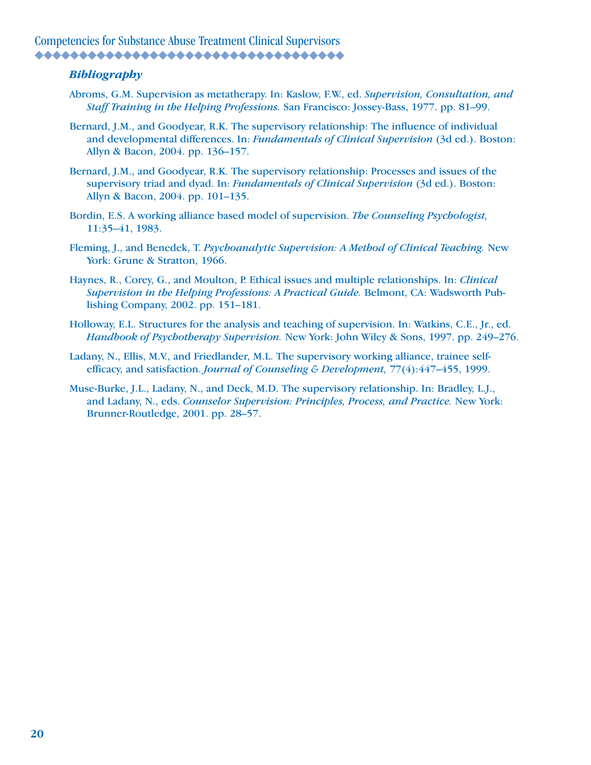### *Bibliography*

Abroms, G.M. Supervision as metatherapy. In: Kaslow, F.W., ed. *Supervision, Consultation, and Staff Training in the Helping Professions.* San Francisco: Jossey-Bass, 1977. pp. 81–99.

Bernard, J.M., and Goodyear, R.K. The supervisory relationship: The influence of individual and developmental differences. In: *Fundamentals of Clinical Supervision* (3d ed.). Boston: Allyn & Bacon, 2004. pp. 136–157.

Bernard, J.M., and Goodyear, R.K. The supervisory relationship: Processes and issues of the supervisory triad and dyad. In: *Fundamentals of Clinical Supervision* (3d ed.). Boston: Allyn & Bacon, 2004. pp. 101–135.

Bordin, E.S. A working alliance based model of supervision. *The Counseling Psychologist,* 11:35–41, 1983.

Fleming, J., and Benedek, T. *Psychoanalytic Supervision: A Method of Clinical Teaching.* New York: Grune & Stratton, 1966.

Haynes, R., Corey, G., and Moulton, P. Ethical issues and multiple relationships. In: *Clinical Supervision in the Helping Professions: A Practical Guide.* Belmont, CA: Wadsworth Publishing Company, 2002. pp. 151–181.

Holloway, E.L. Structures for the analysis and teaching of supervision. In: Watkins, C.E., Jr., ed. *Handbook of Psychotherapy Supervision.* New York: John Wiley & Sons, 1997. pp. 249–276.

Ladany, N., Ellis, M.V., and Friedlander, M.L. The supervisory working alliance, trainee self-efficacy, and satisfaction. *Journal of Counseling & Development,* 77(4):447–455, 1999.

Muse-Burke, J.L., Ladany, N., and Deck, M.D. The supervisory relationship. In: Bradley, L.J., and Ladany, N., eds. *Counselor Supervision: Principles, Process, and Practice.* New York: Brunner-Routledge, 2001. pp. 28–57.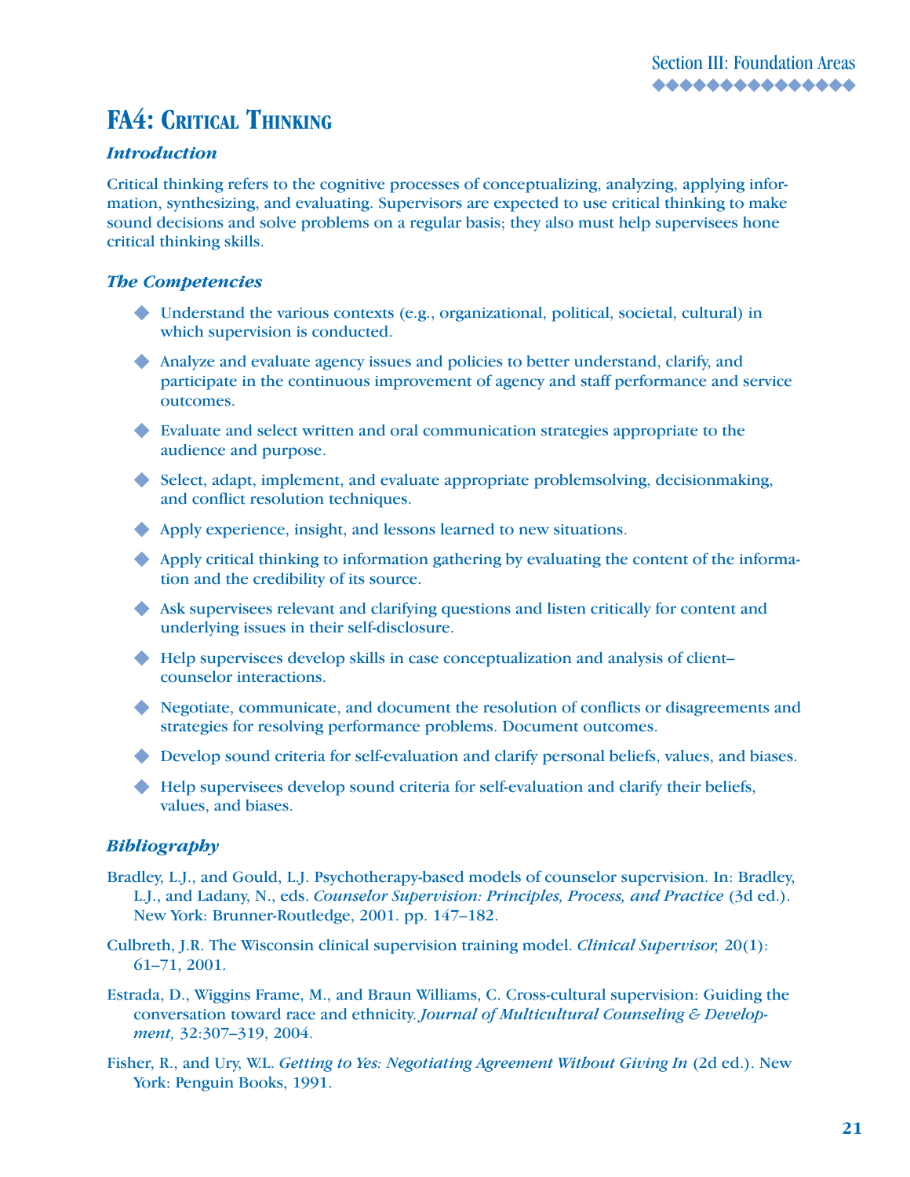## FA4: Critical Thinking

### *Introduction*

Critical thinking refers to the cognitive processes of conceptualizing, analyzing, applying information, synthesizing, and evaluating. Supervisors are expected to use critical thinking to make sound decisions and solve problems on a regular basis; they also must help supervisees hone critical thinking skills.

### *The Competencies*

- Understand the various contexts (e.g., organizational, political, societal, cultural) in which supervision is conducted.
- Analyze and evaluate agency issues and policies to better understand, clarify, and participate in the continuous improvement of agency and staff performance and service outcomes.
- Evaluate and select written and oral communication strategies appropriate to the audience and purpose.
- Select, adapt, implement, and evaluate appropriate problemsolving, decisionmaking, and conflict resolution techniques.
- Apply experience, insight, and lessons learned to new situations.
- Apply critical thinking to information gathering by evaluating the content of the information and the credibility of its source.
- Ask supervisees relevant and clarifying questions and listen critically for content and underlying issues in their self-disclosure.
- Help supervisees develop skills in case conceptualization and analysis of client–counselor interactions.
- Negotiate, communicate, and document the resolution of conflicts or disagreements and strategies for resolving performance problems. Document outcomes.
- Develop sound criteria for self-evaluation and clarify personal beliefs, values, and biases.
- Help supervisees develop sound criteria for self-evaluation and clarify their beliefs, values, and biases.

### *Bibliography*

Bradley, L.J., and Gould, L.J. Psychotherapy-based models of counselor supervision. In: Bradley, L.J., and Ladany, N., eds. *Counselor Supervision: Principles, Process, and Practice* (3d ed.). New York: Brunner-Routledge, 2001. pp. 147–182.

Culbreth, J.R. The Wisconsin clinical supervision training model. *Clinical Supervisor,* 20(1): 61–71, 2001.

Estrada, D., Wiggins Frame, M., and Braun Williams, C. Cross-cultural supervision: Guiding the conversation toward race and ethnicity. *Journal of Multicultural Counseling & Development,* 32:307–319, 2004.

Fisher, R., and Ury, W.L. *Getting to Yes: Negotiating Agreement Without Giving In* (2d ed.). New York: Penguin Books, 1991.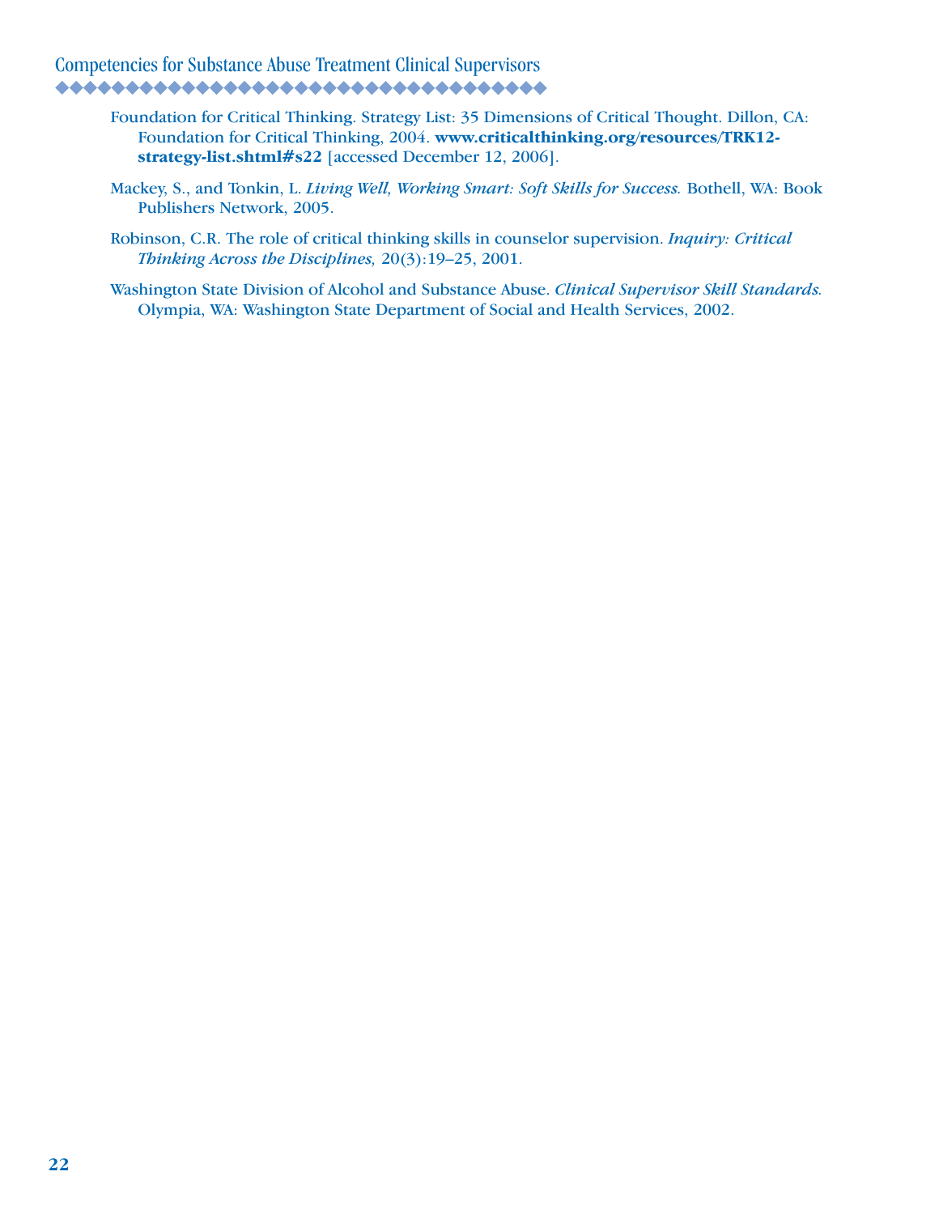Foundation for Critical Thinking. Strategy List: 35 Dimensions of Critical Thought. Dillon, CA: Foundation for Critical Thinking, 2004. **www.criticalthinking.org/resources/TRK12-strategy-list.shtml#s22** [accessed December 12, 2006].

Mackey, S., and Tonkin, L. *Living Well, Working Smart: Soft Skills for Success.* Bothell, WA: Book Publishers Network, 2005.

Robinson, C.R. The role of critical thinking skills in counselor supervision. *Inquiry: Critical Thinking Across the Disciplines,* 20(3):19–25, 2001.

Washington State Division of Alcohol and Substance Abuse. *Clinical Supervisor Skill Standards.* Olympia, WA: Washington State Department of Social and Health Services, 2002.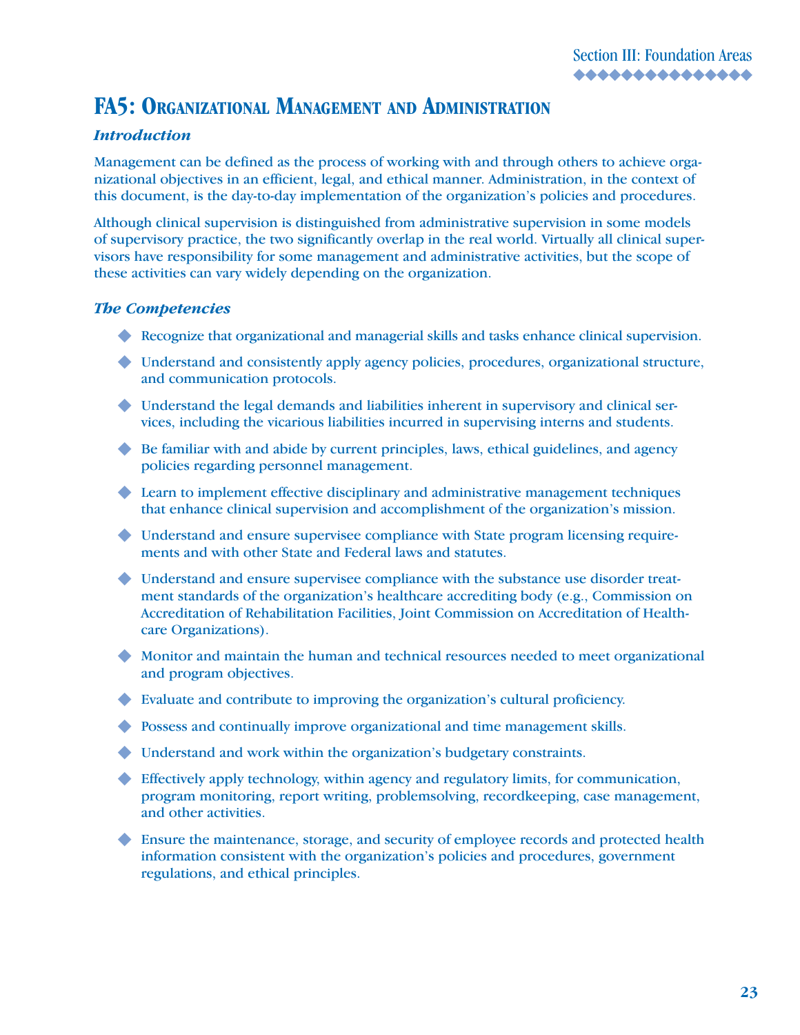## FA5: Organizational Management and Administration

### *Introduction*

Management can be defined as the process of working with and through others to achieve organizational objectives in an efficient, legal, and ethical manner. Administration, in the context of this document, is the day-to-day implementation of the organization's policies and procedures.

Although clinical supervision is distinguished from administrative supervision in some models of supervisory practice, the two significantly overlap in the real world. Virtually all clinical supervisors have responsibility for some management and administrative activities, but the scope of these activities can vary widely depending on the organization.

### *The Competencies*

- Recognize that organizational and managerial skills and tasks enhance clinical supervision.
- Understand and consistently apply agency policies, procedures, organizational structure, and communication protocols.
- Understand the legal demands and liabilities inherent in supervisory and clinical services, including the vicarious liabilities incurred in supervising interns and students.
- Be familiar with and abide by current principles, laws, ethical guidelines, and agency policies regarding personnel management.
- Learn to implement effective disciplinary and administrative management techniques that enhance clinical supervision and accomplishment of the organization's mission.
- Understand and ensure supervisee compliance with State program licensing requirements and with other State and Federal laws and statutes.
- Understand and ensure supervisee compliance with the substance use disorder treatment standards of the organization's healthcare accrediting body (e.g., Commission on Accreditation of Rehabilitation Facilities, Joint Commission on Accreditation of Healthcare Organizations).
- Monitor and maintain the human and technical resources needed to meet organizational and program objectives.
- Evaluate and contribute to improving the organization's cultural proficiency.
- Possess and continually improve organizational and time management skills.
- Understand and work within the organization's budgetary constraints.
- Effectively apply technology, within agency and regulatory limits, for communication, program monitoring, report writing, problemsolving, recordkeeping, case management, and other activities.
- Ensure the maintenance, storage, and security of employee records and protected health information consistent with the organization's policies and procedures, government regulations, and ethical principles.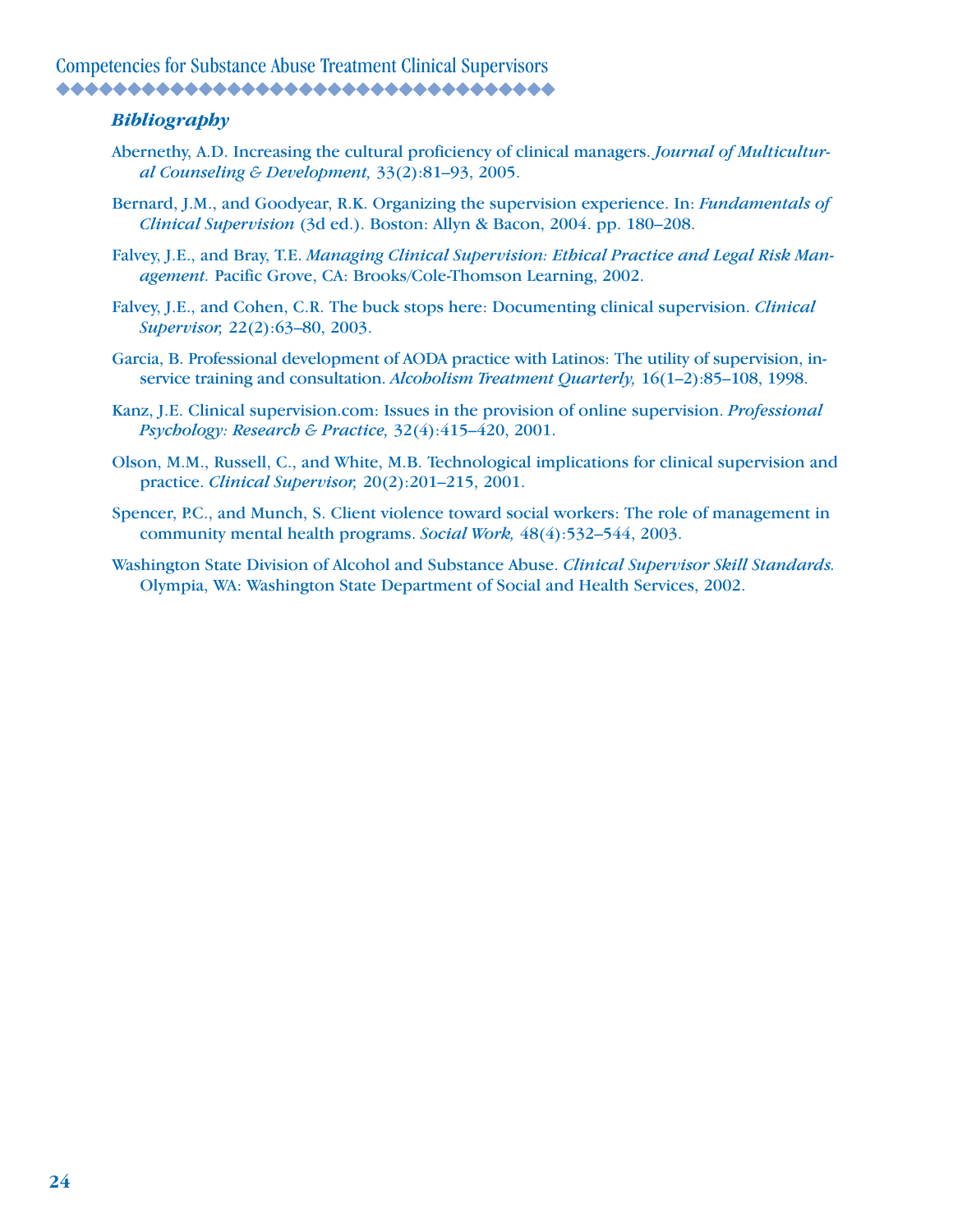### *Bibliography*

Abernethy, A.D. Increasing the cultural proficiency of clinical managers. *Journal of Multicultural Counseling & Development,* 33(2):81–93, 2005.

Bernard, J.M., and Goodyear, R.K. Organizing the supervision experience. In: *Fundamentals of Clinical Supervision* (3d ed.). Boston: Allyn & Bacon, 2004. pp. 180–208.

Falvey, J.E., and Bray, T.E. *Managing Clinical Supervision: Ethical Practice and Legal Risk Management.* Pacific Grove, CA: Brooks/Cole-Thomson Learning, 2002.

Falvey, J.E., and Cohen, C.R. The buck stops here: Documenting clinical supervision. *Clinical Supervisor,* 22(2):63–80, 2003.

Garcia, B. Professional development of AODA practice with Latinos: The utility of supervision, in-service training and consultation. *Alcoholism Treatment Quarterly,* 16(1–2):85–108, 1998.

Kanz, J.E. Clinical supervision.com: Issues in the provision of online supervision. *Professional Psychology: Research & Practice,* 32(4):415–420, 2001.

Olson, M.M., Russell, C., and White, M.B. Technological implications for clinical supervision and practice. *Clinical Supervisor,* 20(2):201–215, 2001.

Spencer, P.C., and Munch, S. Client violence toward social workers: The role of management in community mental health programs. *Social Work,* 48(4):532–544, 2003.

Washington State Division of Alcohol and Substance Abuse. *Clinical Supervisor Skill Standards.* Olympia, WA: Washington State Department of Social and Health Services, 2002.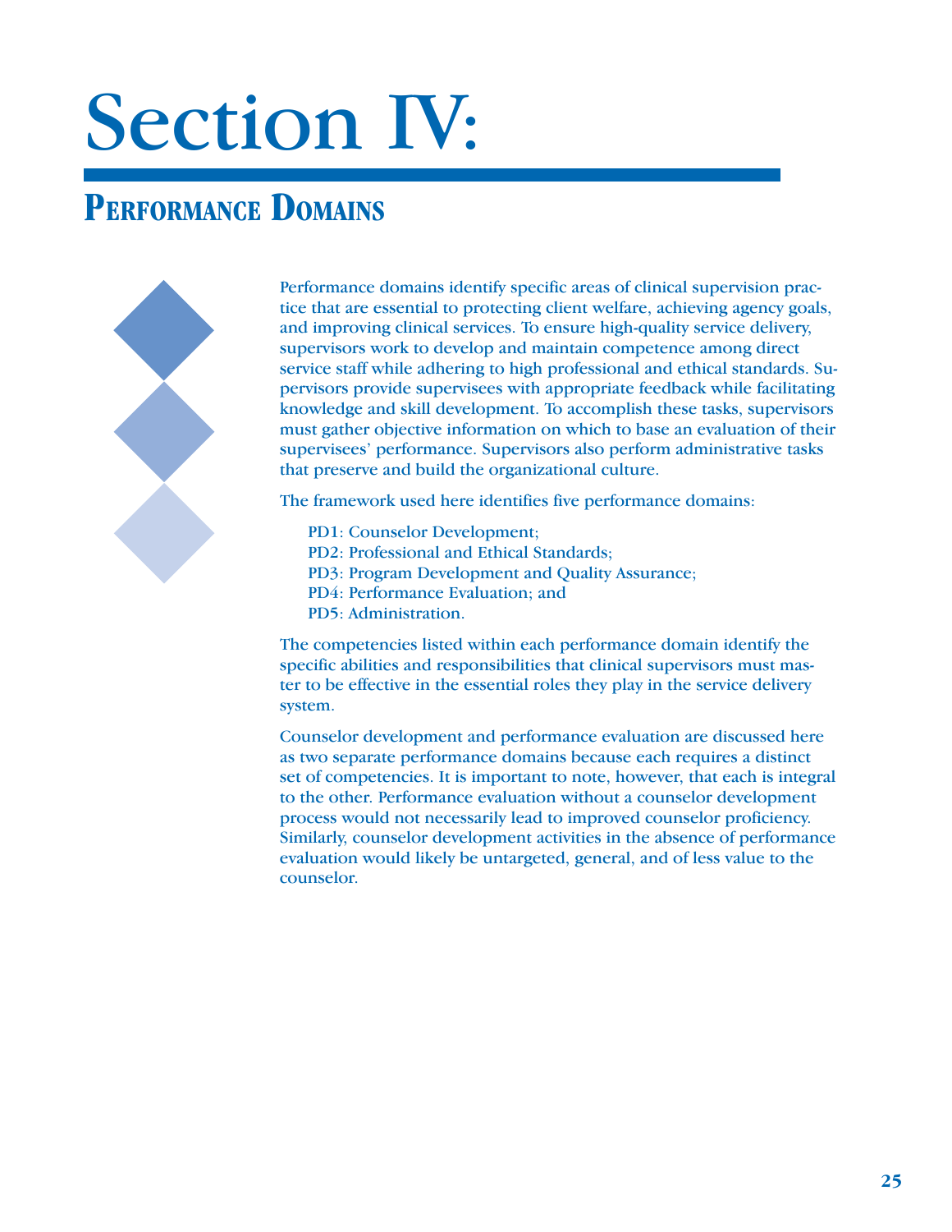# Section IV:

## Performance Domains

Performance domains identify specific areas of clinical supervision practice that are essential to protecting client welfare, achieving agency goals, and improving clinical services. To ensure high-quality service delivery, supervisors work to develop and maintain competence among direct service staff while adhering to high professional and ethical standards. Supervisors provide supervisees with appropriate feedback while facilitating knowledge and skill development. To accomplish these tasks, supervisors must gather objective information on which to base an evaluation of their supervisees' performance. Supervisors also perform administrative tasks that preserve and build the organizational culture.

The framework used here identifies five performance domains:

- PD1: Counselor Development;
- PD2: Professional and Ethical Standards;
- PD3: Program Development and Quality Assurance;
- PD4: Performance Evaluation; and
- PD5: Administration.

The competencies listed within each performance domain identify the specific abilities and responsibilities that clinical supervisors must master to be effective in the essential roles they play in the service delivery system.

Counselor development and performance evaluation are discussed here as two separate performance domains because each requires a distinct set of competencies. It is important to note, however, that each is integral to the other. Performance evaluation without a counselor development process would not necessarily lead to improved counselor proficiency. Similarly, counselor development activities in the absence of performance evaluation would likely be untargeted, general, and of less value to the counselor.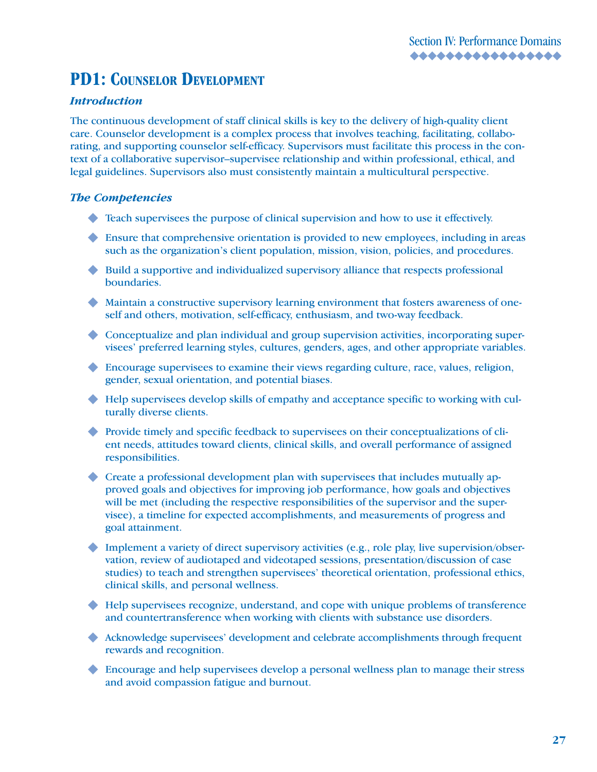# PD1: Counselor Development

### *Introduction*

The continuous development of staff clinical skills is key to the delivery of high-quality client care. Counselor development is a complex process that involves teaching, facilitating, collaborating, and supporting counselor self-efficacy. Supervisors must facilitate this process in the context of a collaborative supervisor–supervisee relationship and within professional, ethical, and legal guidelines. Supervisors also must consistently maintain a multicultural perspective.

### *The Competencies*

- Teach supervisees the purpose of clinical supervision and how to use it effectively.
- Ensure that comprehensive orientation is provided to new employees, including in areas such as the organization's client population, mission, vision, policies, and procedures.
- Build a supportive and individualized supervisory alliance that respects professional boundaries.
- Maintain a constructive supervisory learning environment that fosters awareness of oneself and others, motivation, self-efficacy, enthusiasm, and two-way feedback.
- Conceptualize and plan individual and group supervision activities, incorporating supervisees' preferred learning styles, cultures, genders, ages, and other appropriate variables.
- Encourage supervisees to examine their views regarding culture, race, values, religion, gender, sexual orientation, and potential biases.
- Help supervisees develop skills of empathy and acceptance specific to working with culturally diverse clients.
- Provide timely and specific feedback to supervisees on their conceptualizations of client needs, attitudes toward clients, clinical skills, and overall performance of assigned responsibilities.
- Create a professional development plan with supervisees that includes mutually approved goals and objectives for improving job performance, how goals and objectives will be met (including the respective responsibilities of the supervisor and the supervisee), a timeline for expected accomplishments, and measurements of progress and goal attainment.
- Implement a variety of direct supervisory activities (e.g., role play, live supervision/observation, review of audiotaped and videotaped sessions, presentation/discussion of case studies) to teach and strengthen supervisees' theoretical orientation, professional ethics, clinical skills, and personal wellness.
- Help supervisees recognize, understand, and cope with unique problems of transference and countertransference when working with clients with substance use disorders.
- Acknowledge supervisees' development and celebrate accomplishments through frequent rewards and recognition.
- Encourage and help supervisees develop a personal wellness plan to manage their stress and avoid compassion fatigue and burnout.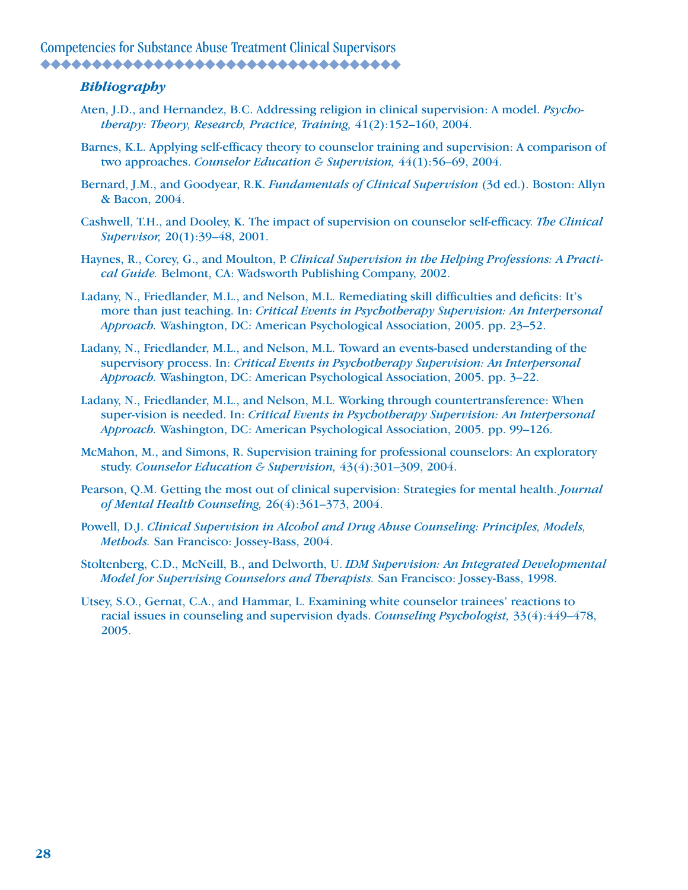## *Bibliography*

Aten, J.D., and Hernandez, B.C. Addressing religion in clinical supervision: A model. *Psychotherapy: Theory, Research, Practice, Training,* 41(2):152–160, 2004.

Barnes, K.L. Applying self-efficacy theory to counselor training and supervision: A comparison of two approaches. *Counselor Education & Supervision,* 44(1):56–69, 2004.

Bernard, J.M., and Goodyear, R.K. *Fundamentals of Clinical Supervision* (3d ed.). Boston: Allyn & Bacon, 2004.

Cashwell, T.H., and Dooley, K. The impact of supervision on counselor self-efficacy. *The Clinical Supervisor,* 20(1):39–48, 2001.

Haynes, R., Corey, G., and Moulton, P. *Clinical Supervision in the Helping Professions: A Practical Guide.* Belmont, CA: Wadsworth Publishing Company, 2002.

Ladany, N., Friedlander, M.L., and Nelson, M.L. Remediating skill difficulties and deficits: It's more than just teaching. In: *Critical Events in Psychotherapy Supervision: An Interpersonal Approach.* Washington, DC: American Psychological Association, 2005. pp. 23–52.

Ladany, N., Friedlander, M.L., and Nelson, M.L. Toward an events-based understanding of the supervisory process. In: *Critical Events in Psychotherapy Supervision: An Interpersonal Approach.* Washington, DC: American Psychological Association, 2005. pp. 3–22.

Ladany, N., Friedlander, M.L., and Nelson, M.L. Working through countertransference: When super-vision is needed. In: *Critical Events in Psychotherapy Supervision: An Interpersonal Approach.* Washington, DC: American Psychological Association, 2005. pp. 99–126.

McMahon, M., and Simons, R. Supervision training for professional counselors: An exploratory study. *Counselor Education & Supervision,* 43(4):301–309, 2004.

Pearson, Q.M. Getting the most out of clinical supervision: Strategies for mental health. *Journal of Mental Health Counseling,* 26(4):361–373, 2004.

Powell, D.J. *Clinical Supervision in Alcohol and Drug Abuse Counseling: Principles, Models, Methods.* San Francisco: Jossey-Bass, 2004.

Stoltenberg, C.D., McNeill, B., and Delworth, U. *IDM Supervision: An Integrated Developmental Model for Supervising Counselors and Therapists.* San Francisco: Jossey-Bass, 1998.

Utsey, S.O., Gernat, C.A., and Hammar, L. Examining white counselor trainees' reactions to racial issues in counseling and supervision dyads. *Counseling Psychologist,* 33(4):449–478, 2005.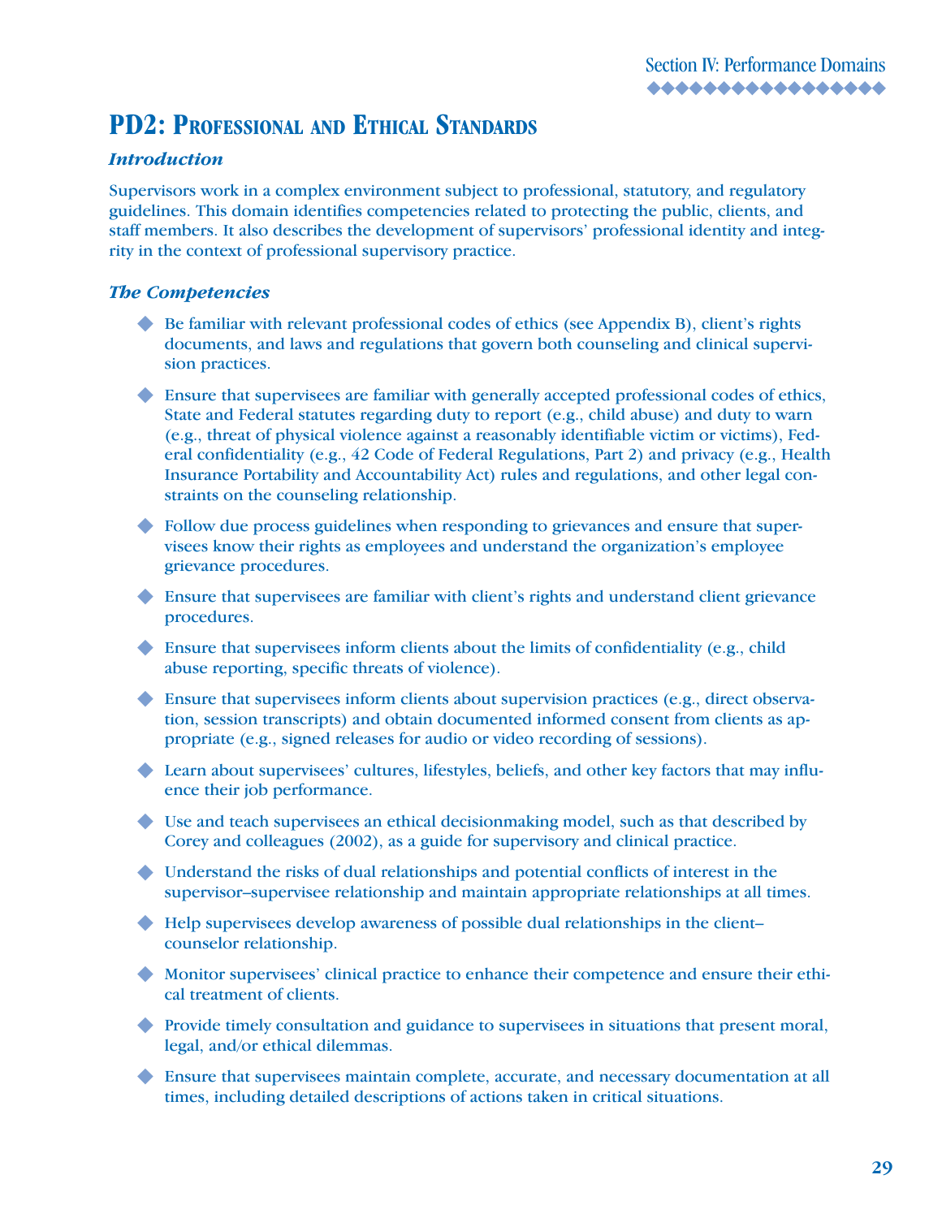## PD2: Professional and Ethical Standards

### *Introduction*

Supervisors work in a complex environment subject to professional, statutory, and regulatory guidelines. This domain identifies competencies related to protecting the public, clients, and staff members. It also describes the development of supervisors' professional identity and integrity in the context of professional supervisory practice.

### *The Competencies*

- Be familiar with relevant professional codes of ethics (see Appendix B), client's rights documents, and laws and regulations that govern both counseling and clinical supervision practices.
- Ensure that supervisees are familiar with generally accepted professional codes of ethics, State and Federal statutes regarding duty to report (e.g., child abuse) and duty to warn (e.g., threat of physical violence against a reasonably identifiable victim or victims), Federal confidentiality (e.g., 42 Code of Federal Regulations, Part 2) and privacy (e.g., Health Insurance Portability and Accountability Act) rules and regulations, and other legal constraints on the counseling relationship.
- Follow due process guidelines when responding to grievances and ensure that supervisees know their rights as employees and understand the organization's employee grievance procedures.
- Ensure that supervisees are familiar with client's rights and understand client grievance procedures.
- Ensure that supervisees inform clients about the limits of confidentiality (e.g., child abuse reporting, specific threats of violence).
- Ensure that supervisees inform clients about supervision practices (e.g., direct observation, session transcripts) and obtain documented informed consent from clients as appropriate (e.g., signed releases for audio or video recording of sessions).
- Learn about supervisees' cultures, lifestyles, beliefs, and other key factors that may influence their job performance.
- Use and teach supervisees an ethical decisionmaking model, such as that described by Corey and colleagues (2002), as a guide for supervisory and clinical practice.
- Understand the risks of dual relationships and potential conflicts of interest in the supervisor–supervisee relationship and maintain appropriate relationships at all times.
- Help supervisees develop awareness of possible dual relationships in the client–counselor relationship.
- Monitor supervisees' clinical practice to enhance their competence and ensure their ethical treatment of clients.
- Provide timely consultation and guidance to supervisees in situations that present moral, legal, and/or ethical dilemmas.
- Ensure that supervisees maintain complete, accurate, and necessary documentation at all times, including detailed descriptions of actions taken in critical situations.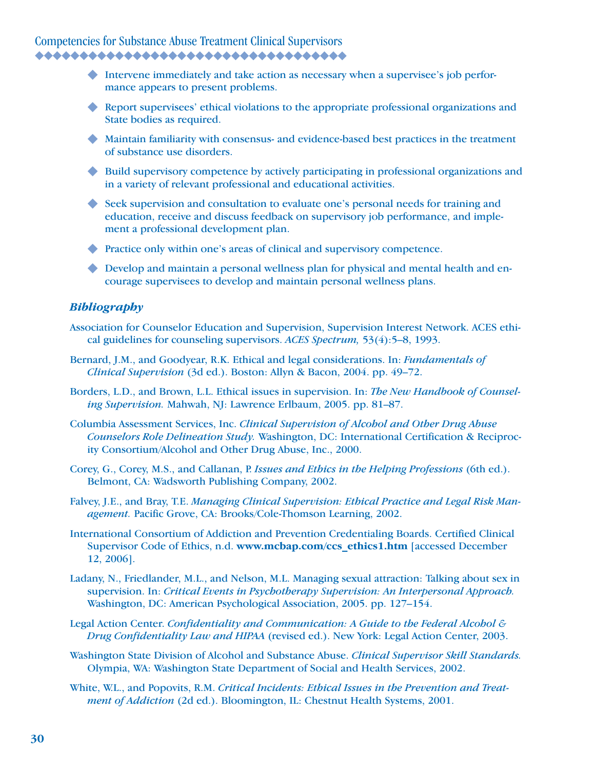- Intervene immediately and take action as necessary when a supervisee's job performance appears to present problems.
- Report supervisees' ethical violations to the appropriate professional organizations and State bodies as required.
- Maintain familiarity with consensus- and evidence-based best practices in the treatment of substance use disorders.
- Build supervisory competence by actively participating in professional organizations and in a variety of relevant professional and educational activities.
- Seek supervision and consultation to evaluate one's personal needs for training and education, receive and discuss feedback on supervisory job performance, and implement a professional development plan.
- Practice only within one's areas of clinical and supervisory competence.
- Develop and maintain a personal wellness plan for physical and mental health and encourage supervisees to develop and maintain personal wellness plans.

### *Bibliography*

Association for Counselor Education and Supervision, Supervision Interest Network. ACES ethical guidelines for counseling supervisors. *ACES Spectrum,* 53(4):5–8, 1993.

Bernard, J.M., and Goodyear, R.K. Ethical and legal considerations. In: *Fundamentals of Clinical Supervision* (3d ed.). Boston: Allyn & Bacon, 2004. pp. 49–72.

Borders, L.D., and Brown, L.L. Ethical issues in supervision. In: *The New Handbook of Counseling Supervision.* Mahwah, NJ: Lawrence Erlbaum, 2005. pp. 81–87.

Columbia Assessment Services, Inc. *Clinical Supervision of Alcohol and Other Drug Abuse Counselors Role Delineation Study.* Washington, DC: International Certification & Reciprocity Consortium/Alcohol and Other Drug Abuse, Inc., 2000.

Corey, G., Corey, M.S., and Callanan, P. *Issues and Ethics in the Helping Professions* (6th ed.). Belmont, CA: Wadsworth Publishing Company, 2002.

Falvey, J.E., and Bray, T.E. *Managing Clinical Supervision: Ethical Practice and Legal Risk Management.* Pacific Grove, CA: Brooks/Cole-Thomson Learning, 2002.

International Consortium of Addiction and Prevention Credentialing Boards. Certified Clinical Supervisor Code of Ethics, n.d. **www.mcbap.com/ccs_ethics1.htm** [accessed December 12, 2006].

Ladany, N., Friedlander, M.L., and Nelson, M.L. Managing sexual attraction: Talking about sex in supervision. In: *Critical Events in Psychotherapy Supervision: An Interpersonal Approach.* Washington, DC: American Psychological Association, 2005. pp. 127–154.

Legal Action Center. *Confidentiality and Communication: A Guide to the Federal Alcohol & Drug Confidentiality Law and HIPAA* (revised ed.). New York: Legal Action Center, 2003.

Washington State Division of Alcohol and Substance Abuse. *Clinical Supervisor Skill Standards.* Olympia, WA: Washington State Department of Social and Health Services, 2002.

White, W.L., and Popovits, R.M. *Critical Incidents: Ethical Issues in the Prevention and Treatment of Addiction* (2d ed.). Bloomington, IL: Chestnut Health Systems, 2001.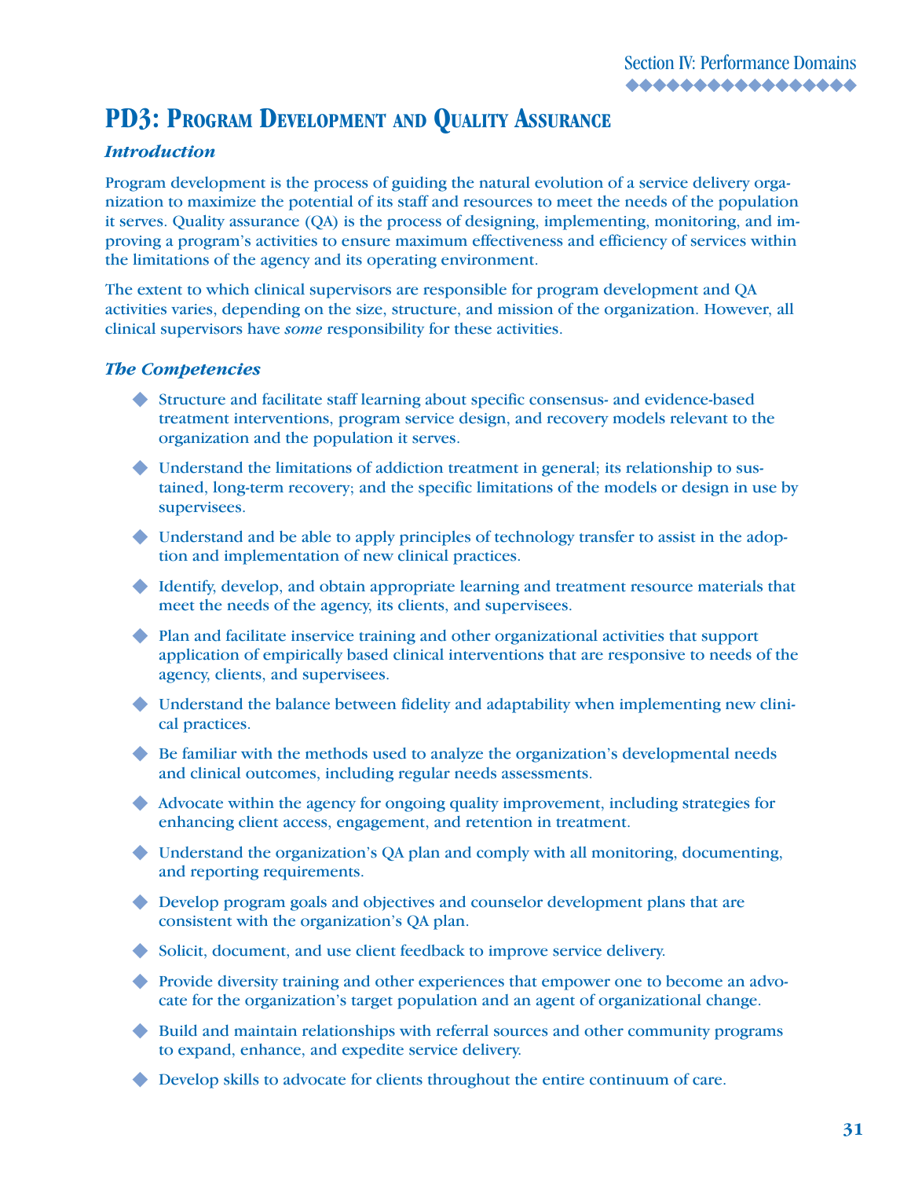# PD3: Program Development and Quality Assurance

### *Introduction*

Program development is the process of guiding the natural evolution of a service delivery organization to maximize the potential of its staff and resources to meet the needs of the population it serves. Quality assurance (QA) is the process of designing, implementing, monitoring, and improving a program's activities to ensure maximum effectiveness and efficiency of services within the limitations of the agency and its operating environment.

The extent to which clinical supervisors are responsible for program development and QA activities varies, depending on the size, structure, and mission of the organization. However, all clinical supervisors have *some* responsibility for these activities.

### *The Competencies*

- Structure and facilitate staff learning about specific consensus- and evidence-based treatment interventions, program service design, and recovery models relevant to the organization and the population it serves.
- Understand the limitations of addiction treatment in general; its relationship to sustained, long-term recovery; and the specific limitations of the models or design in use by supervisees.
- Understand and be able to apply principles of technology transfer to assist in the adoption and implementation of new clinical practices.
- Identify, develop, and obtain appropriate learning and treatment resource materials that meet the needs of the agency, its clients, and supervisees.
- Plan and facilitate inservice training and other organizational activities that support application of empirically based clinical interventions that are responsive to needs of the agency, clients, and supervisees.
- Understand the balance between fidelity and adaptability when implementing new clinical practices.
- Be familiar with the methods used to analyze the organization's developmental needs and clinical outcomes, including regular needs assessments.
- Advocate within the agency for ongoing quality improvement, including strategies for enhancing client access, engagement, and retention in treatment.
- Understand the organization's QA plan and comply with all monitoring, documenting, and reporting requirements.
- Develop program goals and objectives and counselor development plans that are consistent with the organization's QA plan.
- Solicit, document, and use client feedback to improve service delivery.
- Provide diversity training and other experiences that empower one to become an advocate for the organization's target population and an agent of organizational change.
- Build and maintain relationships with referral sources and other community programs to expand, enhance, and expedite service delivery.
- Develop skills to advocate for clients throughout the entire continuum of care.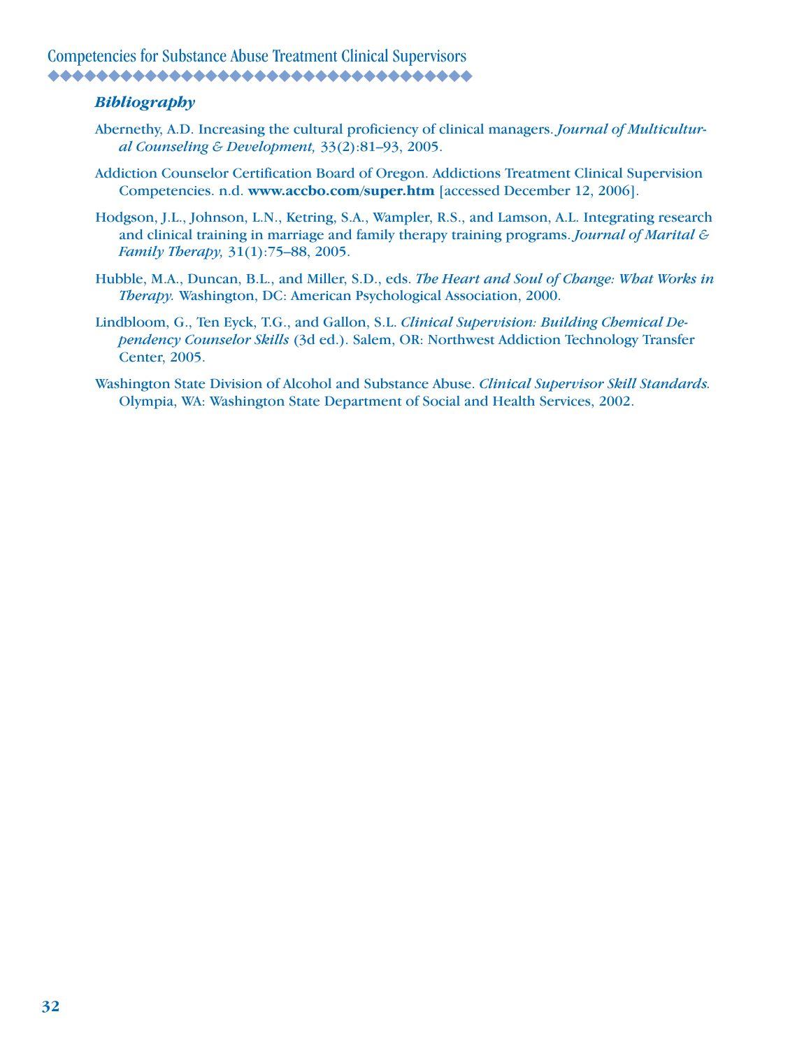### *Bibliography*

Abernethy, A.D. Increasing the cultural proficiency of clinical managers. *Journal of Multicultural Counseling & Development,* 33(2):81–93, 2005.

Addiction Counselor Certification Board of Oregon. Addictions Treatment Clinical Supervision Competencies. n.d. **www.accbo.com/super.htm** [accessed December 12, 2006].

Hodgson, J.L., Johnson, L.N., Ketring, S.A., Wampler, R.S., and Lamson, A.L. Integrating research and clinical training in marriage and family therapy training programs. *Journal of Marital & Family Therapy,* 31(1):75–88, 2005.

Hubble, M.A., Duncan, B.L., and Miller, S.D., eds. *The Heart and Soul of Change: What Works in Therapy.* Washington, DC: American Psychological Association, 2000.

Lindbloom, G., Ten Eyck, T.G., and Gallon, S.L. *Clinical Supervision: Building Chemical Dependency Counselor Skills* (3d ed.). Salem, OR: Northwest Addiction Technology Transfer Center, 2005.

Washington State Division of Alcohol and Substance Abuse. *Clinical Supervisor Skill Standards.* Olympia, WA: Washington State Department of Social and Health Services, 2002.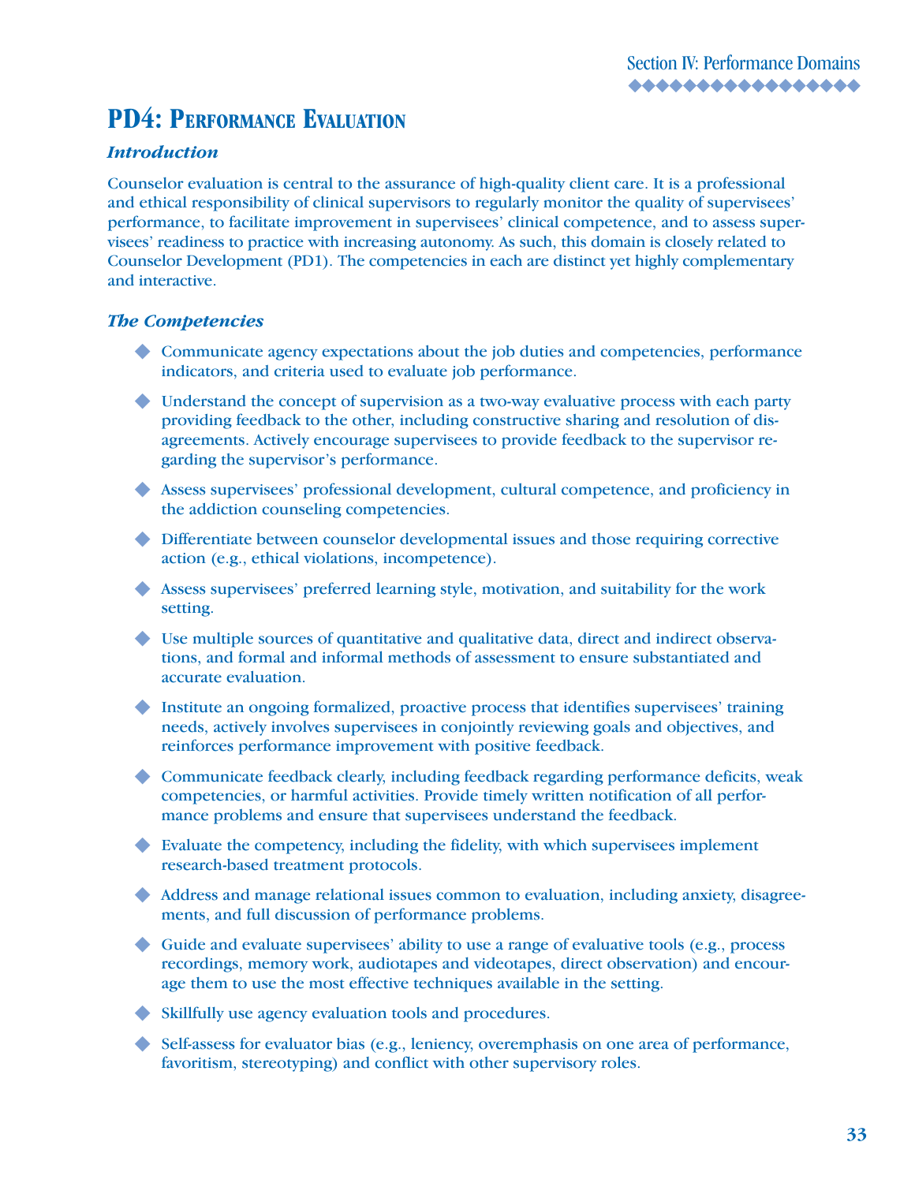# PD4: Performance Evaluation

### *Introduction*

Counselor evaluation is central to the assurance of high-quality client care. It is a professional and ethical responsibility of clinical supervisors to regularly monitor the quality of supervisees' performance, to facilitate improvement in supervisees' clinical competence, and to assess supervisees' readiness to practice with increasing autonomy. As such, this domain is closely related to Counselor Development (PD1). The competencies in each are distinct yet highly complementary and interactive.

### *The Competencies*

- Communicate agency expectations about the job duties and competencies, performance indicators, and criteria used to evaluate job performance.
- Understand the concept of supervision as a two-way evaluative process with each party providing feedback to the other, including constructive sharing and resolution of disagreements. Actively encourage supervisees to provide feedback to the supervisor regarding the supervisor's performance.
- Assess supervisees' professional development, cultural competence, and proficiency in the addiction counseling competencies.
- Differentiate between counselor developmental issues and those requiring corrective action (e.g., ethical violations, incompetence).
- Assess supervisees' preferred learning style, motivation, and suitability for the work setting.
- Use multiple sources of quantitative and qualitative data, direct and indirect observations, and formal and informal methods of assessment to ensure substantiated and accurate evaluation.
- Institute an ongoing formalized, proactive process that identifies supervisees' training needs, actively involves supervisees in conjointly reviewing goals and objectives, and reinforces performance improvement with positive feedback.
- Communicate feedback clearly, including feedback regarding performance deficits, weak competencies, or harmful activities. Provide timely written notification of all performance problems and ensure that supervisees understand the feedback.
- Evaluate the competency, including the fidelity, with which supervisees implement research-based treatment protocols.
- Address and manage relational issues common to evaluation, including anxiety, disagreements, and full discussion of performance problems.
- Guide and evaluate supervisees' ability to use a range of evaluative tools (e.g., process recordings, memory work, audiotapes and videotapes, direct observation) and encourage them to use the most effective techniques available in the setting.
- Skillfully use agency evaluation tools and procedures.
- Self-assess for evaluator bias (e.g., leniency, overemphasis on one area of performance, favoritism, stereotyping) and conflict with other supervisory roles.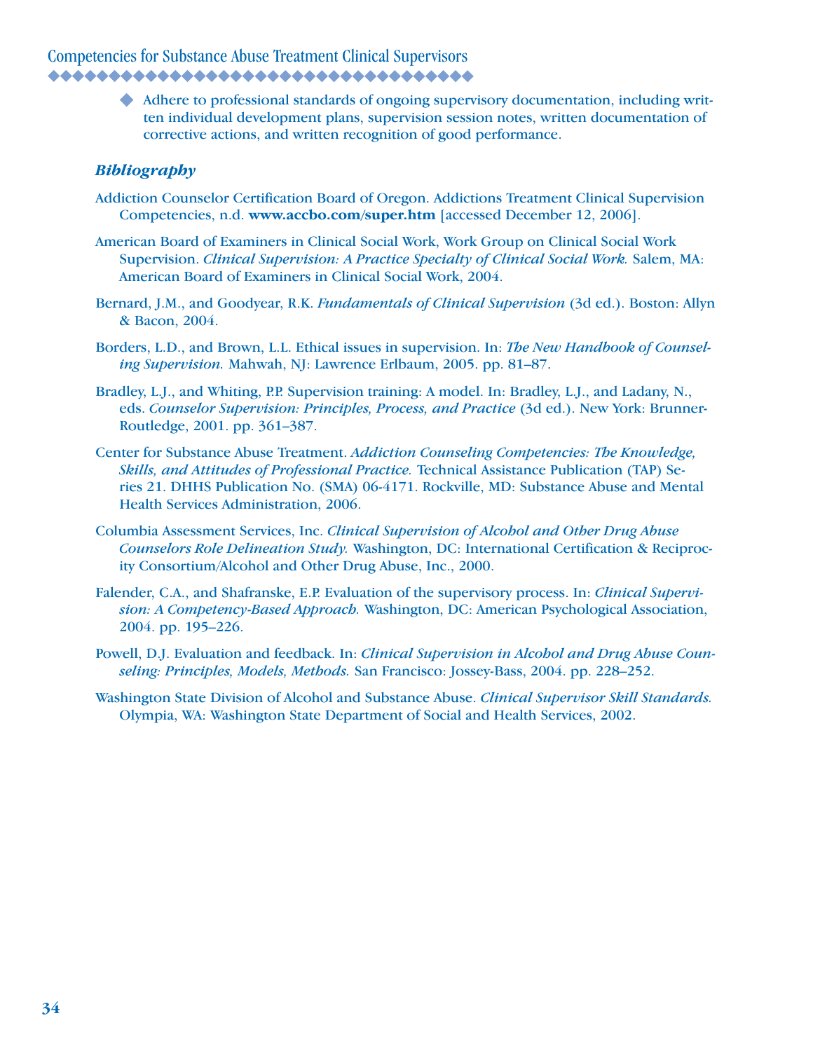- Adhere to professional standards of ongoing supervisory documentation, including written individual development plans, supervision session notes, written documentation of corrective actions, and written recognition of good performance.

### *Bibliography*

Addiction Counselor Certification Board of Oregon. Addictions Treatment Clinical Supervision Competencies, n.d. **www.accbo.com/super.htm** [accessed December 12, 2006].

American Board of Examiners in Clinical Social Work, Work Group on Clinical Social Work Supervision. *Clinical Supervision: A Practice Specialty of Clinical Social Work.* Salem, MA: American Board of Examiners in Clinical Social Work, 2004.

Bernard, J.M., and Goodyear, R.K. *Fundamentals of Clinical Supervision* (3d ed.). Boston: Allyn & Bacon, 2004.

Borders, L.D., and Brown, L.L. Ethical issues in supervision. In: *The New Handbook of Counseling Supervision.* Mahwah, NJ: Lawrence Erlbaum, 2005. pp. 81–87.

Bradley, L.J., and Whiting, P.P. Supervision training: A model. In: Bradley, L.J., and Ladany, N., eds. *Counselor Supervision: Principles, Process, and Practice* (3d ed.). New York: Brunner-Routledge, 2001. pp. 361–387.

Center for Substance Abuse Treatment. *Addiction Counseling Competencies: The Knowledge, Skills, and Attitudes of Professional Practice.* Technical Assistance Publication (TAP) Series 21. DHHS Publication No. (SMA) 06-4171. Rockville, MD: Substance Abuse and Mental Health Services Administration, 2006.

Columbia Assessment Services, Inc. *Clinical Supervision of Alcohol and Other Drug Abuse Counselors Role Delineation Study.* Washington, DC: International Certification & Reciprocity Consortium/Alcohol and Other Drug Abuse, Inc., 2000.

Falender, C.A., and Shafranske, E.P. Evaluation of the supervisory process. In: *Clinical Supervision: A Competency-Based Approach.* Washington, DC: American Psychological Association, 2004. pp. 195–226.

Powell, D.J. Evaluation and feedback. In: *Clinical Supervision in Alcohol and Drug Abuse Counseling: Principles, Models, Methods.* San Francisco: Jossey-Bass, 2004. pp. 228–252.

Washington State Division of Alcohol and Substance Abuse. *Clinical Supervisor Skill Standards.* Olympia, WA: Washington State Department of Social and Health Services, 2002.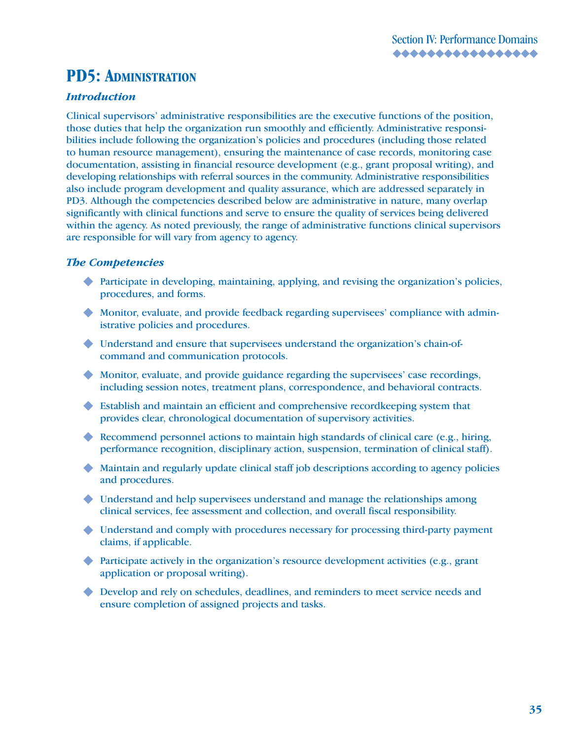# PD5: Administration

### *Introduction*

Clinical supervisors' administrative responsibilities are the executive functions of the position, those duties that help the organization run smoothly and efficiently. Administrative responsibilities include following the organization's policies and procedures (including those related to human resource management), ensuring the maintenance of case records, monitoring case documentation, assisting in financial resource development (e.g., grant proposal writing), and developing relationships with referral sources in the community. Administrative responsibilities also include program development and quality assurance, which are addressed separately in PD3. Although the competencies described below are administrative in nature, many overlap significantly with clinical functions and serve to ensure the quality of services being delivered within the agency. As noted previously, the range of administrative functions clinical supervisors are responsible for will vary from agency to agency.

### *The Competencies*

- Participate in developing, maintaining, applying, and revising the organization's policies, procedures, and forms.
- Monitor, evaluate, and provide feedback regarding supervisees' compliance with administrative policies and procedures.
- Understand and ensure that supervisees understand the organization's chain-of-command and communication protocols.
- Monitor, evaluate, and provide guidance regarding the supervisees' case recordings, including session notes, treatment plans, correspondence, and behavioral contracts.
- Establish and maintain an efficient and comprehensive recordkeeping system that provides clear, chronological documentation of supervisory activities.
- Recommend personnel actions to maintain high standards of clinical care (e.g., hiring, performance recognition, disciplinary action, suspension, termination of clinical staff).
- Maintain and regularly update clinical staff job descriptions according to agency policies and procedures.
- Understand and help supervisees understand and manage the relationships among clinical services, fee assessment and collection, and overall fiscal responsibility.
- Understand and comply with procedures necessary for processing third-party payment claims, if applicable.
- Participate actively in the organization's resource development activities (e.g., grant application or proposal writing).
- Develop and rely on schedules, deadlines, and reminders to meet service needs and ensure completion of assigned projects and tasks.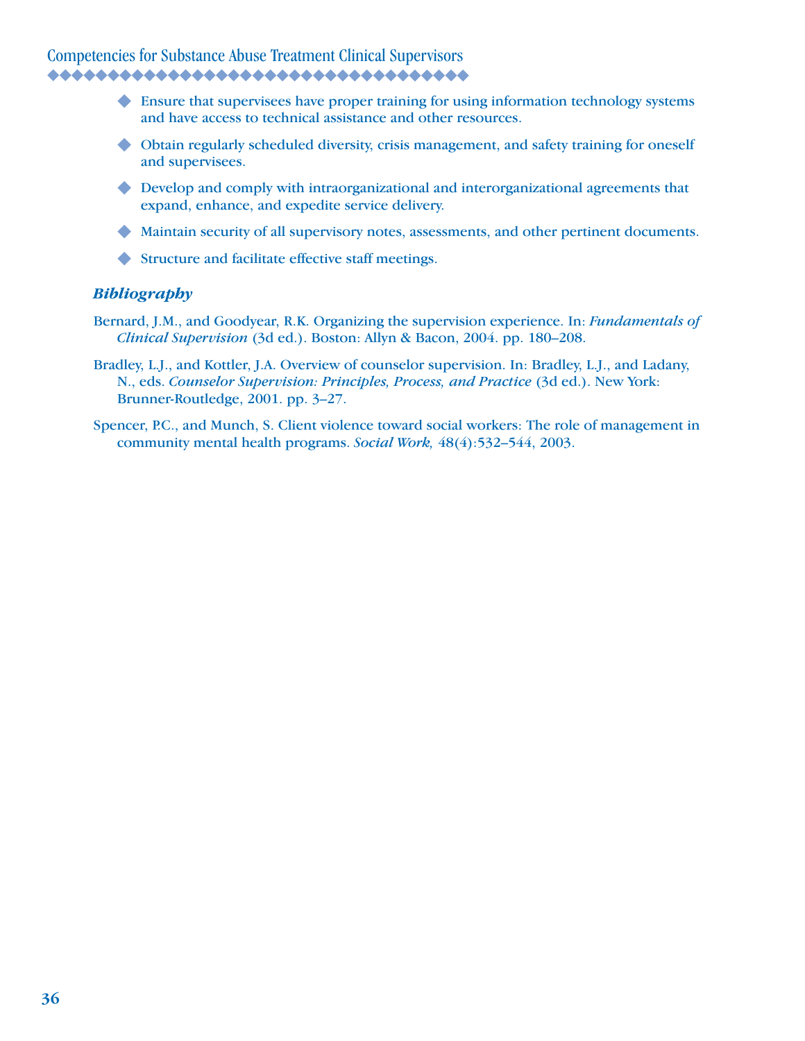- Ensure that supervisees have proper training for using information technology systems and have access to technical assistance and other resources.
- Obtain regularly scheduled diversity, crisis management, and safety training for oneself and supervisees.
- Develop and comply with intraorganizational and interorganizational agreements that expand, enhance, and expedite service delivery.
- Maintain security of all supervisory notes, assessments, and other pertinent documents.
- Structure and facilitate effective staff meetings.

### *Bibliography*

Bernard, J.M., and Goodyear, R.K. Organizing the supervision experience. In: *Fundamentals of Clinical Supervision* (3d ed.). Boston: Allyn & Bacon, 2004. pp. 180–208.

Bradley, L.J., and Kottler, J.A. Overview of counselor supervision. In: Bradley, L.J., and Ladany, N., eds. *Counselor Supervision: Principles, Process, and Practice* (3d ed.). New York: Brunner-Routledge, 2001. pp. 3–27.

Spencer, P.C., and Munch, S. Client violence toward social workers: The role of management in community mental health programs. *Social Work,* 48(4):532–544, 2003.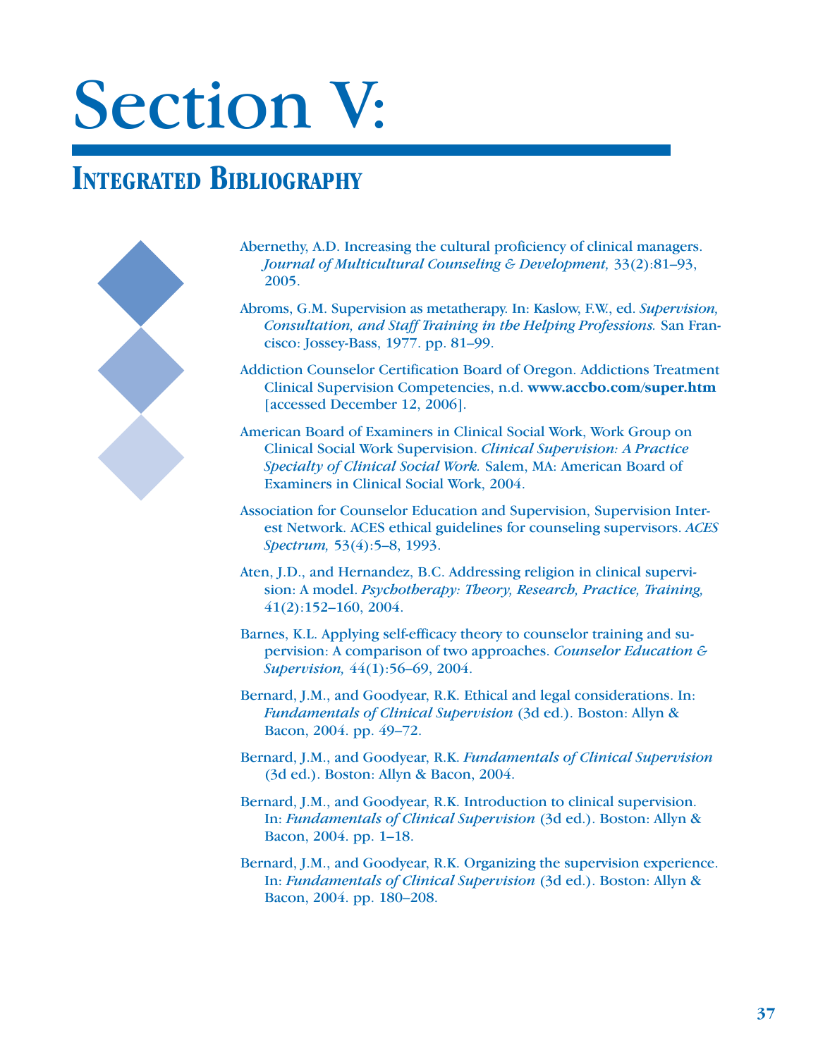# Section V:

## Integrated Bibliography

Abernethy, A.D. Increasing the cultural proficiency of clinical managers. *Journal of Multicultural Counseling & Development,* 33(2):81–93, 2005.

Abroms, G.M. Supervision as metatherapy. In: Kaslow, F.W., ed. *Supervision, Consultation, and Staff Training in the Helping Professions.* San Francisco: Jossey-Bass, 1977. pp. 81–99.

Addiction Counselor Certification Board of Oregon. Addictions Treatment Clinical Supervision Competencies, n.d. **www.accbo.com/super.htm** [accessed December 12, 2006].

American Board of Examiners in Clinical Social Work, Work Group on Clinical Social Work Supervision. *Clinical Supervision: A Practice Specialty of Clinical Social Work.* Salem, MA: American Board of Examiners in Clinical Social Work, 2004.

Association for Counselor Education and Supervision, Supervision Interest Network. ACES ethical guidelines for counseling supervisors. *ACES Spectrum,* 53(4):5–8, 1993.

Aten, J.D., and Hernandez, B.C. Addressing religion in clinical supervision: A model. *Psychotherapy: Theory, Research, Practice, Training,* 41(2):152–160, 2004.

Barnes, K.L. Applying self-efficacy theory to counselor training and supervision: A comparison of two approaches. *Counselor Education & Supervision,* 44(1):56–69, 2004.

Bernard, J.M., and Goodyear, R.K. Ethical and legal considerations. In: *Fundamentals of Clinical Supervision* (3d ed.). Boston: Allyn & Bacon, 2004. pp. 49–72.

Bernard, J.M., and Goodyear, R.K. *Fundamentals of Clinical Supervision* (3d ed.). Boston: Allyn & Bacon, 2004.

Bernard, J.M., and Goodyear, R.K. Introduction to clinical supervision. In: *Fundamentals of Clinical Supervision* (3d ed.). Boston: Allyn & Bacon, 2004. pp. 1–18.

Bernard, J.M., and Goodyear, R.K. Organizing the supervision experience. In: *Fundamentals of Clinical Supervision* (3d ed.). Boston: Allyn & Bacon, 2004. pp. 180–208.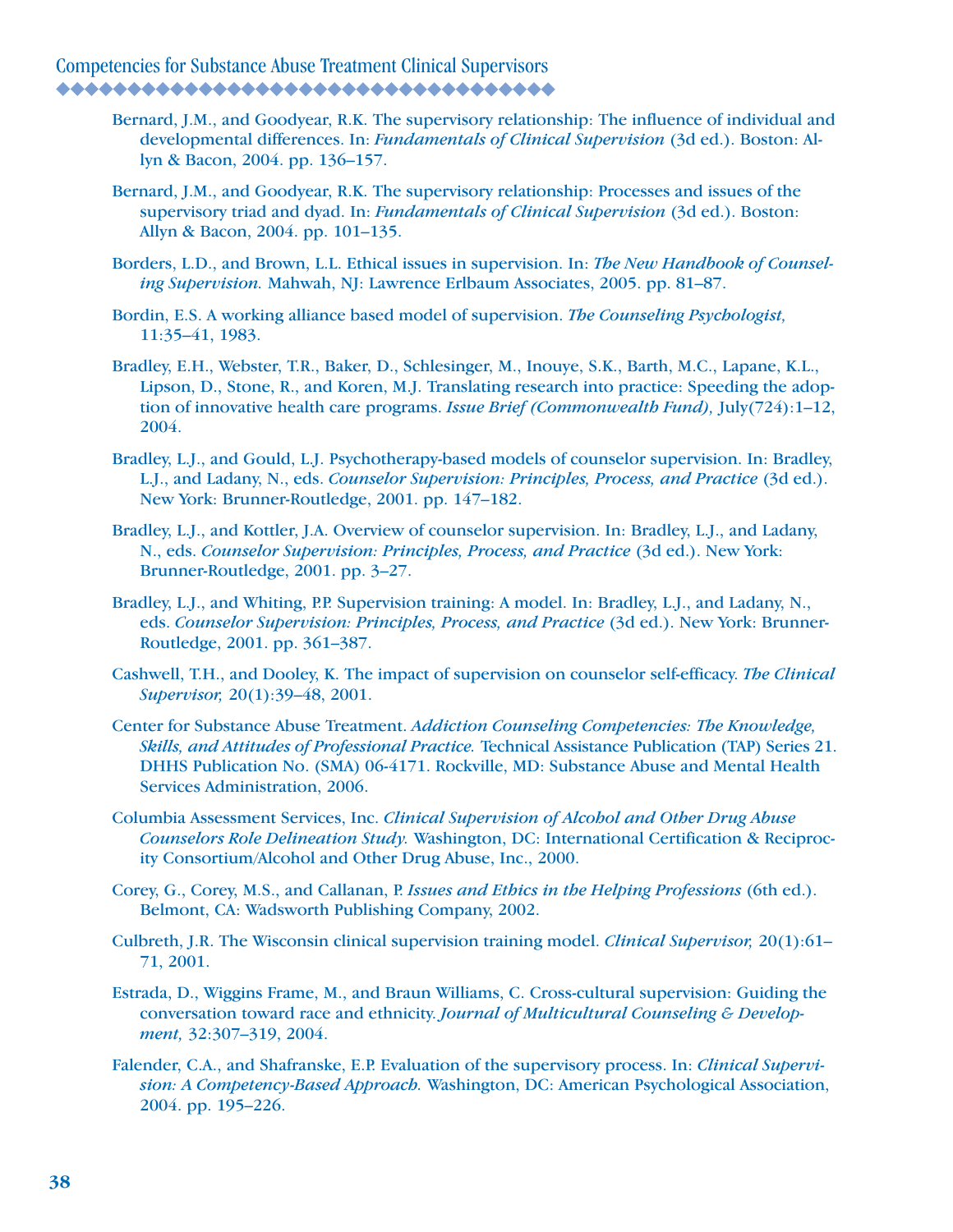Bernard, J.M., and Goodyear, R.K. The supervisory relationship: The influence of individual and developmental differences. In: *Fundamentals of Clinical Supervision* (3d ed.). Boston: Allyn & Bacon, 2004. pp. 136–157.

Bernard, J.M., and Goodyear, R.K. The supervisory relationship: Processes and issues of the supervisory triad and dyad. In: *Fundamentals of Clinical Supervision* (3d ed.). Boston: Allyn & Bacon, 2004. pp. 101–135.

Borders, L.D., and Brown, L.L. Ethical issues in supervision. In: *The New Handbook of Counseling Supervision.* Mahwah, NJ: Lawrence Erlbaum Associates, 2005. pp. 81–87.

Bordin, E.S. A working alliance based model of supervision. *The Counseling Psychologist,* 11:35–41, 1983.

Bradley, E.H., Webster, T.R., Baker, D., Schlesinger, M., Inouye, S.K., Barth, M.C., Lapane, K.L., Lipson, D., Stone, R., and Koren, M.J. Translating research into practice: Speeding the adoption of innovative health care programs. *Issue Brief (Commonwealth Fund),* July(724):1–12, 2004.

Bradley, L.J., and Gould, L.J. Psychotherapy-based models of counselor supervision. In: Bradley, L.J., and Ladany, N., eds. *Counselor Supervision: Principles, Process, and Practice* (3d ed.). New York: Brunner-Routledge, 2001. pp. 147–182.

Bradley, L.J., and Kottler, J.A. Overview of counselor supervision. In: Bradley, L.J., and Ladany, N., eds. *Counselor Supervision: Principles, Process, and Practice* (3d ed.). New York: Brunner-Routledge, 2001. pp. 3–27.

Bradley, L.J., and Whiting, P.P. Supervision training: A model. In: Bradley, L.J., and Ladany, N., eds. *Counselor Supervision: Principles, Process, and Practice* (3d ed.). New York: Brunner-Routledge, 2001. pp. 361–387.

Cashwell, T.H., and Dooley, K. The impact of supervision on counselor self-efficacy. *The Clinical Supervisor,* 20(1):39–48, 2001.

Center for Substance Abuse Treatment. *Addiction Counseling Competencies: The Knowledge, Skills, and Attitudes of Professional Practice.* Technical Assistance Publication (TAP) Series 21. DHHS Publication No. (SMA) 06-4171. Rockville, MD: Substance Abuse and Mental Health Services Administration, 2006.

Columbia Assessment Services, Inc. *Clinical Supervision of Alcohol and Other Drug Abuse Counselors Role Delineation Study.* Washington, DC: International Certification & Reciprocity Consortium/Alcohol and Other Drug Abuse, Inc., 2000.

Corey, G., Corey, M.S., and Callanan, P. *Issues and Ethics in the Helping Professions* (6th ed.). Belmont, CA: Wadsworth Publishing Company, 2002.

Culbreth, J.R. The Wisconsin clinical supervision training model. *Clinical Supervisor,* 20(1):61–71, 2001.

Estrada, D., Wiggins Frame, M., and Braun Williams, C. Cross-cultural supervision: Guiding the conversation toward race and ethnicity. *Journal of Multicultural Counseling & Development,* 32:307–319, 2004.

Falender, C.A., and Shafranske, E.P. Evaluation of the supervisory process. In: *Clinical Supervision: A Competency-Based Approach.* Washington, DC: American Psychological Association, 2004. pp. 195–226.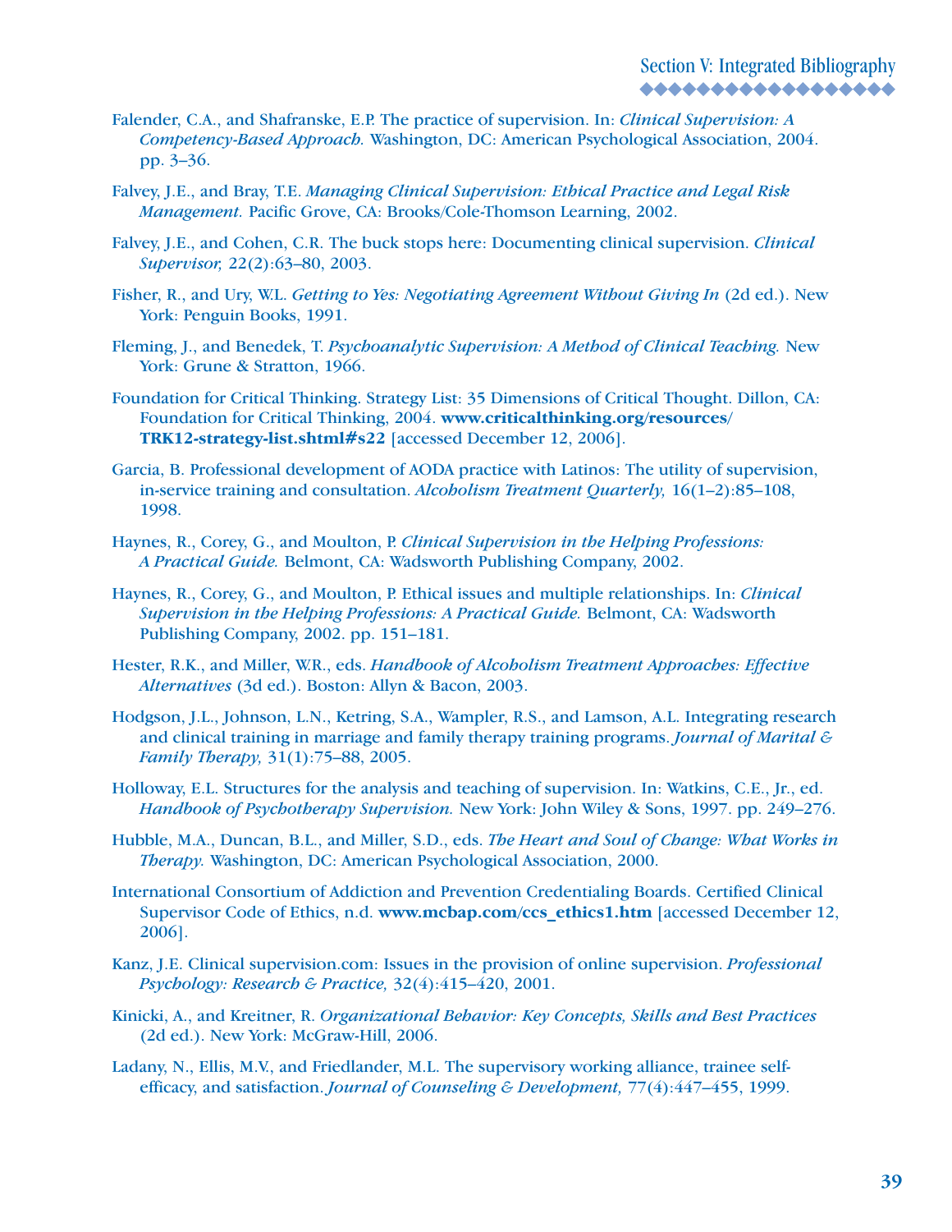Falender, C.A., and Shafranske, E.P. The practice of supervision. In: *Clinical Supervision: A Competency-Based Approach*. Washington, DC: American Psychological Association, 2004. pp. 3–36.

Falvey, J.E., and Bray, T.E. *Managing Clinical Supervision: Ethical Practice and Legal Risk Management.* Pacific Grove, CA: Brooks/Cole-Thomson Learning, 2002.

Falvey, J.E., and Cohen, C.R. The buck stops here: Documenting clinical supervision. *Clinical Supervisor,* 22(2):63–80, 2003.

Fisher, R., and Ury, W.L. *Getting to Yes: Negotiating Agreement Without Giving In* (2d ed.). New York: Penguin Books, 1991.

Fleming, J., and Benedek, T. *Psychoanalytic Supervision: A Method of Clinical Teaching.* New York: Grune & Stratton, 1966.

Foundation for Critical Thinking. Strategy List: 35 Dimensions of Critical Thought. Dillon, CA: Foundation for Critical Thinking, 2004. **www.criticalthinking.org/resources/TRK12-strategy-list.shtml#s22** [accessed December 12, 2006].

Garcia, B. Professional development of AODA practice with Latinos: The utility of supervision, in-service training and consultation. *Alcoholism Treatment Quarterly,* 16(1–2):85–108, 1998.

Haynes, R., Corey, G., and Moulton, P. *Clinical Supervision in the Helping Professions: A Practical Guide.* Belmont, CA: Wadsworth Publishing Company, 2002.

Haynes, R., Corey, G., and Moulton, P. Ethical issues and multiple relationships. In: *Clinical Supervision in the Helping Professions: A Practical Guide.* Belmont, CA: Wadsworth Publishing Company, 2002. pp. 151–181.

Hester, R.K., and Miller, W.R., eds. *Handbook of Alcoholism Treatment Approaches: Effective Alternatives* (3d ed.). Boston: Allyn & Bacon, 2003.

Hodgson, J.L., Johnson, L.N., Ketring, S.A., Wampler, R.S., and Lamson, A.L. Integrating research and clinical training in marriage and family therapy training programs. *Journal of Marital & Family Therapy,* 31(1):75–88, 2005.

Holloway, E.L. Structures for the analysis and teaching of supervision. In: Watkins, C.E., Jr., ed. *Handbook of Psychotherapy Supervision.* New York: John Wiley & Sons, 1997. pp. 249–276.

Hubble, M.A., Duncan, B.L., and Miller, S.D., eds. *The Heart and Soul of Change: What Works in Therapy.* Washington, DC: American Psychological Association, 2000.

International Consortium of Addiction and Prevention Credentialing Boards. Certified Clinical Supervisor Code of Ethics, n.d. **www.mcbap.com/ccs_ethics1.htm** [accessed December 12, 2006].

Kanz, J.E. Clinical supervision.com: Issues in the provision of online supervision. *Professional Psychology: Research & Practice,* 32(4):415–420, 2001.

Kinicki, A., and Kreitner, R. *Organizational Behavior: Key Concepts, Skills and Best Practices* (2d ed.). New York: McGraw-Hill, 2006.

Ladany, N., Ellis, M.V., and Friedlander, M.L. The supervisory working alliance, trainee self-efficacy, and satisfaction. *Journal of Counseling & Development,* 77(4):447–455, 1999.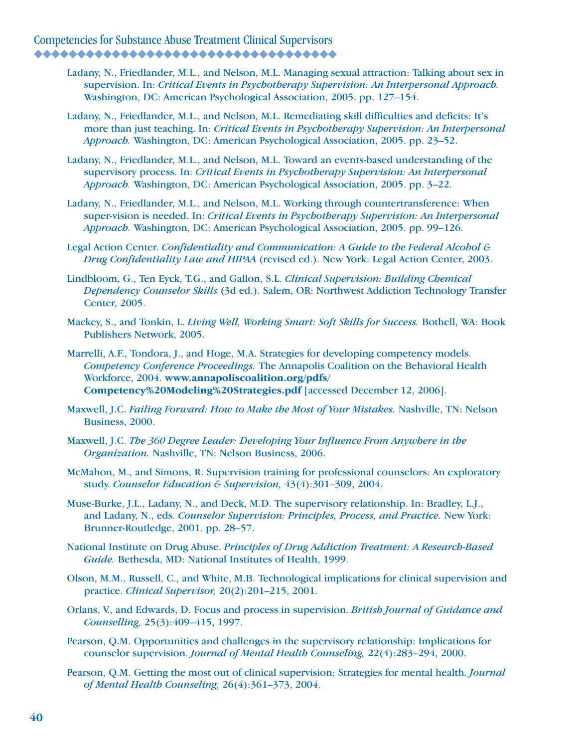Ladany, N., Friedlander, M.L., and Nelson, M.L. Managing sexual attraction: Talking about sex in supervision. In: *Critical Events in Psychotherapy Supervision: An Interpersonal Approach.* Washington, DC: American Psychological Association, 2005. pp. 127–154.

Ladany, N., Friedlander, M.L., and Nelson, M.L. Remediating skill difficulties and deficits: It's more than just teaching. In: *Critical Events in Psychotherapy Supervision: An Interpersonal Approach.* Washington, DC: American Psychological Association, 2005. pp. 23–52.

Ladany, N., Friedlander, M.L., and Nelson, M.L. Toward an events-based understanding of the supervisory process. In: *Critical Events in Psychotherapy Supervision: An Interpersonal Approach.* Washington, DC: American Psychological Association, 2005. pp. 3–22.

Ladany, N., Friedlander, M.L., and Nelson, M.L. Working through countertransference: When super-vision is needed. In: *Critical Events in Psychotherapy Supervision: An Interpersonal Approach.* Washington, DC: American Psychological Association, 2005. pp. 99–126.

Legal Action Center. *Confidentiality and Communication: A Guide to the Federal Alcohol & Drug Confidentiality Law and HIPAA* (revised ed.). New York: Legal Action Center, 2003.

Lindbloom, G., Ten Eyck, T.G., and Gallon, S.L. *Clinical Supervision: Building Chemical Dependency Counselor Skills* (3d ed.). Salem, OR: Northwest Addiction Technology Transfer Center, 2005.

Mackey, S., and Tonkin, L. *Living Well, Working Smart: Soft Skills for Success.* Bothell, WA: Book Publishers Network, 2005.

Marrelli, A.F., Tondora, J., and Hoge, M.A. Strategies for developing competency models. *Competency Conference Proceedings.* The Annapolis Coalition on the Behavioral Health Workforce, 2004. **www.annapoliscoalition.org/pdfs/Competency%20Modeling%20Strategies.pdf** [accessed December 12, 2006].

Maxwell, J.C. *Failing Forward: How to Make the Most of Your Mistakes.* Nashville, TN: Nelson Business, 2000.

Maxwell, J.C. *The 360 Degree Leader: Developing Your Influence From Anywhere in the Organization.* Nashville, TN: Nelson Business, 2006.

McMahon, M., and Simons, R. Supervision training for professional counselors: An exploratory study. *Counselor Education & Supervision,* 43(4):301–309, 2004.

Muse-Burke, J.L., Ladany, N., and Deck, M.D. The supervisory relationship. In: Bradley, L.J., and Ladany, N., eds. *Counselor Supervision: Principles, Process, and Practice.* New York: Brunner-Routledge, 2001. pp. 28–57.

National Institute on Drug Abuse. *Principles of Drug Addiction Treatment: A Research-Based Guide.* Bethesda, MD: National Institutes of Health, 1999.

Olson, M.M., Russell, C., and White, M.B. Technological implications for clinical supervision and practice. *Clinical Supervisor,* 20(2):201–215, 2001.

Orlans, V., and Edwards, D. Focus and process in supervision. *British Journal of Guidance and Counselling,* 25(3):409–415, 1997.

Pearson, Q.M. Opportunities and challenges in the supervisory relationship: Implications for counselor supervision. *Journal of Mental Health Counseling,* 22(4):283–294, 2000.

Pearson, Q.M. Getting the most out of clinical supervision: Strategies for mental health. *Journal of Mental Health Counseling,* 26(4):361–373, 2004.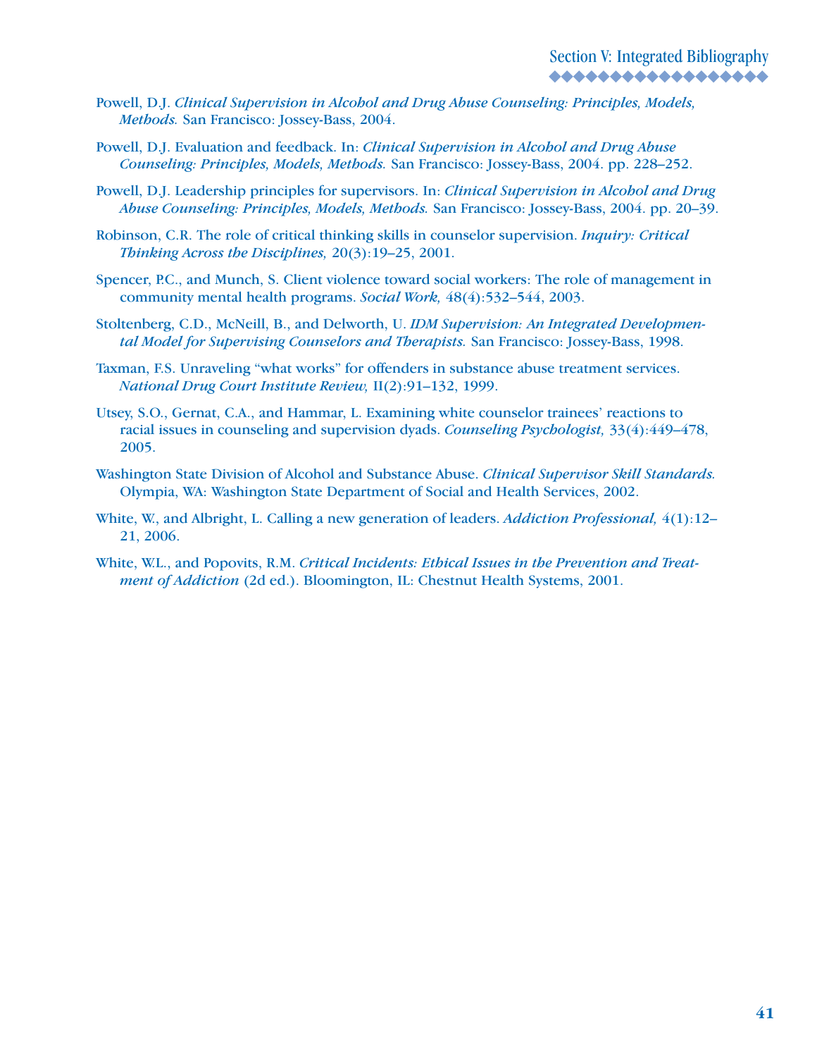Powell, D.J. *Clinical Supervision in Alcohol and Drug Abuse Counseling: Principles, Models, Methods.* San Francisco: Jossey-Bass, 2004.

Powell, D.J. Evaluation and feedback. In: *Clinical Supervision in Alcohol and Drug Abuse Counseling: Principles, Models, Methods.* San Francisco: Jossey-Bass, 2004. pp. 228–252.

Powell, D.J. Leadership principles for supervisors. In: *Clinical Supervision in Alcohol and Drug Abuse Counseling: Principles, Models, Methods.* San Francisco: Jossey-Bass, 2004. pp. 20–39.

Robinson, C.R. The role of critical thinking skills in counselor supervision. *Inquiry: Critical Thinking Across the Disciplines,* 20(3):19–25, 2001.

Spencer, P.C., and Munch, S. Client violence toward social workers: The role of management in community mental health programs. *Social Work,* 48(4):532–544, 2003.

Stoltenberg, C.D., McNeill, B., and Delworth, U. *IDM Supervision: An Integrated Developmental Model for Supervising Counselors and Therapists.* San Francisco: Jossey-Bass, 1998.

Taxman, F.S. Unraveling "what works" for offenders in substance abuse treatment services. *National Drug Court Institute Review,* II(2):91–132, 1999.

Utsey, S.O., Gernat, C.A., and Hammar, L. Examining white counselor trainees' reactions to racial issues in counseling and supervision dyads. *Counseling Psychologist,* 33(4):449–478, 2005.

Washington State Division of Alcohol and Substance Abuse. *Clinical Supervisor Skill Standards.* Olympia, WA: Washington State Department of Social and Health Services, 2002.

White, W., and Albright, L. Calling a new generation of leaders. *Addiction Professional,* 4(1):12–21, 2006.

White, W.L., and Popovits, R.M. *Critical Incidents: Ethical Issues in the Prevention and Treatment of Addiction* (2d ed.). Bloomington, IL: Chestnut Health Systems, 2001.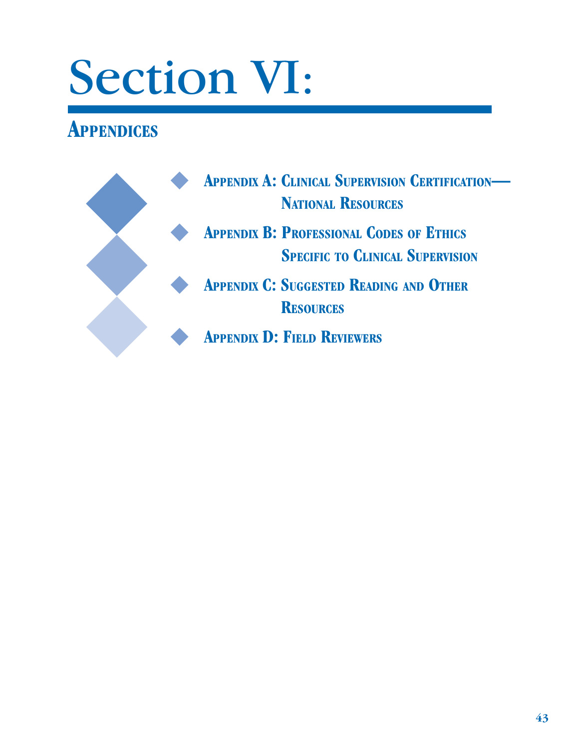# Section VI:

## Appendices

- **Appendix A: Clinical Supervision Certification—National Resources**
- **Appendix B: Professional Codes of Ethics Specific to Clinical Supervision**
- **Appendix C: Suggested Reading and Other Resources**
- **Appendix D: Field Reviewers**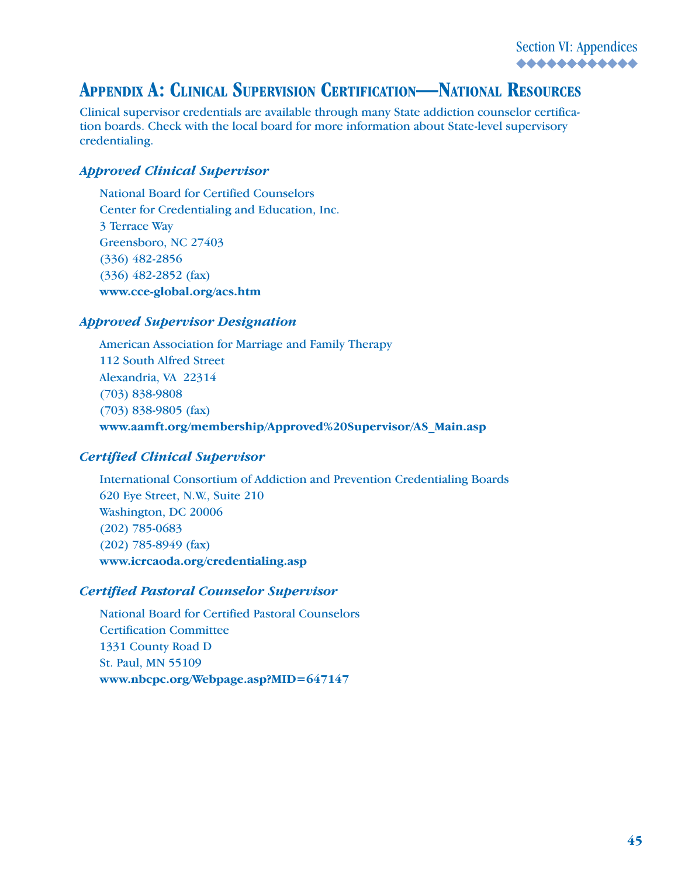# Appendix A: Clinical Supervision Certification—National Resources

Clinical supervisor credentials are available through many State addiction counselor certification boards. Check with the local board for more information about State-level supervisory credentialing.

### *Approved Clinical Supervisor*

National Board for Certified Counselors
Center for Credentialing and Education, Inc.
3 Terrace Way
Greensboro, NC 27403
(336) 482-2856
(336) 482-2852 (fax)
**www.cce-global.org/acs.htm**

### *Approved Supervisor Designation*

American Association for Marriage and Family Therapy
112 South Alfred Street
Alexandria, VA 22314
(703) 838-9808
(703) 838-9805 (fax)
**www.aamft.org/membership/Approved%20Supervisor/AS_Main.asp**

### *Certified Clinical Supervisor*

International Consortium of Addiction and Prevention Credentialing Boards
620 Eye Street, N.W., Suite 210
Washington, DC 20006
(202) 785-0683
(202) 785-8949 (fax)
**www.icrcaoda.org/credentialing.asp**

### *Certified Pastoral Counselor Supervisor*

National Board for Certified Pastoral Counselors
Certification Committee
1331 County Road D
St. Paul, MN 55109
**www.nbcpc.org/Webpage.asp?MID=647147**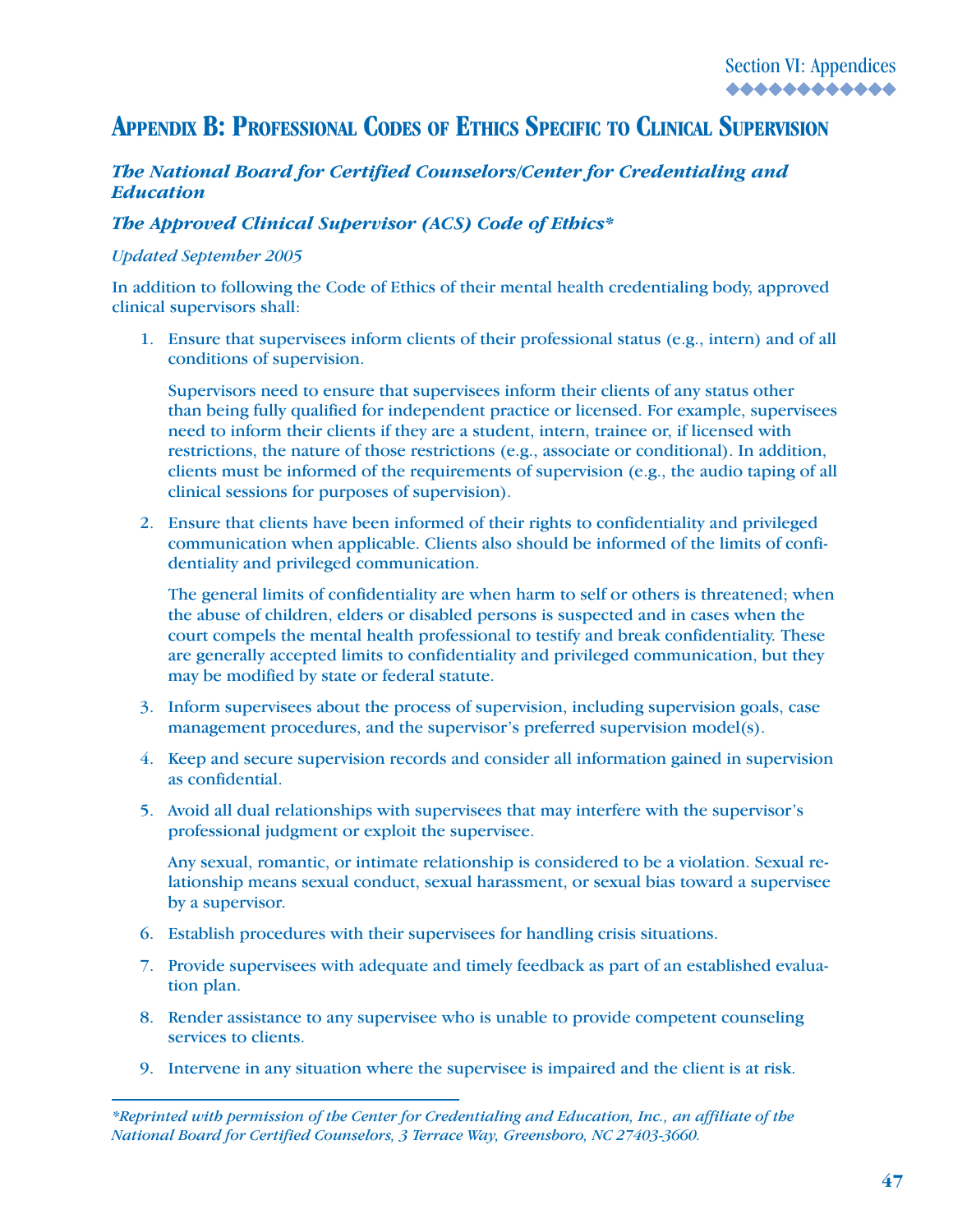# Appendix B: Professional Codes of Ethics Specific to Clinical Supervision

### *The National Board for Certified Counselors/Center for Credentialing and Education*

### *The Approved Clinical Supervisor (ACS) Code of Ethics**

*Updated September 2005*

In addition to following the Code of Ethics of their mental health credentialing body, approved clinical supervisors shall:

1. Ensure that supervisees inform clients of their professional status (e.g., intern) and of all conditions of supervision.

   Supervisors need to ensure that supervisees inform their clients of any status other than being fully qualified for independent practice or licensed. For example, supervisees need to inform their clients if they are a student, intern, trainee or, if licensed with restrictions, the nature of those restrictions (e.g., associate or conditional). In addition, clients must be informed of the requirements of supervision (e.g., the audio taping of all clinical sessions for purposes of supervision).

2. Ensure that clients have been informed of their rights to confidentiality and privileged communication when applicable. Clients also should be informed of the limits of confidentiality and privileged communication.

   The general limits of confidentiality are when harm to self or others is threatened; when the abuse of children, elders or disabled persons is suspected and in cases when the court compels the mental health professional to testify and break confidentiality. These are generally accepted limits to confidentiality and privileged communication, but they may be modified by state or federal statute.

3. Inform supervisees about the process of supervision, including supervision goals, case management procedures, and the supervisor's preferred supervision model(s).

4. Keep and secure supervision records and consider all information gained in supervision as confidential.

5. Avoid all dual relationships with supervisees that may interfere with the supervisor's professional judgment or exploit the supervisee.

   Any sexual, romantic, or intimate relationship is considered to be a violation. Sexual relationship means sexual conduct, sexual harassment, or sexual bias toward a supervisee by a supervisor.

6. Establish procedures with their supervisees for handling crisis situations.

7. Provide supervisees with adequate and timely feedback as part of an established evaluation plan.

8. Render assistance to any supervisee who is unable to provide competent counseling services to clients.

9. Intervene in any situation where the supervisee is impaired and the client is at risk.

---

**Reprinted with permission of the Center for Credentialing and Education, Inc., an affiliate of the National Board for Certified Counselors, 3 Terrace Way, Greensboro, NC 27403-3660.*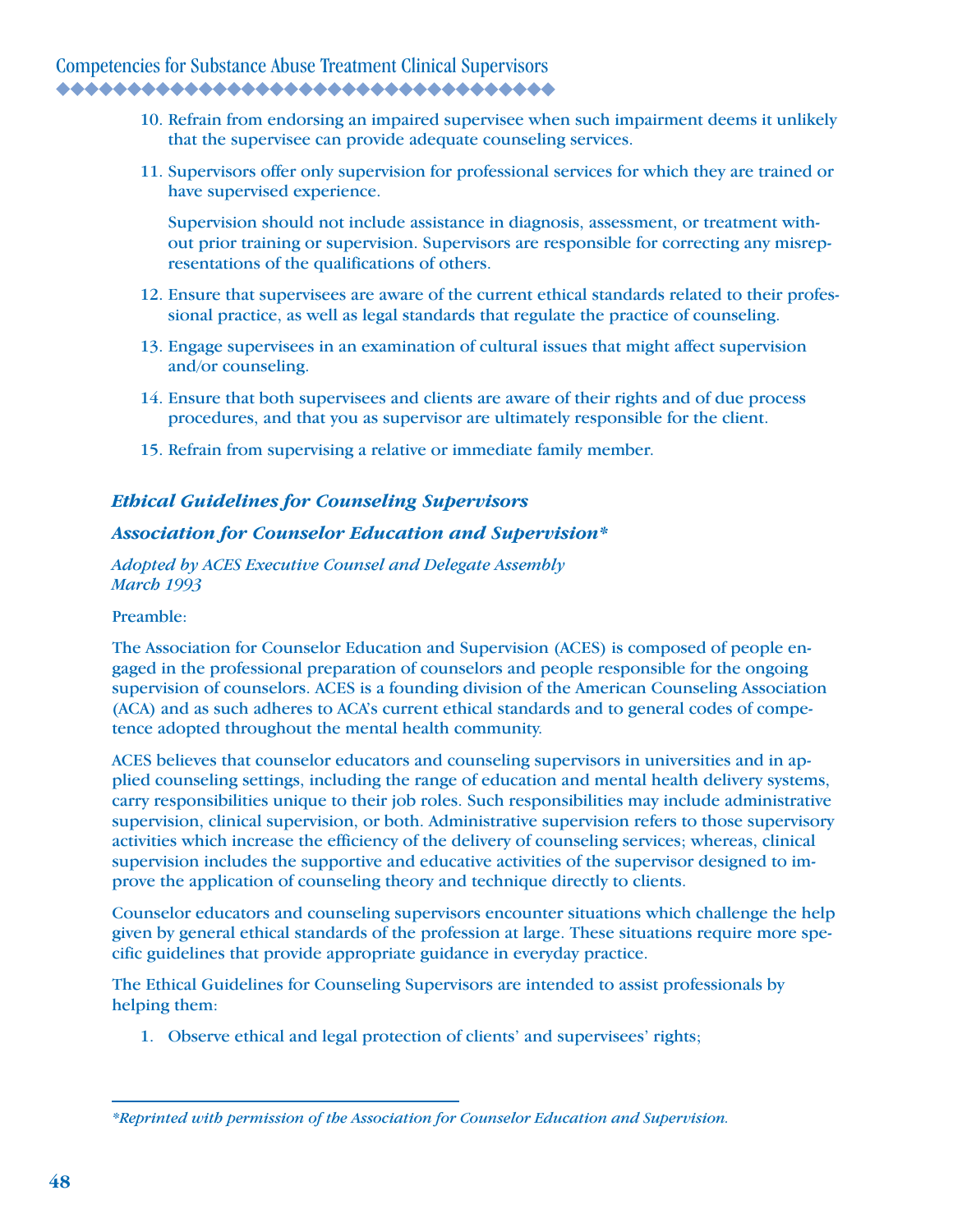10. Refrain from endorsing an impaired supervisee when such impairment deems it unlikely that the supervisee can provide adequate counseling services.

11. Supervisors offer only supervision for professional services for which they are trained or have supervised experience.

    Supervision should not include assistance in diagnosis, assessment, or treatment without prior training or supervision. Supervisors are responsible for correcting any misrepresentations of the qualifications of others.

12. Ensure that supervisees are aware of the current ethical standards related to their professional practice, as well as legal standards that regulate the practice of counseling.

13. Engage supervisees in an examination of cultural issues that might affect supervision and/or counseling.

14. Ensure that both supervisees and clients are aware of their rights and of due process procedures, and that you as supervisor are ultimately responsible for the client.

15. Refrain from supervising a relative or immediate family member.

### *Ethical Guidelines for Counseling Supervisors*

### *Association for Counselor Education and Supervision**

*Adopted by ACES Executive Counsel and Delegate Assembly*
*March 1993*

Preamble:

The Association for Counselor Education and Supervision (ACES) is composed of people engaged in the professional preparation of counselors and people responsible for the ongoing supervision of counselors. ACES is a founding division of the American Counseling Association (ACA) and as such adheres to ACA's current ethical standards and to general codes of competence adopted throughout the mental health community.

ACES believes that counselor educators and counseling supervisors in universities and in applied counseling settings, including the range of education and mental health delivery systems, carry responsibilities unique to their job roles. Such responsibilities may include administrative supervision, clinical supervision, or both. Administrative supervision refers to those supervisory activities which increase the efficiency of the delivery of counseling services; whereas, clinical supervision includes the supportive and educative activities of the supervisor designed to improve the application of counseling theory and technique directly to clients.

Counselor educators and counseling supervisors encounter situations which challenge the help given by general ethical standards of the profession at large. These situations require more specific guidelines that provide appropriate guidance in everyday practice.

The Ethical Guidelines for Counseling Supervisors are intended to assist professionals by helping them:

1. Observe ethical and legal protection of clients' and supervisees' rights;

---

**Reprinted with permission of the Association for Counselor Education and Supervision.*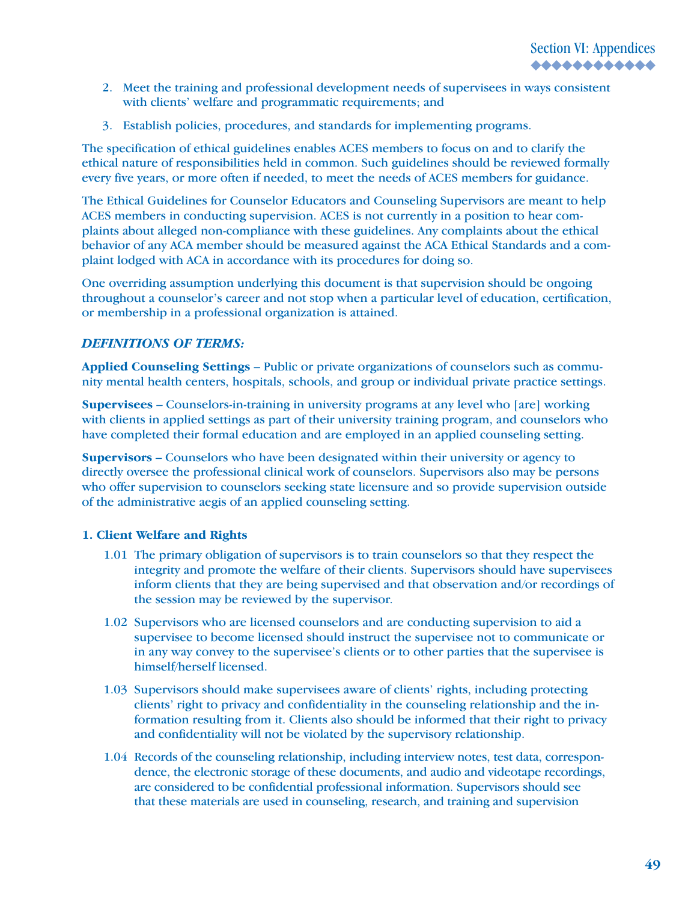2. Meet the training and professional development needs of supervisees in ways consistent with clients' welfare and programmatic requirements; and
3. Establish policies, procedures, and standards for implementing programs.

The specification of ethical guidelines enables ACES members to focus on and to clarify the ethical nature of responsibilities held in common. Such guidelines should be reviewed formally every five years, or more often if needed, to meet the needs of ACES members for guidance.

The Ethical Guidelines for Counselor Educators and Counseling Supervisors are meant to help ACES members in conducting supervision. ACES is not currently in a position to hear complaints about alleged non-compliance with these guidelines. Any complaints about the ethical behavior of any ACA member should be measured against the ACA Ethical Standards and a complaint lodged with ACA in accordance with its procedures for doing so.

One overriding assumption underlying this document is that supervision should be ongoing throughout a counselor's career and not stop when a particular level of education, certification, or membership in a professional organization is attained.

***DEFINITIONS OF TERMS:***

**Applied Counseling Settings** – Public or private organizations of counselors such as community mental health centers, hospitals, schools, and group or individual private practice settings.

**Supervisees** – Counselors-in-training in university programs at any level who [are] working with clients in applied settings as part of their university training program, and counselors who have completed their formal education and are employed in an applied counseling setting.

**Supervisors** – Counselors who have been designated within their university or agency to directly oversee the professional clinical work of counselors. Supervisors also may be persons who offer supervision to counselors seeking state licensure and so provide supervision outside of the administrative aegis of an applied counseling setting.

**1. Client Welfare and Rights**

1.01 The primary obligation of supervisors is to train counselors so that they respect the integrity and promote the welfare of their clients. Supervisors should have supervisees inform clients that they are being supervised and that observation and/or recordings of the session may be reviewed by the supervisor.

1.02 Supervisors who are licensed counselors and are conducting supervision to aid a supervisee to become licensed should instruct the supervisee not to communicate or in any way convey to the supervisee's clients or to other parties that the supervisee is himself/herself licensed.

1.03 Supervisors should make supervisees aware of clients' rights, including protecting clients' right to privacy and confidentiality in the counseling relationship and the information resulting from it. Clients also should be informed that their right to privacy and confidentiality will not be violated by the supervisory relationship.

1.04 Records of the counseling relationship, including interview notes, test data, correspondence, the electronic storage of these documents, and audio and videotape recordings, are considered to be confidential professional information. Supervisors should see that these materials are used in counseling, research, and training and supervision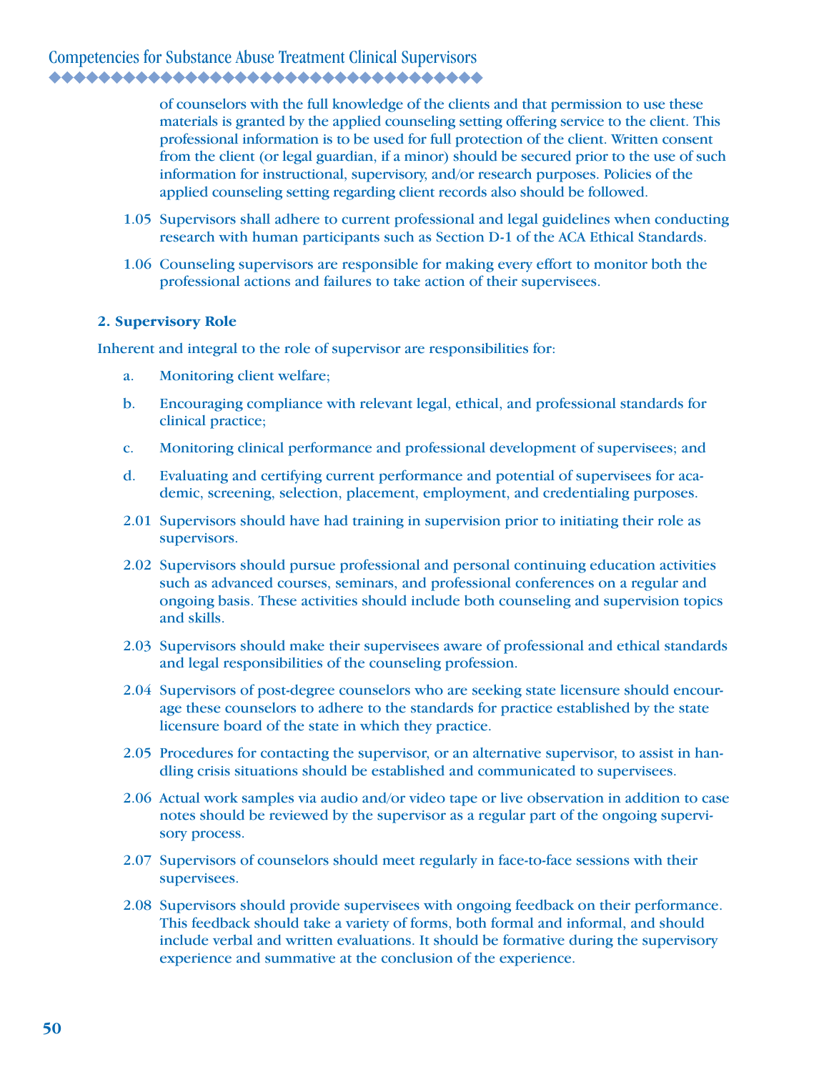of counselors with the full knowledge of the clients and that permission to use these materials is granted by the applied counseling setting offering service to the client. This professional information is to be used for full protection of the client. Written consent from the client (or legal guardian, if a minor) should be secured prior to the use of such information for instructional, supervisory, and/or research purposes. Policies of the applied counseling setting regarding client records also should be followed.

1.05 Supervisors shall adhere to current professional and legal guidelines when conducting research with human participants such as Section D-1 of the ACA Ethical Standards.

1.06 Counseling supervisors are responsible for making every effort to monitor both the professional actions and failures to take action of their supervisees.

**2. Supervisory Role**

Inherent and integral to the role of supervisor are responsibilities for:

a. Monitoring client welfare;

b. Encouraging compliance with relevant legal, ethical, and professional standards for clinical practice;

c. Monitoring clinical performance and professional development of supervisees; and

d. Evaluating and certifying current performance and potential of supervisees for academic, screening, selection, placement, employment, and credentialing purposes.

2.01 Supervisors should have had training in supervision prior to initiating their role as supervisors.

2.02 Supervisors should pursue professional and personal continuing education activities such as advanced courses, seminars, and professional conferences on a regular and ongoing basis. These activities should include both counseling and supervision topics and skills.

2.03 Supervisors should make their supervisees aware of professional and ethical standards and legal responsibilities of the counseling profession.

2.04 Supervisors of post-degree counselors who are seeking state licensure should encourage these counselors to adhere to the standards for practice established by the state licensure board of the state in which they practice.

2.05 Procedures for contacting the supervisor, or an alternative supervisor, to assist in handling crisis situations should be established and communicated to supervisees.

2.06 Actual work samples via audio and/or video tape or live observation in addition to case notes should be reviewed by the supervisor as a regular part of the ongoing supervisory process.

2.07 Supervisors of counselors should meet regularly in face-to-face sessions with their supervisees.

2.08 Supervisors should provide supervisees with ongoing feedback on their performance. This feedback should take a variety of forms, both formal and informal, and should include verbal and written evaluations. It should be formative during the supervisory experience and summative at the conclusion of the experience.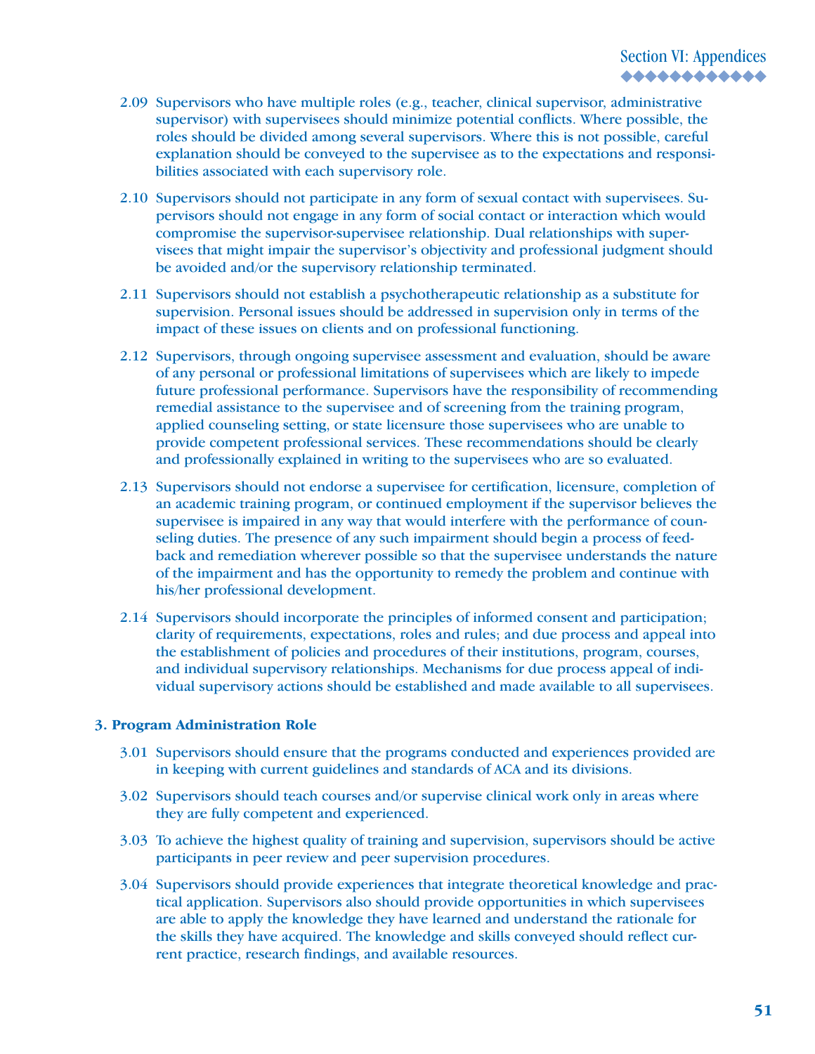2.09 Supervisors who have multiple roles (e.g., teacher, clinical supervisor, administrative supervisor) with supervisees should minimize potential conflicts. Where possible, the roles should be divided among several supervisors. Where this is not possible, careful explanation should be conveyed to the supervisee as to the expectations and responsibilities associated with each supervisory role.

2.10 Supervisors should not participate in any form of sexual contact with supervisees. Supervisors should not engage in any form of social contact or interaction which would compromise the supervisor-supervisee relationship. Dual relationships with supervisees that might impair the supervisor's objectivity and professional judgment should be avoided and/or the supervisory relationship terminated.

2.11 Supervisors should not establish a psychotherapeutic relationship as a substitute for supervision. Personal issues should be addressed in supervision only in terms of the impact of these issues on clients and on professional functioning.

2.12 Supervisors, through ongoing supervisee assessment and evaluation, should be aware of any personal or professional limitations of supervisees which are likely to impede future professional performance. Supervisors have the responsibility of recommending remedial assistance to the supervisee and of screening from the training program, applied counseling setting, or state licensure those supervisees who are unable to provide competent professional services. These recommendations should be clearly and professionally explained in writing to the supervisees who are so evaluated.

2.13 Supervisors should not endorse a supervisee for certification, licensure, completion of an academic training program, or continued employment if the supervisor believes the supervisee is impaired in any way that would interfere with the performance of counseling duties. The presence of any such impairment should begin a process of feedback and remediation wherever possible so that the supervisee understands the nature of the impairment and has the opportunity to remedy the problem and continue with his/her professional development.

2.14 Supervisors should incorporate the principles of informed consent and participation; clarity of requirements, expectations, roles and rules; and due process and appeal into the establishment of policies and procedures of their institutions, program, courses, and individual supervisory relationships. Mechanisms for due process appeal of individual supervisory actions should be established and made available to all supervisees.

**3. Program Administration Role**

3.01 Supervisors should ensure that the programs conducted and experiences provided are in keeping with current guidelines and standards of ACA and its divisions.

3.02 Supervisors should teach courses and/or supervise clinical work only in areas where they are fully competent and experienced.

3.03 To achieve the highest quality of training and supervision, supervisors should be active participants in peer review and peer supervision procedures.

3.04 Supervisors should provide experiences that integrate theoretical knowledge and practical application. Supervisors also should provide opportunities in which supervisees are able to apply the knowledge they have learned and understand the rationale for the skills they have acquired. The knowledge and skills conveyed should reflect current practice, research findings, and available resources.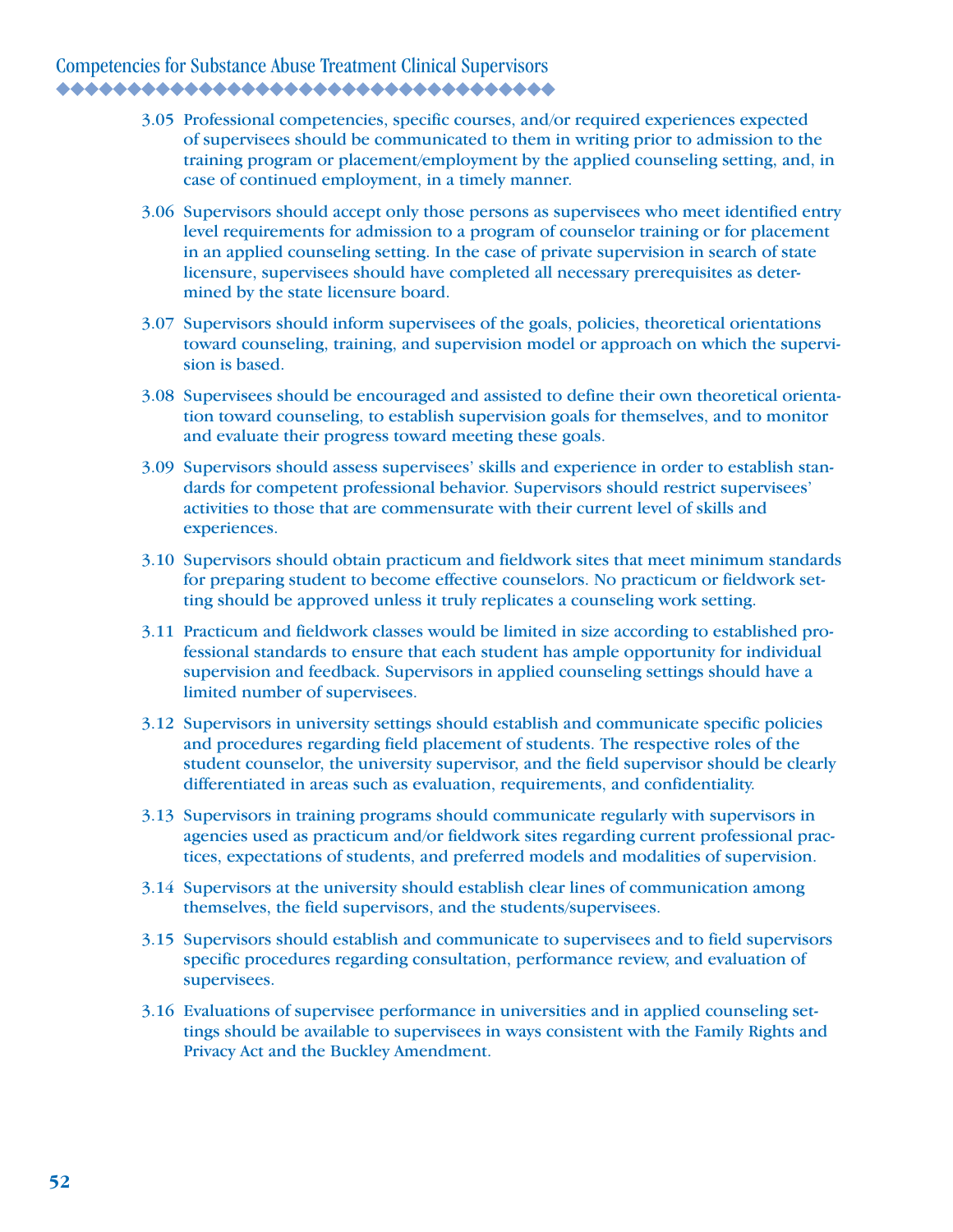3.05 Professional competencies, specific courses, and/or required experiences expected of supervisees should be communicated to them in writing prior to admission to the training program or placement/employment by the applied counseling setting, and, in case of continued employment, in a timely manner.

3.06 Supervisors should accept only those persons as supervisees who meet identified entry level requirements for admission to a program of counselor training or for placement in an applied counseling setting. In the case of private supervision in search of state licensure, supervisees should have completed all necessary prerequisites as determined by the state licensure board.

3.07 Supervisors should inform supervisees of the goals, policies, theoretical orientations toward counseling, training, and supervision model or approach on which the supervision is based.

3.08 Supervisees should be encouraged and assisted to define their own theoretical orientation toward counseling, to establish supervision goals for themselves, and to monitor and evaluate their progress toward meeting these goals.

3.09 Supervisors should assess supervisees' skills and experience in order to establish standards for competent professional behavior. Supervisors should restrict supervisees' activities to those that are commensurate with their current level of skills and experiences.

3.10 Supervisors should obtain practicum and fieldwork sites that meet minimum standards for preparing student to become effective counselors. No practicum or fieldwork setting should be approved unless it truly replicates a counseling work setting.

3.11 Practicum and fieldwork classes would be limited in size according to established professional standards to ensure that each student has ample opportunity for individual supervision and feedback. Supervisors in applied counseling settings should have a limited number of supervisees.

3.12 Supervisors in university settings should establish and communicate specific policies and procedures regarding field placement of students. The respective roles of the student counselor, the university supervisor, and the field supervisor should be clearly differentiated in areas such as evaluation, requirements, and confidentiality.

3.13 Supervisors in training programs should communicate regularly with supervisors in agencies used as practicum and/or fieldwork sites regarding current professional practices, expectations of students, and preferred models and modalities of supervision.

3.14 Supervisors at the university should establish clear lines of communication among themselves, the field supervisors, and the students/supervisees.

3.15 Supervisors should establish and communicate to supervisees and to field supervisors specific procedures regarding consultation, performance review, and evaluation of supervisees.

3.16 Evaluations of supervisee performance in universities and in applied counseling settings should be available to supervisees in ways consistent with the Family Rights and Privacy Act and the Buckley Amendment.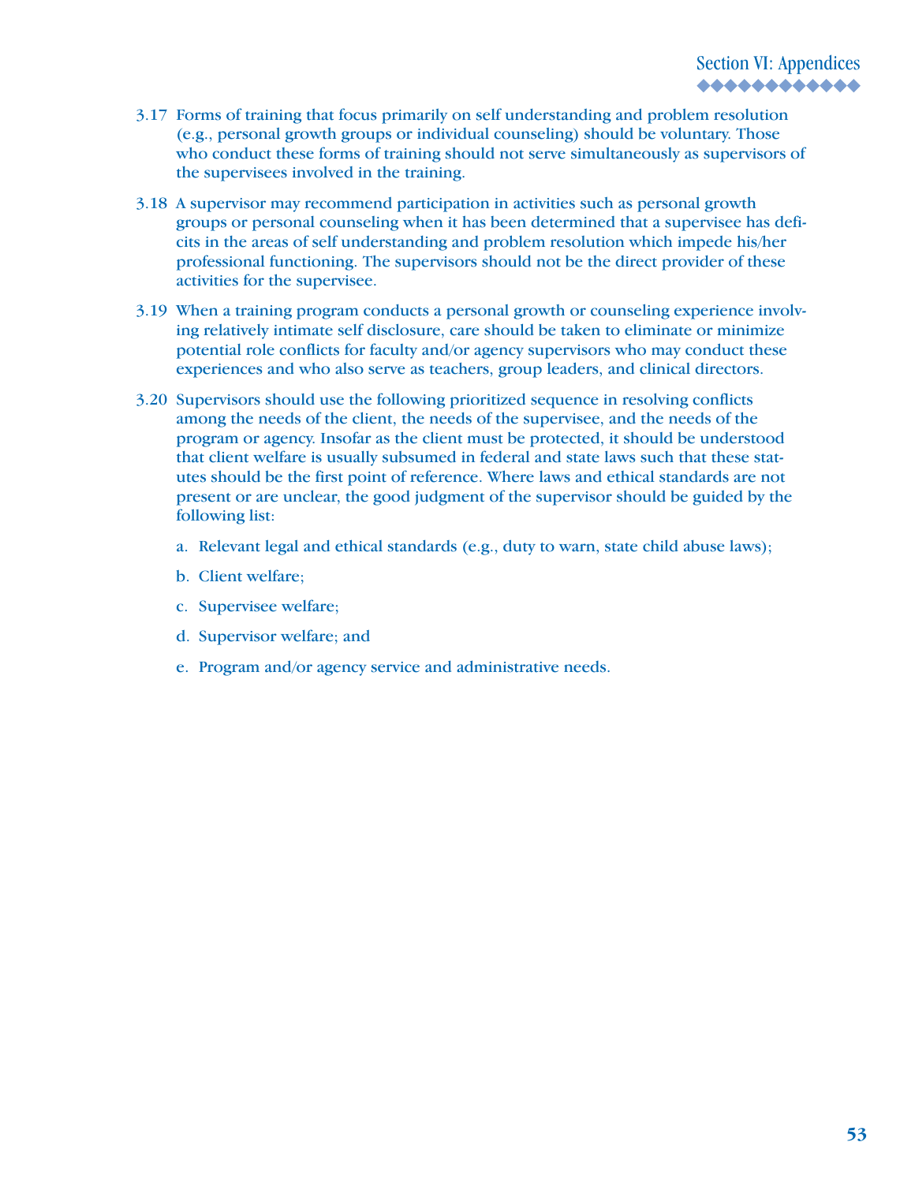3.17 Forms of training that focus primarily on self understanding and problem resolution (e.g., personal growth groups or individual counseling) should be voluntary. Those who conduct these forms of training should not serve simultaneously as supervisors of the supervisees involved in the training.

3.18 A supervisor may recommend participation in activities such as personal growth groups or personal counseling when it has been determined that a supervisee has deficits in the areas of self understanding and problem resolution which impede his/her professional functioning. The supervisors should not be the direct provider of these activities for the supervisee.

3.19 When a training program conducts a personal growth or counseling experience involving relatively intimate self disclosure, care should be taken to eliminate or minimize potential role conflicts for faculty and/or agency supervisors who may conduct these experiences and who also serve as teachers, group leaders, and clinical directors.

3.20 Supervisors should use the following prioritized sequence in resolving conflicts among the needs of the client, the needs of the supervisee, and the needs of the program or agency. Insofar as the client must be protected, it should be understood that client welfare is usually subsumed in federal and state laws such that these statutes should be the first point of reference. Where laws and ethical standards are not present or are unclear, the good judgment of the supervisor should be guided by the following list:

a. Relevant legal and ethical standards (e.g., duty to warn, state child abuse laws);

b. Client welfare;

c. Supervisee welfare;

d. Supervisor welfare; and

e. Program and/or agency service and administrative needs.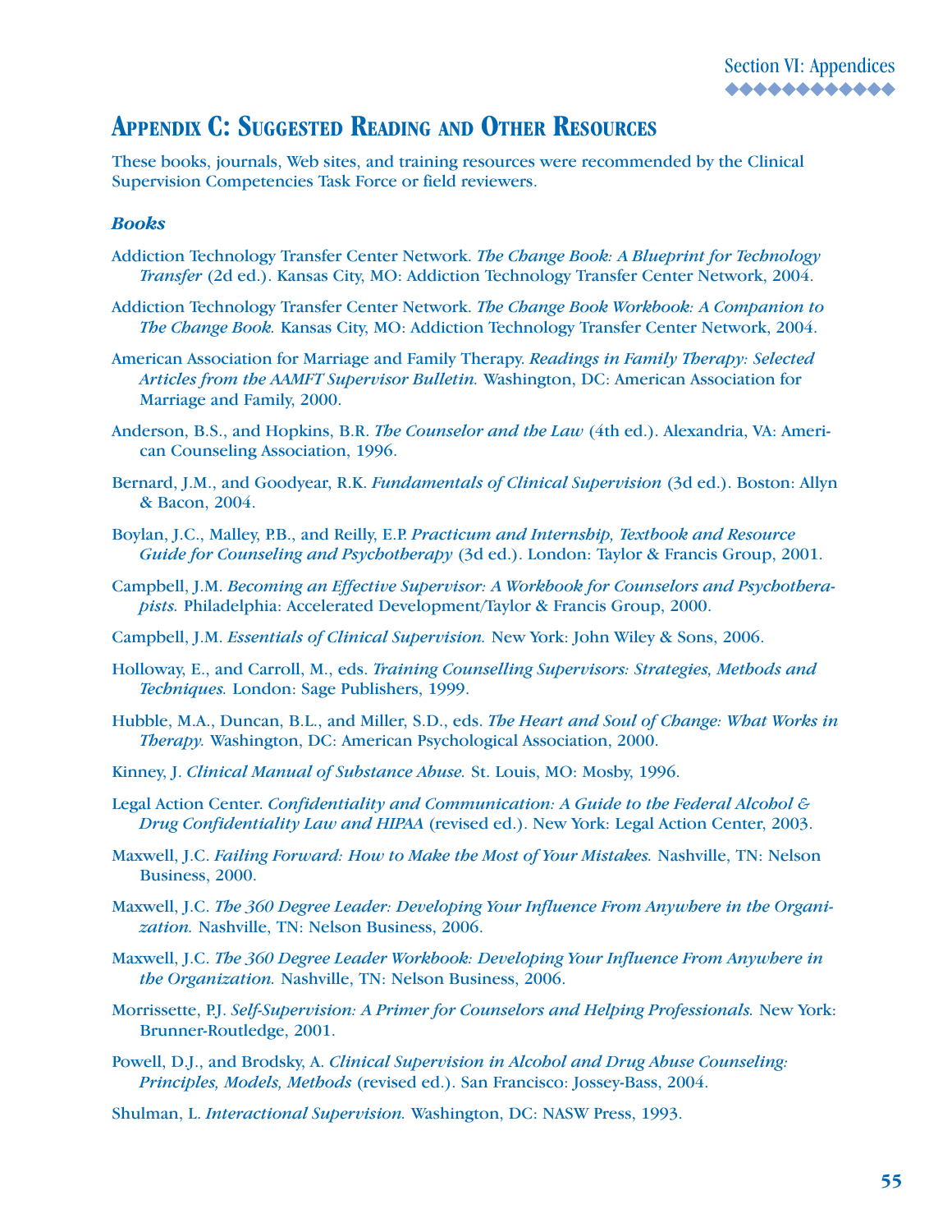# Appendix C: Suggested Reading and Other Resources

These books, journals, Web sites, and training resources were recommended by the Clinical Supervision Competencies Task Force or field reviewers.

### *Books*

Addiction Technology Transfer Center Network. *The Change Book: A Blueprint for Technology Transfer* (2d ed.). Kansas City, MO: Addiction Technology Transfer Center Network, 2004.

Addiction Technology Transfer Center Network. *The Change Book Workbook: A Companion to The Change Book.* Kansas City, MO: Addiction Technology Transfer Center Network, 2004.

American Association for Marriage and Family Therapy. *Readings in Family Therapy: Selected Articles from the AAMFT Supervisor Bulletin.* Washington, DC: American Association for Marriage and Family, 2000.

Anderson, B.S., and Hopkins, B.R. *The Counselor and the Law* (4th ed.). Alexandria, VA: American Counseling Association, 1996.

Bernard, J.M., and Goodyear, R.K. *Fundamentals of Clinical Supervision* (3d ed.). Boston: Allyn & Bacon, 2004.

Boylan, J.C., Malley, P.B., and Reilly, E.P. *Practicum and Internship, Textbook and Resource Guide for Counseling and Psychotherapy* (3d ed.). London: Taylor & Francis Group, 2001.

Campbell, J.M. *Becoming an Effective Supervisor: A Workbook for Counselors and Psychotherapists.* Philadelphia: Accelerated Development/Taylor & Francis Group, 2000.

Campbell, J.M. *Essentials of Clinical Supervision.* New York: John Wiley & Sons, 2006.

Holloway, E., and Carroll, M., eds. *Training Counselling Supervisors: Strategies, Methods and Techniques.* London: Sage Publishers, 1999.

Hubble, M.A., Duncan, B.L., and Miller, S.D., eds. *The Heart and Soul of Change: What Works in Therapy.* Washington, DC: American Psychological Association, 2000.

Kinney, J. *Clinical Manual of Substance Abuse.* St. Louis, MO: Mosby, 1996.

Legal Action Center. *Confidentiality and Communication: A Guide to the Federal Alcohol & Drug Confidentiality Law and HIPAA* (revised ed.). New York: Legal Action Center, 2003.

Maxwell, J.C. *Failing Forward: How to Make the Most of Your Mistakes.* Nashville, TN: Nelson Business, 2000.

Maxwell, J.C. *The 360 Degree Leader: Developing Your Influence From Anywhere in the Organization.* Nashville, TN: Nelson Business, 2006.

Maxwell, J.C. *The 360 Degree Leader Workbook: Developing Your Influence From Anywhere in the Organization.* Nashville, TN: Nelson Business, 2006.

Morrissette, P.J. *Self-Supervision: A Primer for Counselors and Helping Professionals.* New York: Brunner-Routledge, 2001.

Powell, D.J., and Brodsky, A. *Clinical Supervision in Alcohol and Drug Abuse Counseling: Principles, Models, Methods* (revised ed.). San Francisco: Jossey-Bass, 2004.

Shulman, L. *Interactional Supervision.* Washington, DC: NASW Press, 1993.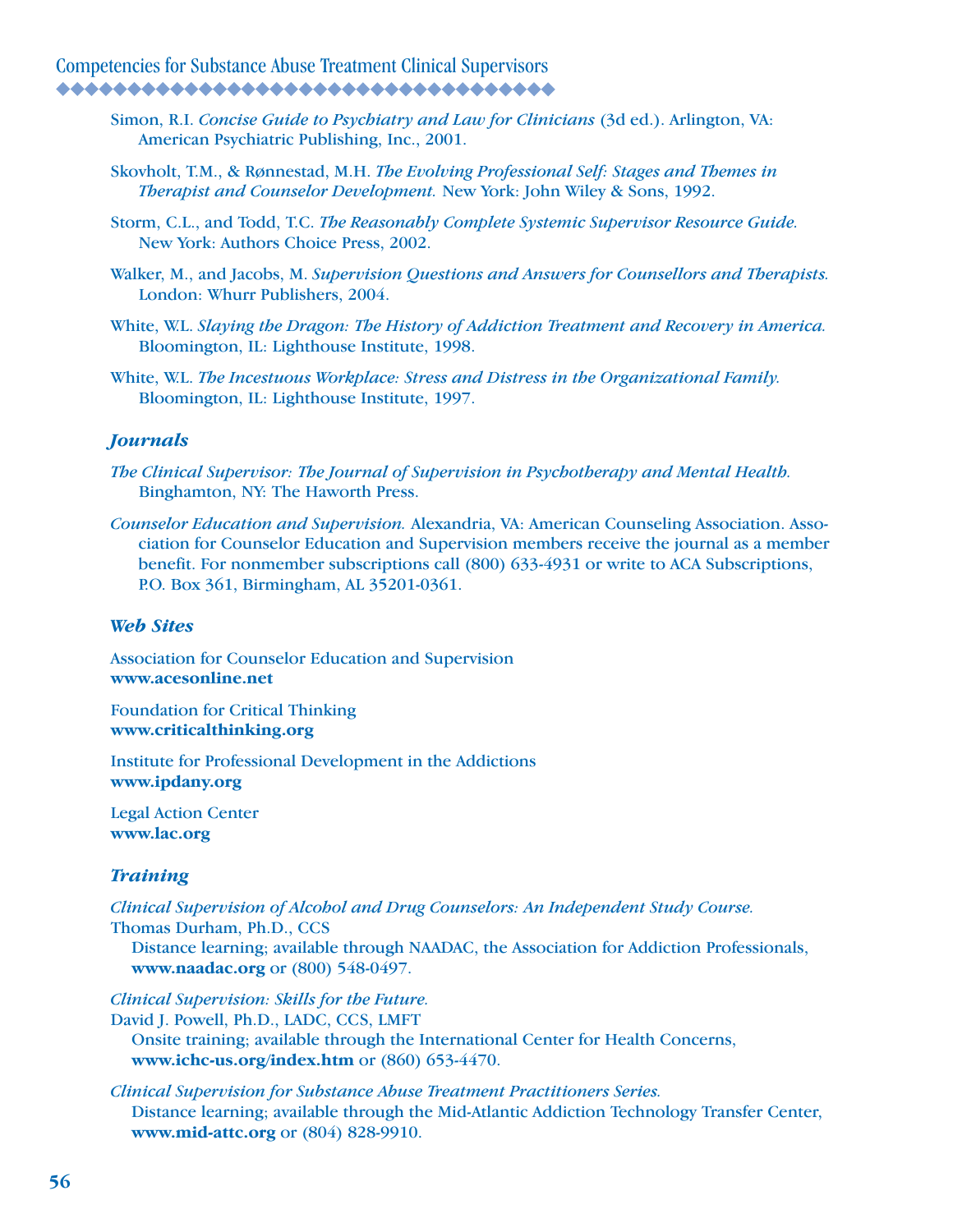Simon, R.I. *Concise Guide to Psychiatry and Law for Clinicians* (3d ed.). Arlington, VA: American Psychiatric Publishing, Inc., 2001.

Skovholt, T.M., & Rønnestad, M.H. *The Evolving Professional Self: Stages and Themes in Therapist and Counselor Development.* New York: John Wiley & Sons, 1992.

Storm, C.L., and Todd, T.C. *The Reasonably Complete Systemic Supervisor Resource Guide.* New York: Authors Choice Press, 2002.

Walker, M., and Jacobs, M. *Supervision Questions and Answers for Counsellors and Therapists.* London: Whurr Publishers, 2004.

White, W.L. *Slaying the Dragon: The History of Addiction Treatment and Recovery in America.* Bloomington, IL: Lighthouse Institute, 1998.

White, W.L. *The Incestuous Workplace: Stress and Distress in the Organizational Family.* Bloomington, IL: Lighthouse Institute, 1997.

### *Journals*

*The Clinical Supervisor: The Journal of Supervision in Psychotherapy and Mental Health.* Binghamton, NY: The Haworth Press.

*Counselor Education and Supervision.* Alexandria, VA: American Counseling Association. Association for Counselor Education and Supervision members receive the journal as a member benefit. For nonmember subscriptions call (800) 633-4931 or write to ACA Subscriptions, P.O. Box 361, Birmingham, AL 35201-0361.

### *Web Sites*

Association for Counselor Education and Supervision
**www.acesonline.net**

Foundation for Critical Thinking
**www.criticalthinking.org**

Institute for Professional Development in the Addictions
**www.ipdany.org**

Legal Action Center
**www.lac.org**

### *Training*

*Clinical Supervision of Alcohol and Drug Counselors: An Independent Study Course.*
Thomas Durham, Ph.D., CCS
Distance learning; available through NAADAC, the Association for Addiction Professionals, **www.naadac.org** or (800) 548-0497.

*Clinical Supervision: Skills for the Future.*
David J. Powell, Ph.D., LADC, CCS, LMFT
Onsite training; available through the International Center for Health Concerns, **www.ichc-us.org/index.htm** or (860) 653-4470.

*Clinical Supervision for Substance Abuse Treatment Practitioners Series.*
Distance learning; available through the Mid-Atlantic Addiction Technology Transfer Center, **www.mid-attc.org** or (804) 828-9910.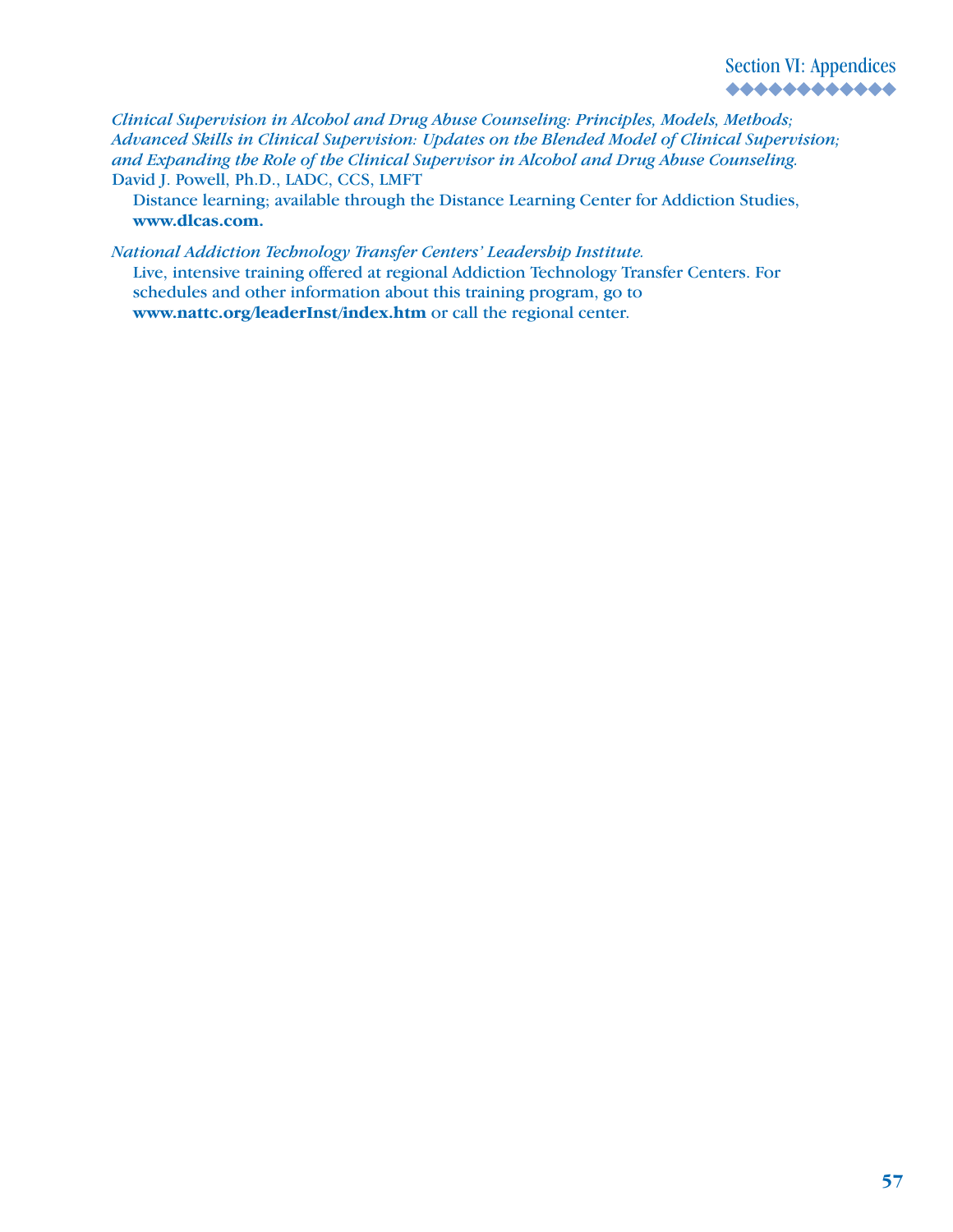*Clinical Supervision in Alcohol and Drug Abuse Counseling: Principles, Models, Methods; Advanced Skills in Clinical Supervision: Updates on the Blended Model of Clinical Supervision; and Expanding the Role of the Clinical Supervisor in Alcohol and Drug Abuse Counseling.*
David J. Powell, Ph.D., LADC, CCS, LMFT

Distance learning; available through the Distance Learning Center for Addiction Studies, **www.dlcas.com.**

*National Addiction Technology Transfer Centers' Leadership Institute.*

Live, intensive training offered at regional Addiction Technology Transfer Centers. For schedules and other information about this training program, go to **www.nattc.org/leaderInst/index.htm** or call the regional center.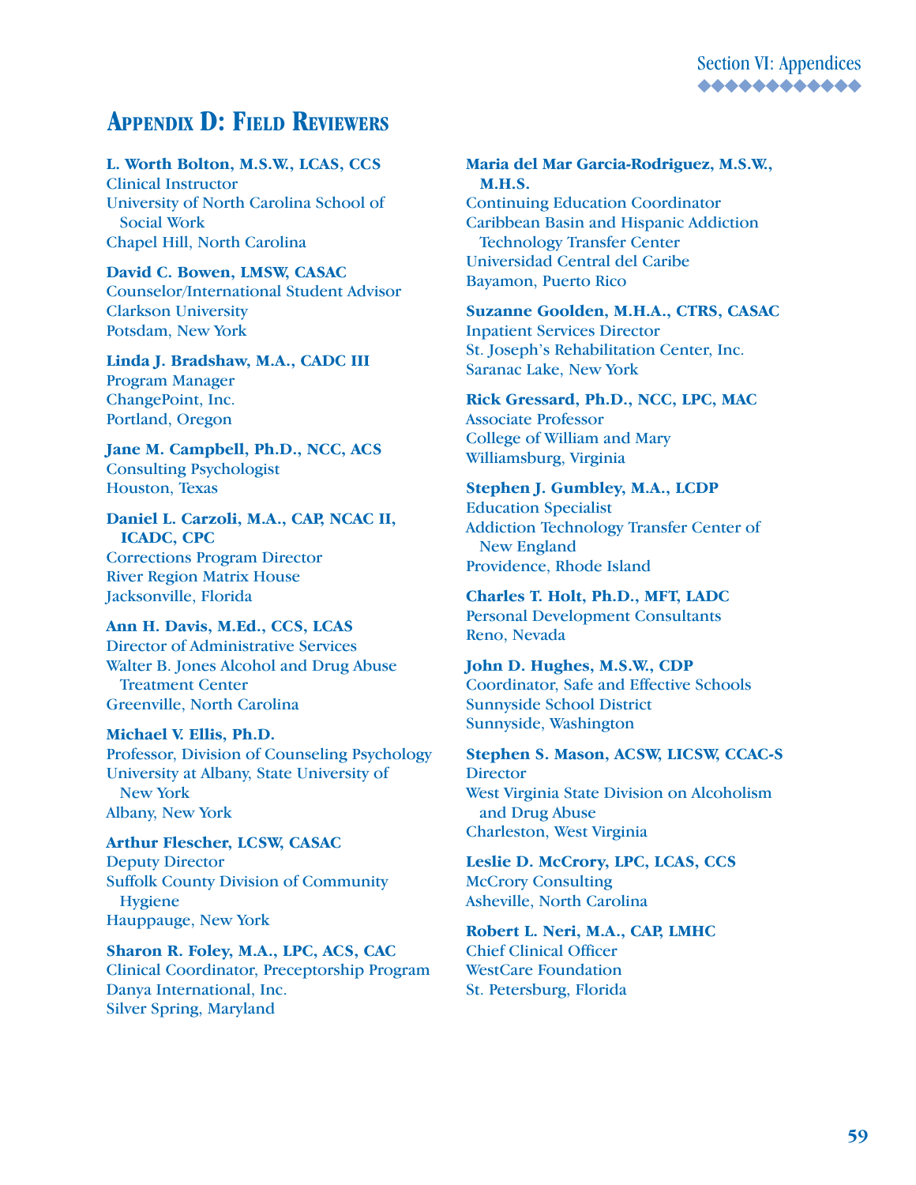## Appendix D: Field Reviewers

**L. Worth Bolton, M.S.W., LCAS, CCS**
Clinical Instructor
University of North Carolina School of Social Work
Chapel Hill, North Carolina

**David C. Bowen, LMSW, CASAC**
Counselor/International Student Advisor
Clarkson University
Potsdam, New York

**Linda J. Bradshaw, M.A., CADC III**
Program Manager
ChangePoint, Inc.
Portland, Oregon

**Jane M. Campbell, Ph.D., NCC, ACS**
Consulting Psychologist
Houston, Texas

**Daniel L. Carzoli, M.A., CAP, NCAC II, ICADC, CPC**
Corrections Program Director
River Region Matrix House
Jacksonville, Florida

**Ann H. Davis, M.Ed., CCS, LCAS**
Director of Administrative Services
Walter B. Jones Alcohol and Drug Abuse Treatment Center
Greenville, North Carolina

**Michael V. Ellis, Ph.D.**
Professor, Division of Counseling Psychology
University at Albany, State University of New York
Albany, New York

**Arthur Flescher, LCSW, CASAC**
Deputy Director
Suffolk County Division of Community Hygiene
Hauppauge, New York

**Sharon R. Foley, M.A., LPC, ACS, CAC**
Clinical Coordinator, Preceptorship Program
Danya International, Inc.
Silver Spring, Maryland

**Maria del Mar Garcia-Rodriguez, M.S.W., M.H.S.**
Continuing Education Coordinator
Caribbean Basin and Hispanic Addiction Technology Transfer Center
Universidad Central del Caribe
Bayamon, Puerto Rico

**Suzanne Goolden, M.H.A., CTRS, CASAC**
Inpatient Services Director
St. Joseph's Rehabilitation Center, Inc.
Saranac Lake, New York

**Rick Gressard, Ph.D., NCC, LPC, MAC**
Associate Professor
College of William and Mary
Williamsburg, Virginia

**Stephen J. Gumbley, M.A., LCDP**
Education Specialist
Addiction Technology Transfer Center of New England
Providence, Rhode Island

**Charles T. Holt, Ph.D., MFT, LADC**
Personal Development Consultants
Reno, Nevada

**John D. Hughes, M.S.W., CDP**
Coordinator, Safe and Effective Schools
Sunnyside School District
Sunnyside, Washington

**Stephen S. Mason, ACSW, LICSW, CCAC-S**
Director
West Virginia State Division on Alcoholism and Drug Abuse
Charleston, West Virginia

**Leslie D. McCrory, LPC, LCAS, CCS**
McCrory Consulting
Asheville, North Carolina

**Robert L. Neri, M.A., CAP, LMHC**
Chief Clinical Officer
WestCare Foundation
St. Petersburg, Florida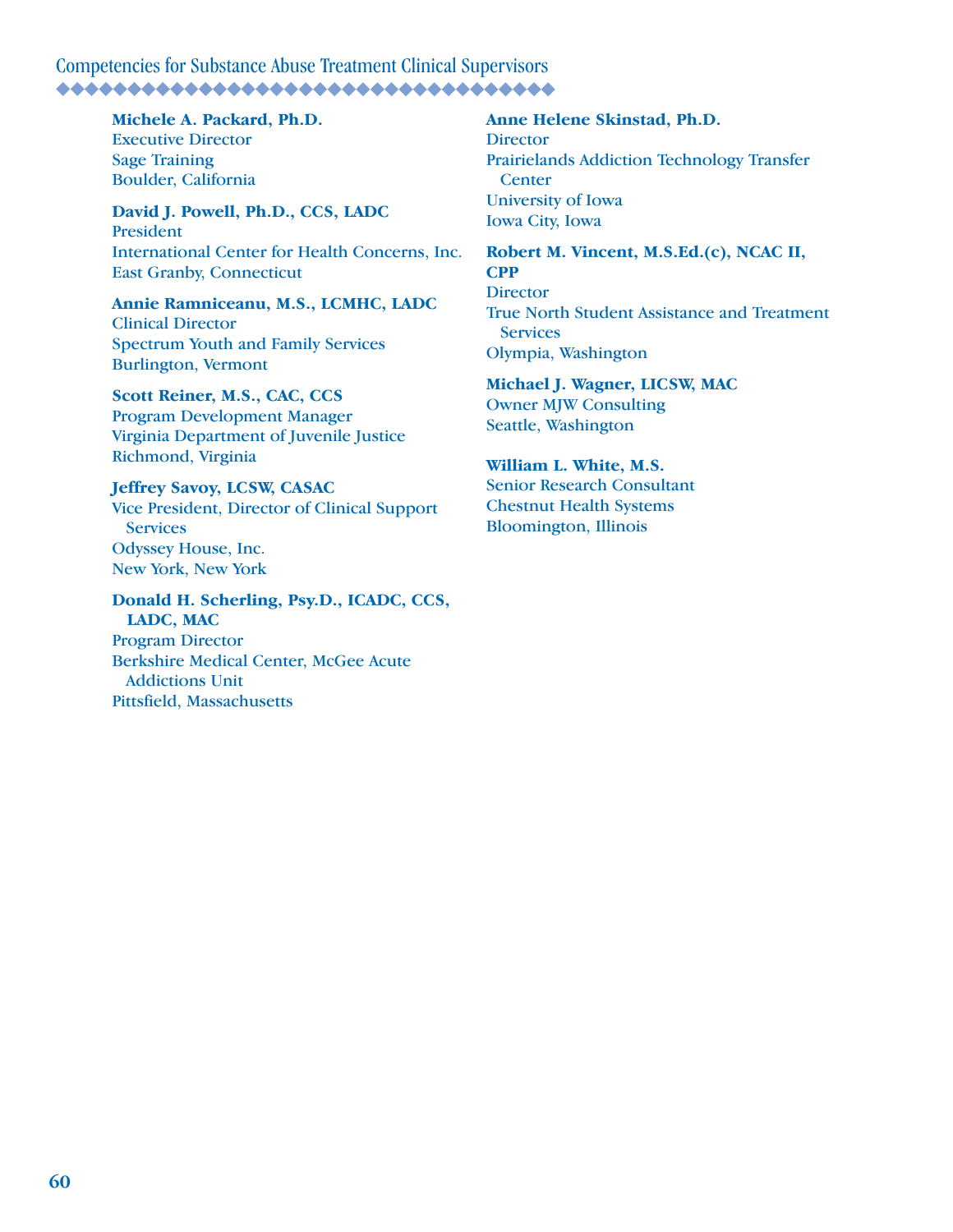**Michele A. Packard, Ph.D.**
Executive Director
Sage Training
Boulder, California

**David J. Powell, Ph.D., CCS, LADC**
President
International Center for Health Concerns, Inc.
East Granby, Connecticut

**Annie Ramniceanu, M.S., LCMHC, LADC**
Clinical Director
Spectrum Youth and Family Services
Burlington, Vermont

**Scott Reiner, M.S., CAC, CCS**
Program Development Manager
Virginia Department of Juvenile Justice
Richmond, Virginia

**Jeffrey Savoy, LCSW, CASAC**
Vice President, Director of Clinical Support Services
Odyssey House, Inc.
New York, New York

**Donald H. Scherling, Psy.D., ICADC, CCS, LADC, MAC**
Program Director
Berkshire Medical Center, McGee Acute Addictions Unit
Pittsfield, Massachusetts

**Anne Helene Skinstad, Ph.D.**
Director
Prairielands Addiction Technology Transfer Center
University of Iowa
Iowa City, Iowa

**Robert M. Vincent, M.S.Ed.(c), NCAC II, CPP**
Director
True North Student Assistance and Treatment Services
Olympia, Washington

**Michael J. Wagner, LICSW, MAC**
Owner MJW Consulting
Seattle, Washington

**William L. White, M.S.**
Senior Research Consultant
Chestnut Health Systems
Bloomington, Illinois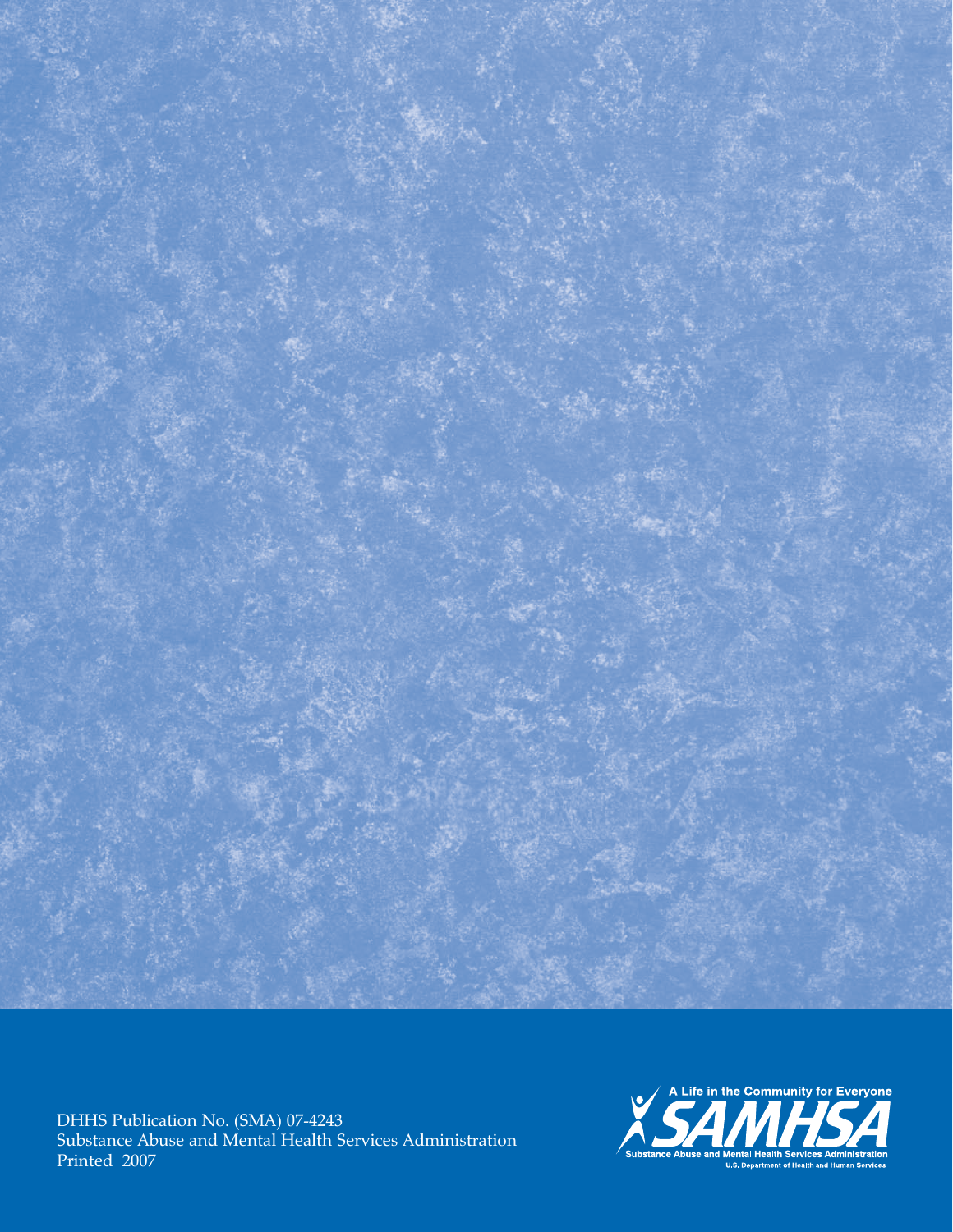DHHS Publication No. (SMA) 07-4243
Substance Abuse and Mental Health Services Administration
Printed 2007

A Life in the Community for Everyone
SAMHSA
Substance Abuse and Mental Health Services Administration
U.S. Department of Health and Human Services